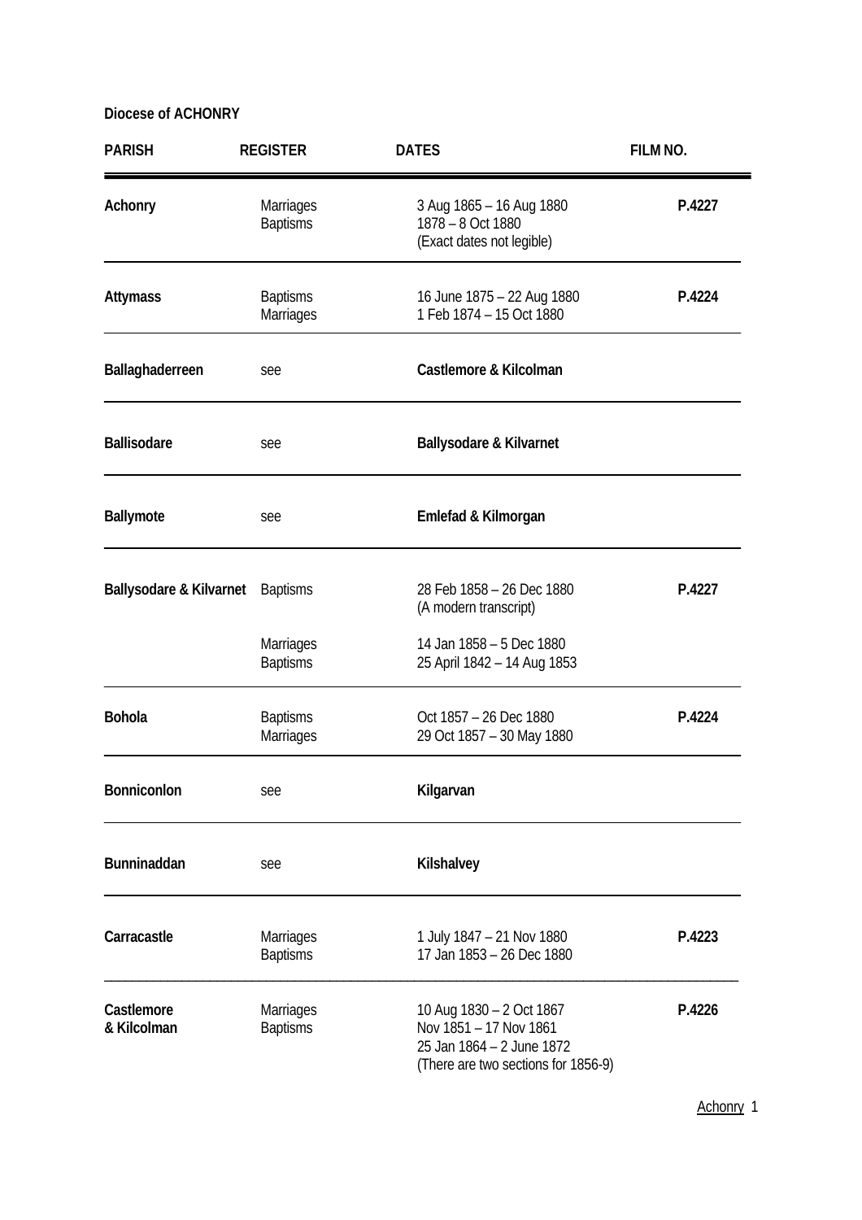**Diocese of ACHONRY**

| PARISH | REGISTER | DATES | FILM NO. |
|---|---|---|---|
| **Achonry** | Marriages<br>Baptisms | 3 Aug 1865 – 16 Aug 1880<br>1878 – 8 Oct 1880<br>(Exact dates not legible) | **P.4227** |
| **Attymass** | Baptisms<br>Marriages | 16 June 1875 – 22 Aug 1880<br>1 Feb 1874 – 15 Oct 1880 | **P.4224** |
| **Ballaghaderreen** | see | **Castlemore & Kilcolman** | |
| **Ballisodare** | see | **Ballysodare & Kilvarnet** | |
| **Ballymote** | see | **Emlefad & Kilmorgan** | |
| **Ballysodare & Kilvarnet** | Baptisms | 28 Feb 1858 – 26 Dec 1880<br>(A modern transcript) | **P.4227** |
| | Marriages<br>Baptisms | 14 Jan 1858 – 5 Dec 1880<br>25 April 1842 – 14 Aug 1853 | |
| **Bohola** | Baptisms<br>Marriages | Oct 1857 – 26 Dec 1880<br>29 Oct 1857 – 30 May 1880 | **P.4224** |
| **Bonniconlon** | see | **Kilgarvan** | |
| **Bunninaddan** | see | **Kilshalvey** | |
| **Carracastle** | Marriages<br>Baptisms | 1 July 1847 – 21 Nov 1880<br>17 Jan 1853 – 26 Dec 1880 | **P.4223** |
| **Castlemore & Kilcolman** | Marriages<br>Baptisms | 10 Aug 1830 – 2 Oct 1867<br>Nov 1851 – 17 Nov 1861<br>25 Jan 1864 – 2 June 1872<br>(There are two sections for 1856-9) | **P.4226** |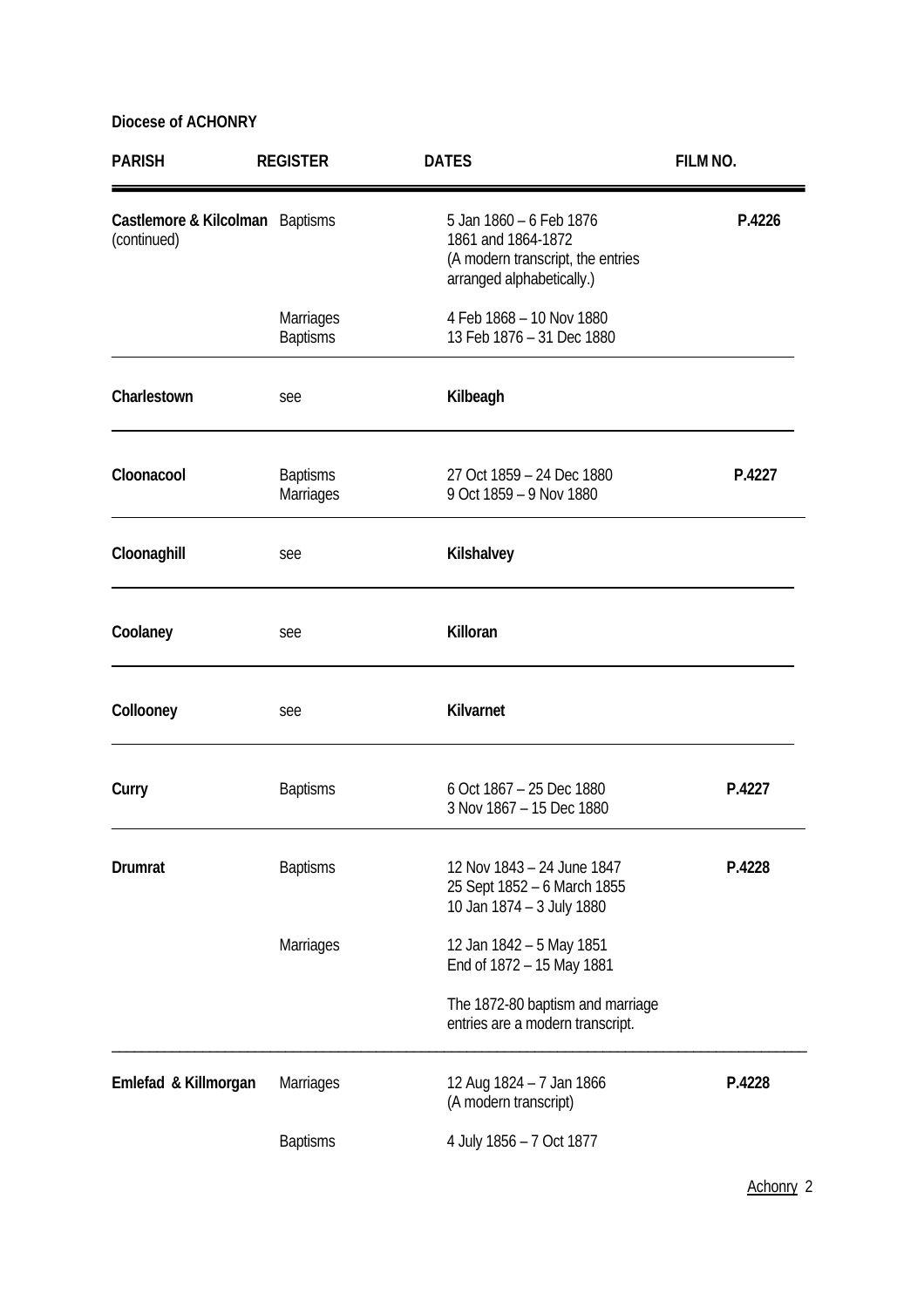**Diocese of ACHONRY**

| PARISH | REGISTER | DATES | FILM NO. |
|---|---|---|---|
| **Castlemore & Kilcolman** (continued) | Baptisms | 5 Jan 1860 – 6 Feb 1876<br>1861 and 1864-1872<br>(A modern transcript, the entries arranged alphabetically.) | **P.4226** |
| | Marriages<br>Baptisms | 4 Feb 1868 – 10 Nov 1880<br>13 Feb 1876 – 31 Dec 1880 | |
| **Charlestown** | see | **Kilbeagh** | |
| **Cloonacool** | Baptisms<br>Marriages | 27 Oct 1859 – 24 Dec 1880<br>9 Oct 1859 – 9 Nov 1880 | **P.4227** |
| **Cloonaghill** | see | **Kilshalvey** | |
| **Coolaney** | see | **Killoran** | |
| **Collooney** | see | **Kilvarnet** | |
| **Curry** | Baptisms | 6 Oct 1867 – 25 Dec 1880<br>3 Nov 1867 – 15 Dec 1880 | **P.4227** |
| **Drumrat** | Baptisms | 12 Nov 1843 – 24 June 1847<br>25 Sept 1852 – 6 March 1855<br>10 Jan 1874 – 3 July 1880 | **P.4228** |
| | Marriages | 12 Jan 1842 – 5 May 1851<br>End of 1872 – 15 May 1881 | |
| | | The 1872-80 baptism and marriage entries are a modern transcript. | |
| **Emlefad & Killmorgan** | Marriages | 12 Aug 1824 – 7 Jan 1866<br>(A modern transcript) | **P.4228** |
| | Baptisms | 4 July 1856 – 7 Oct 1877 | |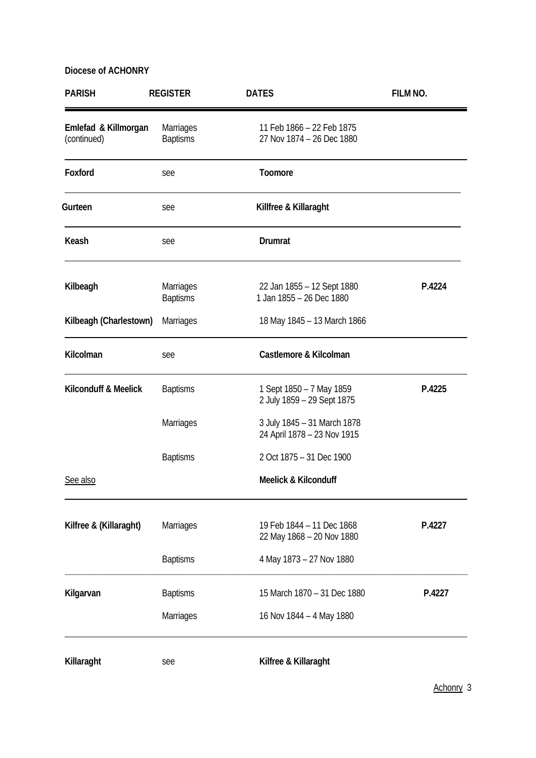**Diocese of ACHONRY**

| PARISH | REGISTER | DATES | FILM NO. |
|---|---|---|---|
| **Emlefad & Killmorgan** (continued) | Marriages<br>Baptisms | 11 Feb 1866 – 22 Feb 1875<br>27 Nov 1874 – 26 Dec 1880 | |
| **Foxford** | see | **Toomore** | |
| **Gurteen** | see | **Killfree & Killaraght** | |
| **Keash** | see | **Drumrat** | |
| **Kilbeagh** | Marriages<br>Baptisms | 22 Jan 1855 – 12 Sept 1880<br>1 Jan 1855 – 26 Dec 1880 | **P.4224** |
| **Kilbeagh (Charlestown)** | Marriages | 18 May 1845 – 13 March 1866 | |
| **Kilcolman** | see | **Castlemore & Kilcolman** | |
| **Kilconduff & Meelick** | Baptisms | 1 Sept 1850 – 7 May 1859<br>2 July 1859 – 29 Sept 1875 | **P.4225** |
| | Marriages | 3 July 1845 – 31 March 1878<br>24 April 1878 – 23 Nov 1915 | |
| | Baptisms | 2 Oct 1875 – 31 Dec 1900 | |
| See also | | **Meelick & Kilconduff** | |
| **Kilfree & (Killaraght)** | Marriages | 19 Feb 1844 – 11 Dec 1868<br>22 May 1868 – 20 Nov 1880 | **P.4227** |
| | Baptisms | 4 May 1873 – 27 Nov 1880 | |
| **Kilgarvan** | Baptisms | 15 March 1870 – 31 Dec 1880 | **P.4227** |
| | Marriages | 16 Nov 1844 – 4 May 1880 | |
| **Killaraght** | see | **Kilfree & Killaraght** | |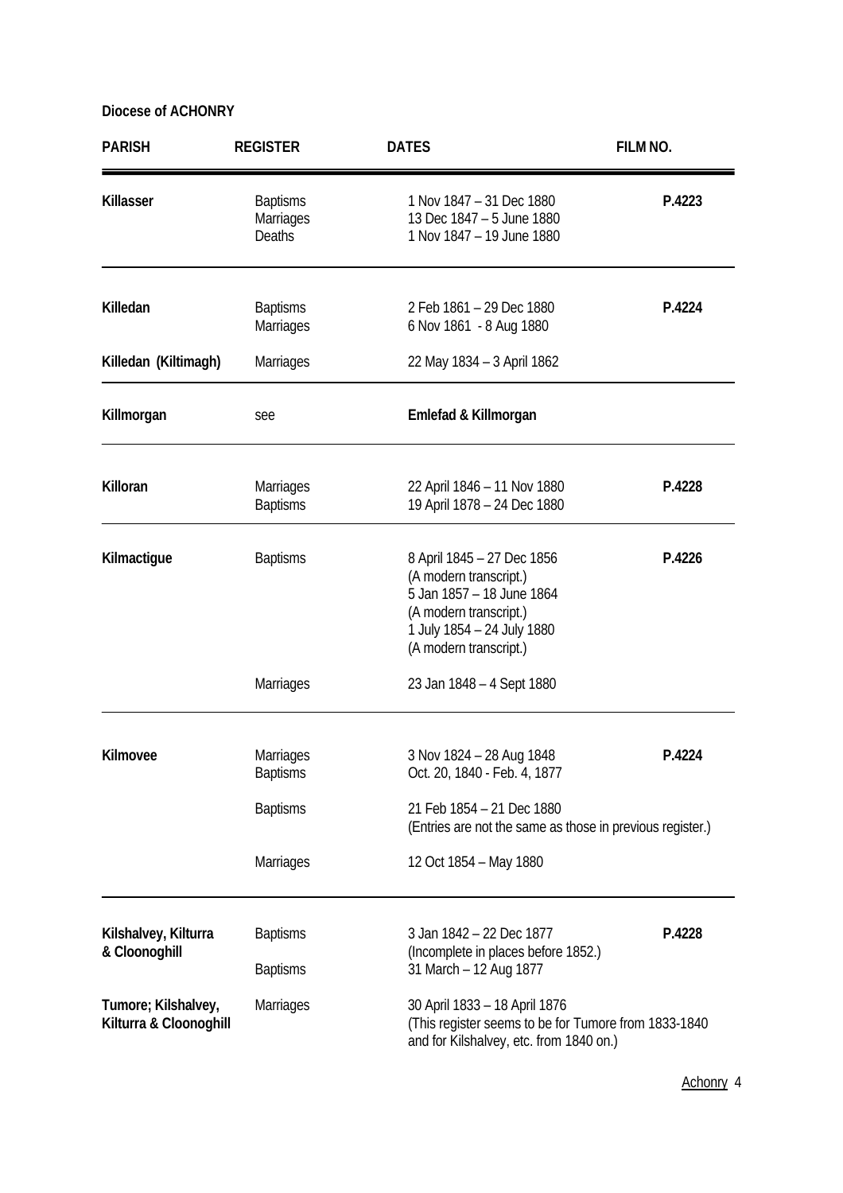**Diocese of ACHONRY**

| PARISH | REGISTER | DATES | FILM NO. |
|---|---|---|---|
| **Killasser** | Baptisms<br>Marriages<br>Deaths | 1 Nov 1847 – 31 Dec 1880<br>13 Dec 1847 – 5 June 1880<br>1 Nov 1847 – 19 June 1880 | **P.4223** |
| **Killedan** | Baptisms<br>Marriages | 2 Feb 1861 – 29 Dec 1880<br>6 Nov 1861 - 8 Aug 1880 | **P.4224** |
| **Killedan (Kiltimagh)** | Marriages | 22 May 1834 – 3 April 1862 | |
| **Killmorgan** | see | **Emlefad & Killmorgan** | |
| **Killoran** | Marriages<br>Baptisms | 22 April 1846 – 11 Nov 1880<br>19 April 1878 – 24 Dec 1880 | **P.4228** |
| **Kilmactigue** | Baptisms | 8 April 1845 – 27 Dec 1856<br>(A modern transcript.)<br>5 Jan 1857 – 18 June 1864<br>(A modern transcript.)<br>1 July 1854 – 24 July 1880<br>(A modern transcript.) | **P.4226** |
| | Marriages | 23 Jan 1848 – 4 Sept 1880 | |
| **Kilmovee** | Marriages<br>Baptisms | 3 Nov 1824 – 28 Aug 1848<br>Oct. 20, 1840 - Feb. 4, 1877 | **P.4224** |
| | Baptisms | 21 Feb 1854 – 21 Dec 1880<br>(Entries are not the same as those in previous register.) | |
| | Marriages | 12 Oct 1854 – May 1880 | |
| **Kilshalvey, Kilturra & Cloonoghill** | Baptisms | 3 Jan 1842 – 22 Dec 1877<br>(Incomplete in places before 1852.) | **P.4228** |
| | Baptisms | 31 March – 12 Aug 1877 | |
| **Tumore; Kilshalvey, Kilturra & Cloonoghill** | Marriages | 30 April 1833 – 18 April 1876<br>(This register seems to be for Tumore from 1833-1840 and for Kilshalvey, etc. from 1840 on.) | |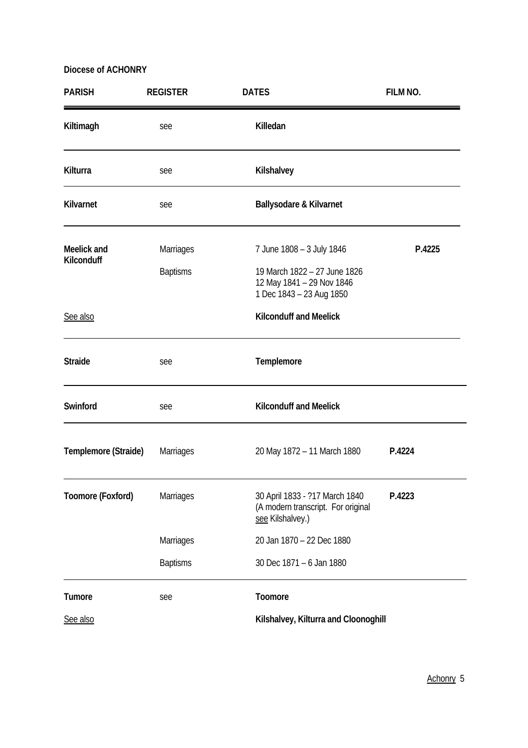**Diocese of ACHONRY**

| PARISH | REGISTER | DATES | FILM NO. |
|---|---|---|---|
| **Kiltimagh** | see | **Killedan** | |
| **Kilturra** | see | **Kilshalvey** | |
| **Kilvarnet** | see | **Ballysodare & Kilvarnet** | |
| **Meelick and Kilconduff** | Marriages | 7 June 1808 – 3 July 1846 | **P.4225** |
| | Baptisms | 19 March 1822 – 27 June 1826<br>12 May 1841 – 29 Nov 1846<br>1 Dec 1843 – 23 Aug 1850 | |
| See also | | **Kilconduff and Meelick** | |
| **Straide** | see | **Templemore** | |
| **Swinford** | see | **Kilconduff and Meelick** | |
| **Templemore (Straide)** | Marriages | 20 May 1872 – 11 March 1880 | **P.4224** |
| **Toomore (Foxford)** | Marriages | 30 April 1833 - ?17 March 1840<br>(A modern transcript. For original see Kilshalvey.) | **P.4223** |
| | Marriages | 20 Jan 1870 – 22 Dec 1880 | |
| | Baptisms | 30 Dec 1871 – 6 Jan 1880 | |
| **Tumore** | see | **Toomore** | |
| See also | | **Kilshalvey, Kilturra and Cloonoghill** | |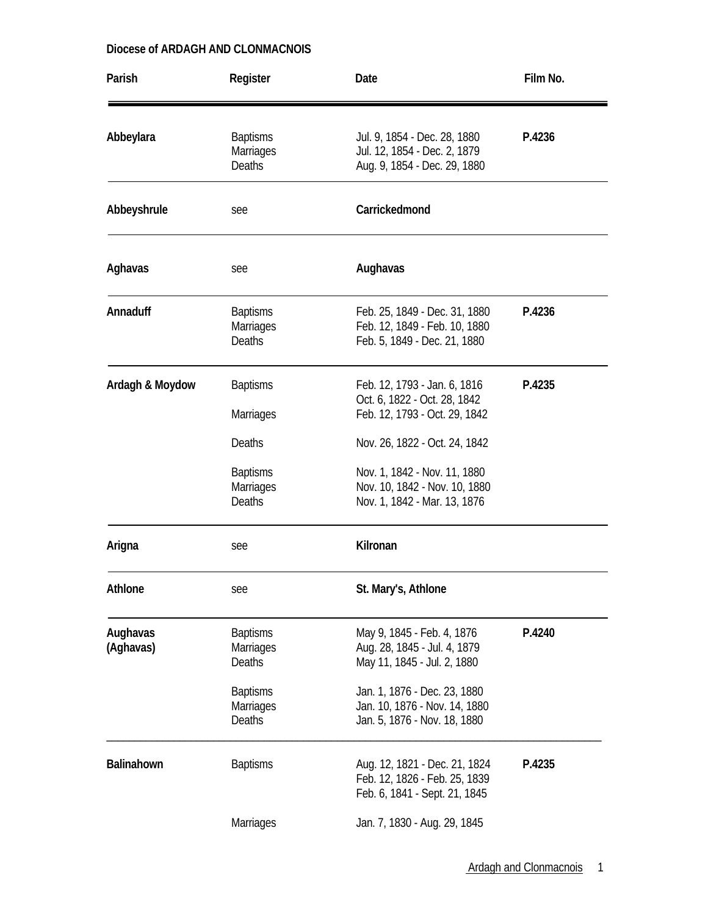**Diocese of ARDAGH AND CLONMACNOIS**

| Parish | Register | Date | Film No. |
|---|---|---|---|
| **Abbeylara** | Baptisms | Jul. 9, 1854 - Dec. 28, 1880 | **P.4236** |
| | Marriages | Jul. 12, 1854 - Dec. 2, 1879 | |
| | Deaths | Aug. 9, 1854 - Dec. 29, 1880 | |
| **Abbeyshrule** | see | **Carrickedmond** | |
| **Aghavas** | see | **Aughavas** | |
| **Annaduff** | Baptisms | Feb. 25, 1849 - Dec. 31, 1880 | **P.4236** |
| | Marriages | Feb. 12, 1849 - Feb. 10, 1880 | |
| | Deaths | Feb. 5, 1849 - Dec. 21, 1880 | |
| **Ardagh & Moydow** | Baptisms | Feb. 12, 1793 - Jan. 6, 1816 | **P.4235** |
| | | Oct. 6, 1822 - Oct. 28, 1842 | |
| | Marriages | Feb. 12, 1793 - Oct. 29, 1842 | |
| | Deaths | Nov. 26, 1822 - Oct. 24, 1842 | |
| | Baptisms | Nov. 1, 1842 - Nov. 11, 1880 | |
| | Marriages | Nov. 10, 1842 - Nov. 10, 1880 | |
| | Deaths | Nov. 1, 1842 - Mar. 13, 1876 | |
| **Arigna** | see | **Kilronan** | |
| **Athlone** | see | **St. Mary's, Athlone** | |
| **Aughavas (Aghavas)** | Baptisms | May 9, 1845 - Feb. 4, 1876 | **P.4240** |
| | Marriages | Aug. 28, 1845 - Jul. 4, 1879 | |
| | Deaths | May 11, 1845 - Jul. 2, 1880 | |
| | Baptisms | Jan. 1, 1876 - Dec. 23, 1880 | |
| | Marriages | Jan. 10, 1876 - Nov. 14, 1880 | |
| | Deaths | Jan. 5, 1876 - Nov. 18, 1880 | |
| **Balinahown** | Baptisms | Aug. 12, 1821 - Dec. 21, 1824 | **P.4235** |
| | | Feb. 12, 1826 - Feb. 25, 1839 | |
| | | Feb. 6, 1841 - Sept. 21, 1845 | |
| | Marriages | Jan. 7, 1830 - Aug. 29, 1845 | |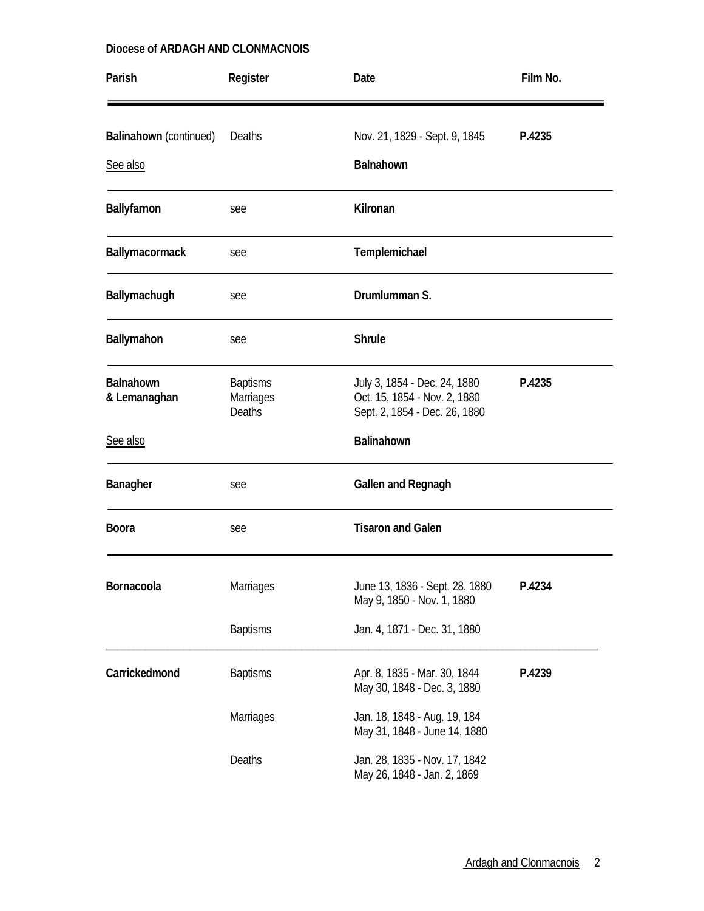**Diocese of ARDAGH AND CLONMACNOIS**

| Parish | Register | Date | Film No. |
|---|---|---|---|
| **Balinahown** (continued) | Deaths | Nov. 21, 1829 - Sept. 9, 1845 | **P.4235** |
| See also | | **Balnahown** | |
| **Ballyfarnon** | see | **Kilronan** | |
| **Ballymacormack** | see | **Templemichael** | |
| **Ballymachugh** | see | **Drumlumman S.** | |
| **Ballymahon** | see | **Shrule** | |
| **Balnahown & Lemanaghan** | Baptisms<br>Marriages<br>Deaths | July 3, 1854 - Dec. 24, 1880<br>Oct. 15, 1854 - Nov. 2, 1880<br>Sept. 2, 1854 - Dec. 26, 1880 | **P.4235** |
| See also | | **Balinahown** | |
| **Banagher** | see | **Gallen and Regnagh** | |
| **Boora** | see | **Tisaron and Galen** | |
| **Bornacoola** | Marriages | June 13, 1836 - Sept. 28, 1880<br>May 9, 1850 - Nov. 1, 1880 | **P.4234** |
| | Baptisms | Jan. 4, 1871 - Dec. 31, 1880 | |
| **Carrickedmond** | Baptisms | Apr. 8, 1835 - Mar. 30, 1844<br>May 30, 1848 - Dec. 3, 1880 | **P.4239** |
| | Marriages | Jan. 18, 1848 - Aug. 19, 184<br>May 31, 1848 - June 14, 1880 | |
| | Deaths | Jan. 28, 1835 - Nov. 17, 1842<br>May 26, 1848 - Jan. 2, 1869 | |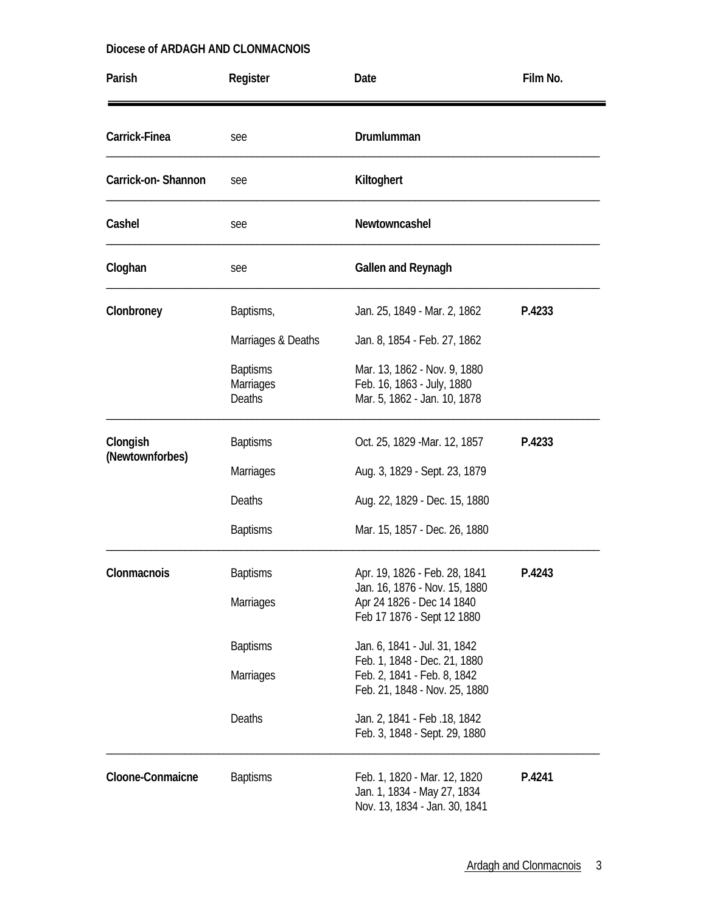**Diocese of ARDAGH AND CLONMACNOIS**

| Parish | Register | Date | Film No. |
|---|---|---|---|
| **Carrick-Finea** | see | **Drumlumman** | |
| **Carrick-on- Shannon** | see | **Kiltoghert** | |
| **Cashel** | see | **Newtowncashel** | |
| **Cloghan** | see | **Gallen and Reynagh** | |
| **Clonbroney** | Baptisms, | Jan. 25, 1849 - Mar. 2, 1862 | **P.4233** |
| | Marriages & Deaths | Jan. 8, 1854 - Feb. 27, 1862 | |
| | Baptisms | Mar. 13, 1862 - Nov. 9, 1880 | |
| | Marriages | Feb. 16, 1863 - July, 1880 | |
| | Deaths | Mar. 5, 1862 - Jan. 10, 1878 | |
| **Clongish (Newtownforbes)** | Baptisms | Oct. 25, 1829 -Mar. 12, 1857 | **P.4233** |
| | Marriages | Aug. 3, 1829 - Sept. 23, 1879 | |
| | Deaths | Aug. 22, 1829 - Dec. 15, 1880 | |
| | Baptisms | Mar. 15, 1857 - Dec. 26, 1880 | |
| **Clonmacnois** | Baptisms | Apr. 19, 1826 - Feb. 28, 1841<br>Jan. 16, 1876 - Nov. 15, 1880 | **P.4243** |
| | Marriages | Apr 24 1826 - Dec 14 1840<br>Feb 17 1876 - Sept 12 1880 | |
| | Baptisms | Jan. 6, 1841 - Jul. 31, 1842<br>Feb. 1, 1848 - Dec. 21, 1880 | |
| | Marriages | Feb. 2, 1841 - Feb. 8, 1842<br>Feb. 21, 1848 - Nov. 25, 1880 | |
| | Deaths | Jan. 2, 1841 - Feb .18, 1842<br>Feb. 3, 1848 - Sept. 29, 1880 | |
| **Cloone-Conmaicne** | Baptisms | Feb. 1, 1820 - Mar. 12, 1820<br>Jan. 1, 1834 - May 27, 1834<br>Nov. 13, 1834 - Jan. 30, 1841 | **P.4241** |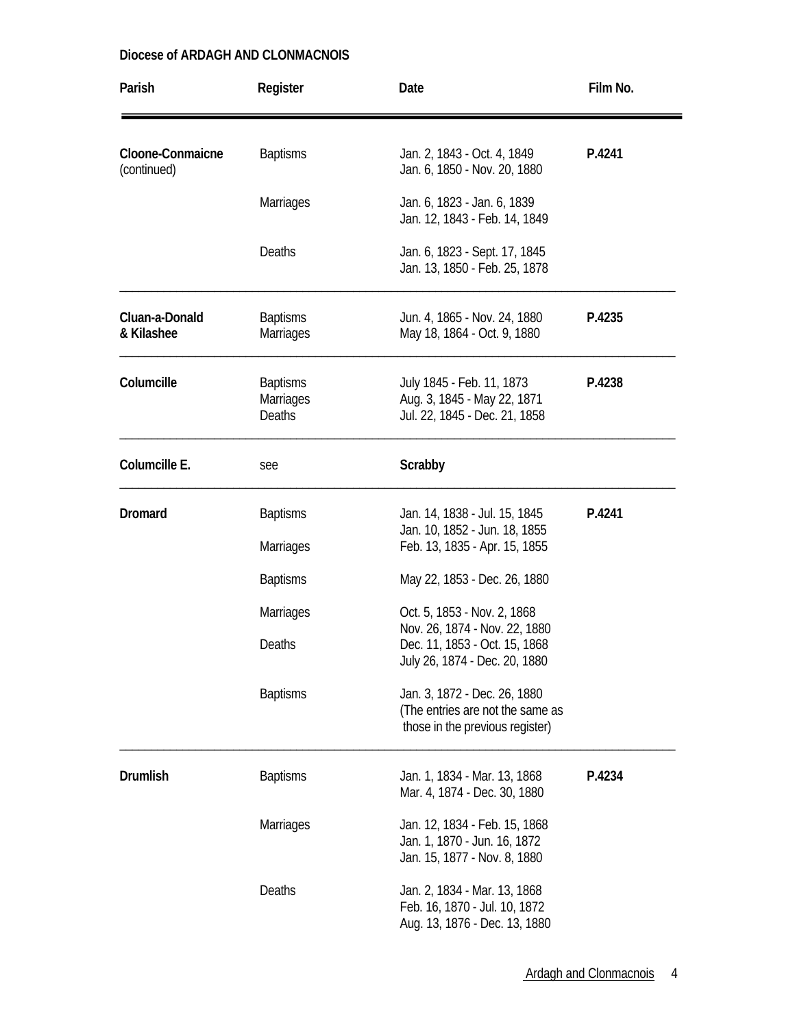**Diocese of ARDAGH AND CLONMACNOIS**

| Parish | Register | Date | Film No. |
|---|---|---|---|
| **Cloone-Conmaicne** (continued) | Baptisms | Jan. 2, 1843 - Oct. 4, 1849<br>Jan. 6, 1850 - Nov. 20, 1880 | **P.4241** |
| | Marriages | Jan. 6, 1823 - Jan. 6, 1839<br>Jan. 12, 1843 - Feb. 14, 1849 | |
| | Deaths | Jan. 6, 1823 - Sept. 17, 1845<br>Jan. 13, 1850 - Feb. 25, 1878 | |
| **Cluan-a-Donald & Kilashee** | Baptisms | Jun. 4, 1865 - Nov. 24, 1880 | **P.4235** |
| | Marriages | May 18, 1864 - Oct. 9, 1880 | |
| **Columcille** | Baptisms | July 1845 - Feb. 11, 1873 | **P.4238** |
| | Marriages | Aug. 3, 1845 - May 22, 1871 | |
| | Deaths | Jul. 22, 1845 - Dec. 21, 1858 | |
| **Columcille E.** | see | **Scrabby** | |
| **Dromard** | Baptisms | Jan. 14, 1838 - Jul. 15, 1845<br>Jan. 10, 1852 - Jun. 18, 1855 | **P.4241** |
| | Marriages | Feb. 13, 1835 - Apr. 15, 1855 | |
| | Baptisms | May 22, 1853 - Dec. 26, 1880 | |
| | Marriages | Oct. 5, 1853 - Nov. 2, 1868<br>Nov. 26, 1874 - Nov. 22, 1880 | |
| | Deaths | Dec. 11, 1853 - Oct. 15, 1868<br>July 26, 1874 - Dec. 20, 1880 | |
| | Baptisms | Jan. 3, 1872 - Dec. 26, 1880<br>(The entries are not the same as those in the previous register) | |
| **Drumlish** | Baptisms | Jan. 1, 1834 - Mar. 13, 1868<br>Mar. 4, 1874 - Dec. 30, 1880 | **P.4234** |
| | Marriages | Jan. 12, 1834 - Feb. 15, 1868<br>Jan. 1, 1870 - Jun. 16, 1872<br>Jan. 15, 1877 - Nov. 8, 1880 | |
| | Deaths | Jan. 2, 1834 - Mar. 13, 1868<br>Feb. 16, 1870 - Jul. 10, 1872<br>Aug. 13, 1876 - Dec. 13, 1880 | |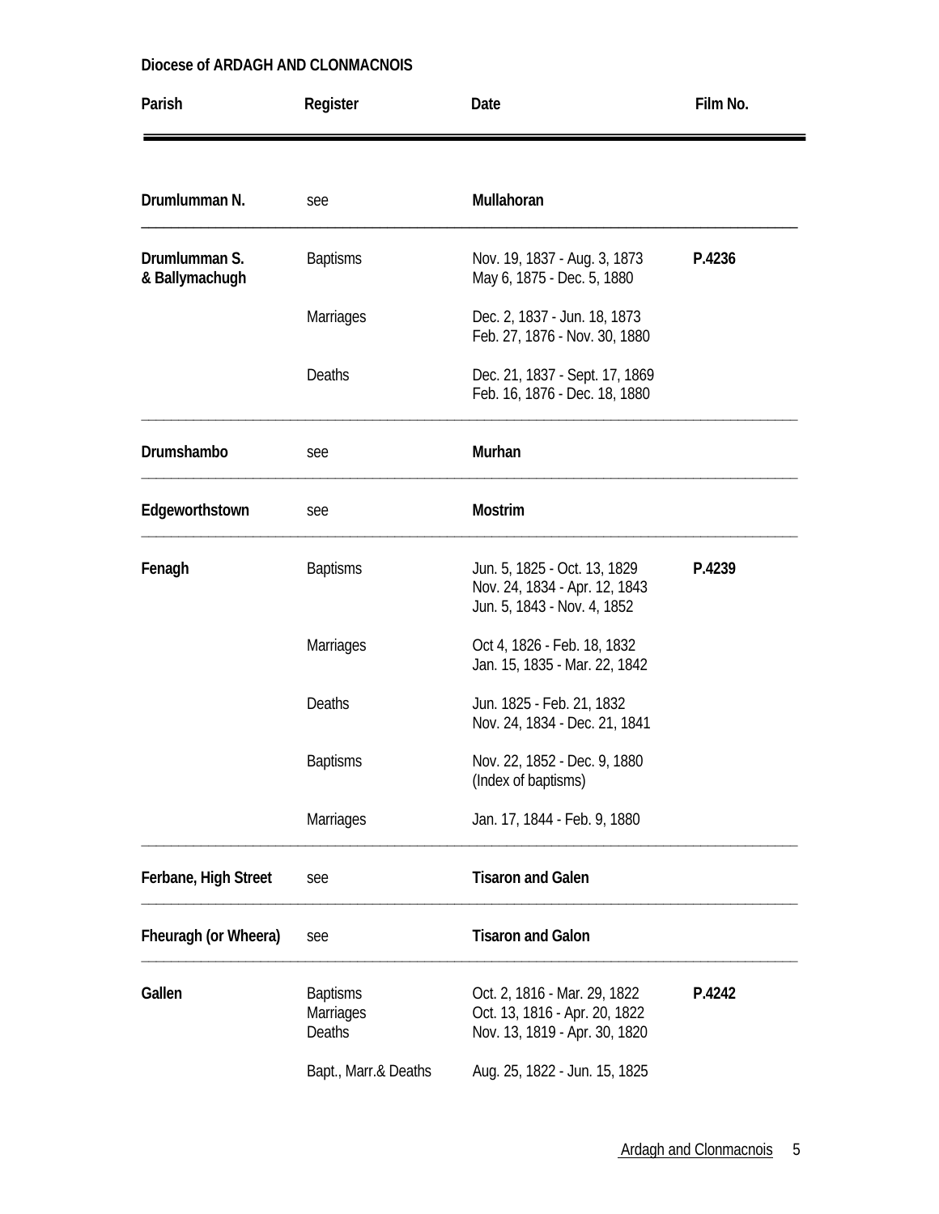**Diocese of ARDAGH AND CLONMACNOIS**

| Parish | Register | Date | Film No. |
|---|---|---|---|
| **Drumlumman N.** | see | **Mullahoran** | |
| **Drumlumman S. & Ballymachugh** | Baptisms | Nov. 19, 1837 - Aug. 3, 1873<br>May 6, 1875 - Dec. 5, 1880 | **P.4236** |
| | Marriages | Dec. 2, 1837 - Jun. 18, 1873<br>Feb. 27, 1876 - Nov. 30, 1880 | |
| | Deaths | Dec. 21, 1837 - Sept. 17, 1869<br>Feb. 16, 1876 - Dec. 18, 1880 | |
| **Drumshambo** | see | **Murhan** | |
| **Edgeworthstown** | see | **Mostrim** | |
| **Fenagh** | Baptisms | Jun. 5, 1825 - Oct. 13, 1829<br>Nov. 24, 1834 - Apr. 12, 1843<br>Jun. 5, 1843 - Nov. 4, 1852 | **P.4239** |
| | Marriages | Oct 4, 1826 - Feb. 18, 1832<br>Jan. 15, 1835 - Mar. 22, 1842 | |
| | Deaths | Jun. 1825 - Feb. 21, 1832<br>Nov. 24, 1834 - Dec. 21, 1841 | |
| | Baptisms | Nov. 22, 1852 - Dec. 9, 1880<br>(Index of baptisms) | |
| | Marriages | Jan. 17, 1844 - Feb. 9, 1880 | |
| **Ferbane, High Street** | see | **Tisaron and Galen** | |
| **Fheuragh (or Wheera)** | see | **Tisaron and Galon** | |
| **Gallen** | Baptisms<br>Marriages<br>Deaths | Oct. 2, 1816 - Mar. 29, 1822<br>Oct. 13, 1816 - Apr. 20, 1822<br>Nov. 13, 1819 - Apr. 30, 1820 | **P.4242** |
| | Bapt., Marr.& Deaths | Aug. 25, 1822 - Jun. 15, 1825 | |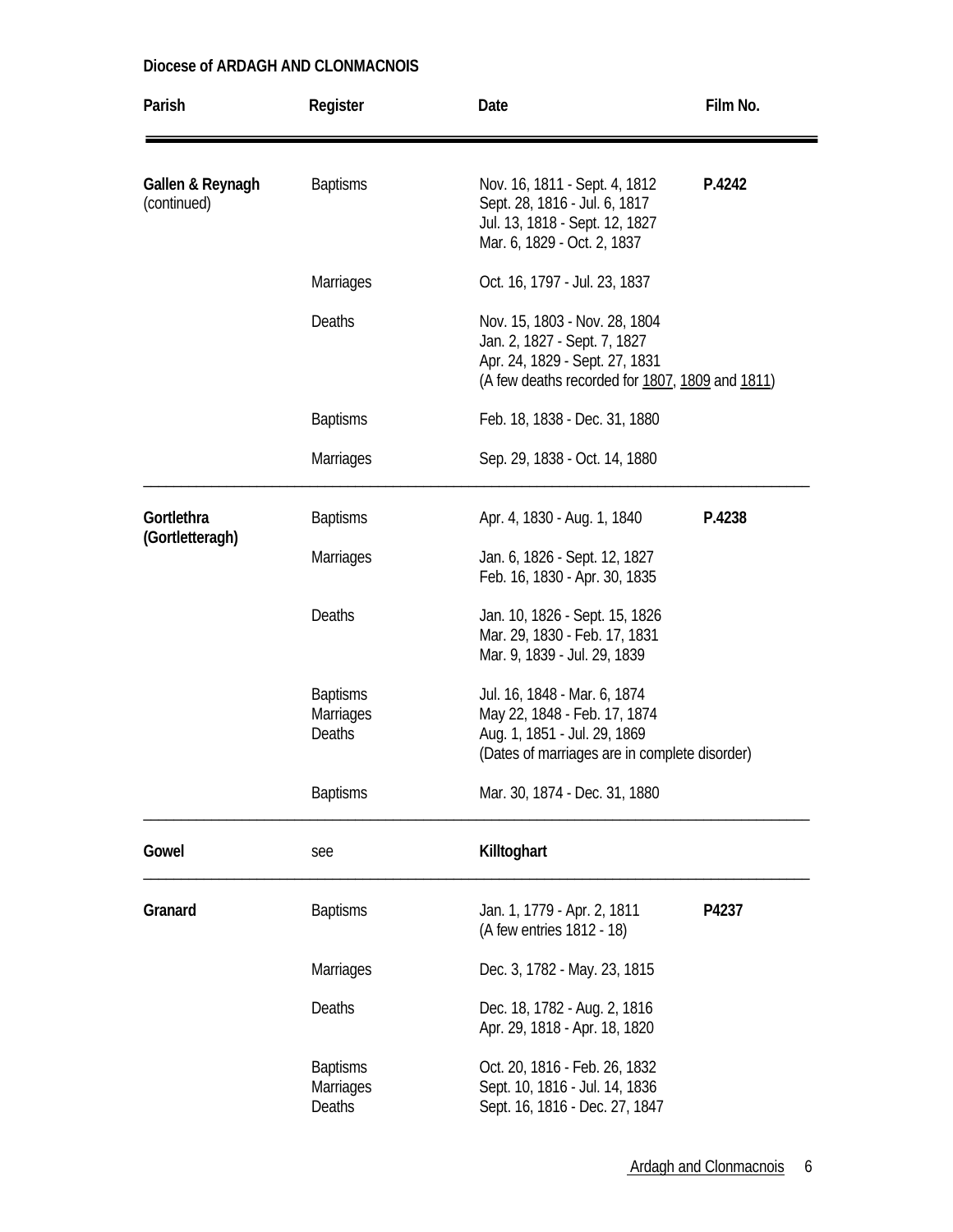**Diocese of ARDAGH AND CLONMACNOIS**

| Parish | Register | Date | Film No. |
|---|---|---|---|
| **Gallen & Reynagh** (continued) | Baptisms | Nov. 16, 1811 - Sept. 4, 1812<br>Sept. 28, 1816 - Jul. 6, 1817<br>Jul. 13, 1818 - Sept. 12, 1827<br>Mar. 6, 1829 - Oct. 2, 1837 | **P.4242** |
| | Marriages | Oct. 16, 1797 - Jul. 23, 1837 | |
| | Deaths | Nov. 15, 1803 - Nov. 28, 1804<br>Jan. 2, 1827 - Sept. 7, 1827<br>Apr. 24, 1829 - Sept. 27, 1831<br>(A few deaths recorded for <u>1807</u>, <u>1809</u> and <u>1811</u>) | |
| | Baptisms | Feb. 18, 1838 - Dec. 31, 1880 | |
| | Marriages | Sep. 29, 1838 - Oct. 14, 1880 | |
| **Gortlethra (Gortletteragh)** | Baptisms | Apr. 4, 1830 - Aug. 1, 1840 | **P.4238** |
| | Marriages | Jan. 6, 1826 - Sept. 12, 1827<br>Feb. 16, 1830 - Apr. 30, 1835 | |
| | Deaths | Jan. 10, 1826 - Sept. 15, 1826<br>Mar. 29, 1830 - Feb. 17, 1831<br>Mar. 9, 1839 - Jul. 29, 1839 | |
| | Baptisms<br>Marriages<br>Deaths | Jul. 16, 1848 - Mar. 6, 1874<br>May 22, 1848 - Feb. 17, 1874<br>Aug. 1, 1851 - Jul. 29, 1869<br>(Dates of marriages are in complete disorder) | |
| | Baptisms | Mar. 30, 1874 - Dec. 31, 1880 | |
| **Gowel** | see | **Killtoghart** | |
| **Granard** | Baptisms | Jan. 1, 1779 - Apr. 2, 1811<br>(A few entries 1812 - 18) | **P4237** |
| | Marriages | Dec. 3, 1782 - May. 23, 1815 | |
| | Deaths | Dec. 18, 1782 - Aug. 2, 1816<br>Apr. 29, 1818 - Apr. 18, 1820 | |
| | Baptisms<br>Marriages<br>Deaths | Oct. 20, 1816 - Feb. 26, 1832<br>Sept. 10, 1816 - Jul. 14, 1836<br>Sept. 16, 1816 - Dec. 27, 1847 | |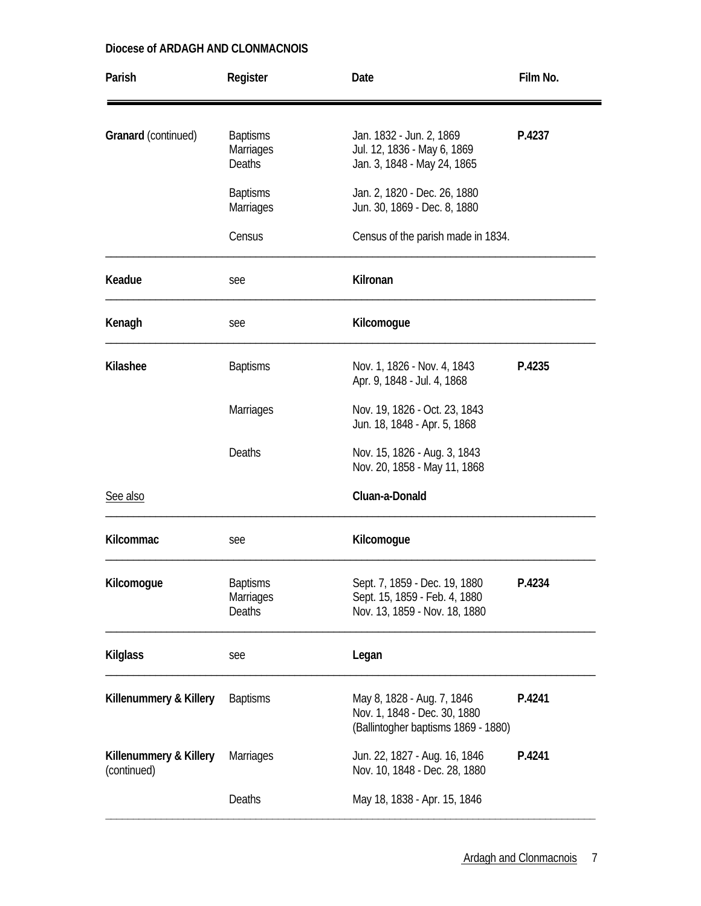**Diocese of ARDAGH AND CLONMACNOIS**

| Parish | Register | Date | Film No. |
|---|---|---|---|
| **Granard** (continued) | Baptisms<br>Marriages<br>Deaths | Jan. 1832 - Jun. 2, 1869<br>Jul. 12, 1836 - May 6, 1869<br>Jan. 3, 1848 - May 24, 1865 | **P.4237** |
| | Baptisms<br>Marriages | Jan. 2, 1820 - Dec. 26, 1880<br>Jun. 30, 1869 - Dec. 8, 1880 | |
| | Census | Census of the parish made in 1834. | |
| **Keadue** | see | **Kilronan** | |
| **Kenagh** | see | **Kilcomogue** | |
| **Kilashee** | Baptisms | Nov. 1, 1826 - Nov. 4, 1843<br>Apr. 9, 1848 - Jul. 4, 1868 | **P.4235** |
| | Marriages | Nov. 19, 1826 - Oct. 23, 1843<br>Jun. 18, 1848 - Apr. 5, 1868 | |
| | Deaths | Nov. 15, 1826 - Aug. 3, 1843<br>Nov. 20, 1858 - May 11, 1868 | |
| See also | | **Cluan-a-Donald** | |
| **Kilcommac** | see | **Kilcomogue** | |
| **Kilcomogue** | Baptisms<br>Marriages<br>Deaths | Sept. 7, 1859 - Dec. 19, 1880<br>Sept. 15, 1859 - Feb. 4, 1880<br>Nov. 13, 1859 - Nov. 18, 1880 | **P.4234** |
| **Kilglass** | see | **Legan** | |
| **Killenummery & Killery** | Baptisms | May 8, 1828 - Aug. 7, 1846<br>Nov. 1, 1848 - Dec. 30, 1880<br>(Ballintogher baptisms 1869 - 1880) | **P.4241** |
| **Killenummery & Killery** (continued) | Marriages | Jun. 22, 1827 - Aug. 16, 1846<br>Nov. 10, 1848 - Dec. 28, 1880 | **P.4241** |
| | Deaths | May 18, 1838 - Apr. 15, 1846 | |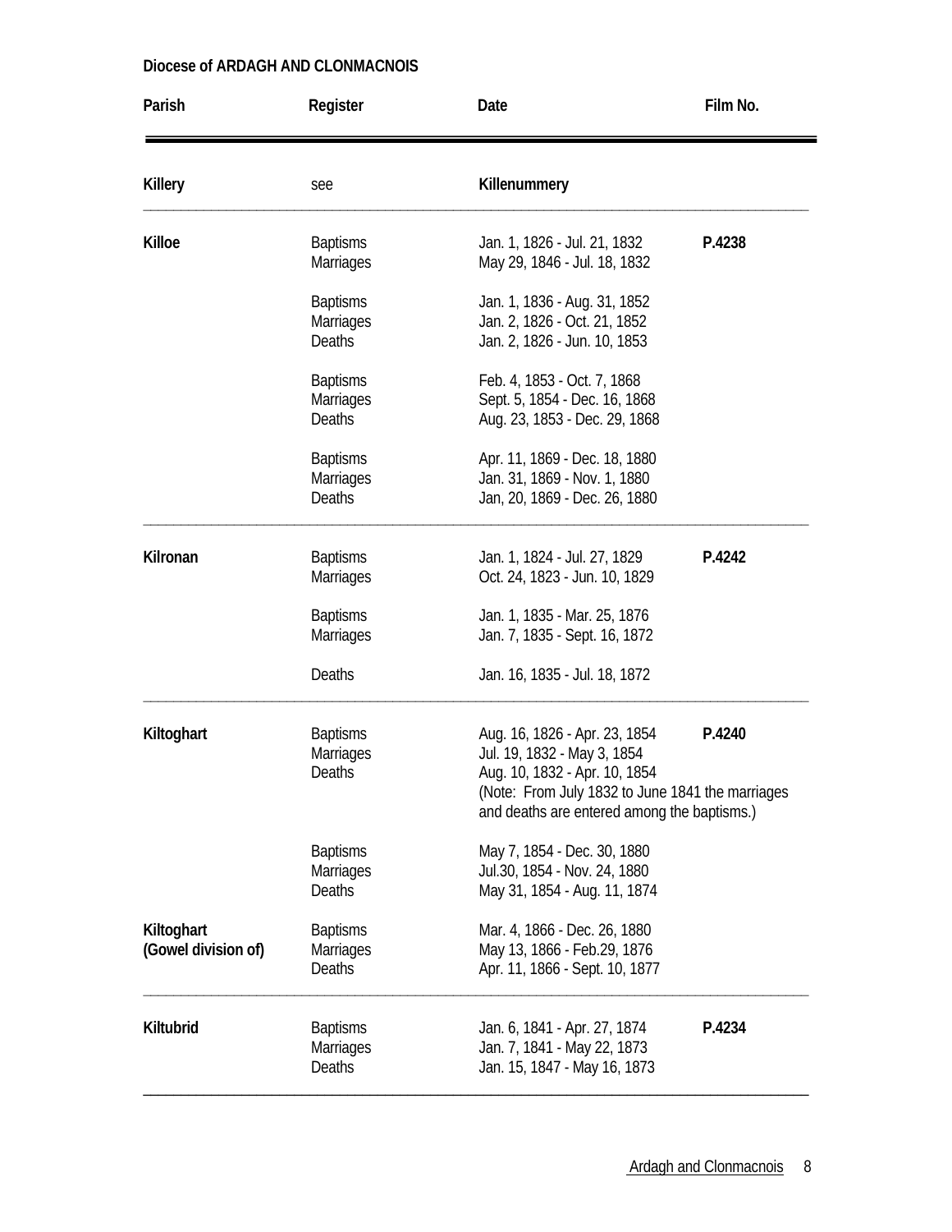**Diocese of ARDAGH AND CLONMACNOIS**

| Parish | Register | Date | Film No. |
|---|---|---|---|
| **Killery** | see | **Killenummery** | |
| **Killoe** | Baptisms | Jan. 1, 1826 - Jul. 21, 1832 | **P.4238** |
| | Marriages | May 29, 1846 - Jul. 18, 1832 | |
| | Baptisms | Jan. 1, 1836 - Aug. 31, 1852 | |
| | Marriages | Jan. 2, 1826 - Oct. 21, 1852 | |
| | Deaths | Jan. 2, 1826 - Jun. 10, 1853 | |
| | Baptisms | Feb. 4, 1853 - Oct. 7, 1868 | |
| | Marriages | Sept. 5, 1854 - Dec. 16, 1868 | |
| | Deaths | Aug. 23, 1853 - Dec. 29, 1868 | |
| | Baptisms | Apr. 11, 1869 - Dec. 18, 1880 | |
| | Marriages | Jan. 31, 1869 - Nov. 1, 1880 | |
| | Deaths | Jan, 20, 1869 - Dec. 26, 1880 | |
| **Kilronan** | Baptisms | Jan. 1, 1824 - Jul. 27, 1829 | **P.4242** |
| | Marriages | Oct. 24, 1823 - Jun. 10, 1829 | |
| | Baptisms | Jan. 1, 1835 - Mar. 25, 1876 | |
| | Marriages | Jan. 7, 1835 - Sept. 16, 1872 | |
| | Deaths | Jan. 16, 1835 - Jul. 18, 1872 | |
| **Kiltoghart** | Baptisms | Aug. 16, 1826 - Apr. 23, 1854 | **P.4240** |
| | Marriages | Jul. 19, 1832 - May 3, 1854 | |
| | Deaths | Aug. 10, 1832 - Apr. 10, 1854 | |
| | | (Note: From July 1832 to June 1841 the marriages and deaths are entered among the baptisms.) | |
| | Baptisms | May 7, 1854 - Dec. 30, 1880 | |
| | Marriages | Jul.30, 1854 - Nov. 24, 1880 | |
| | Deaths | May 31, 1854 - Aug. 11, 1874 | |
| **Kiltoghart (Gowel division of)** | Baptisms | Mar. 4, 1866 - Dec. 26, 1880 | |
| | Marriages | May 13, 1866 - Feb.29, 1876 | |
| | Deaths | Apr. 11, 1866 - Sept. 10, 1877 | |
| **Kiltubrid** | Baptisms | Jan. 6, 1841 - Apr. 27, 1874 | **P.4234** |
| | Marriages | Jan. 7, 1841 - May 22, 1873 | |
| | Deaths | Jan. 15, 1847 - May 16, 1873 | |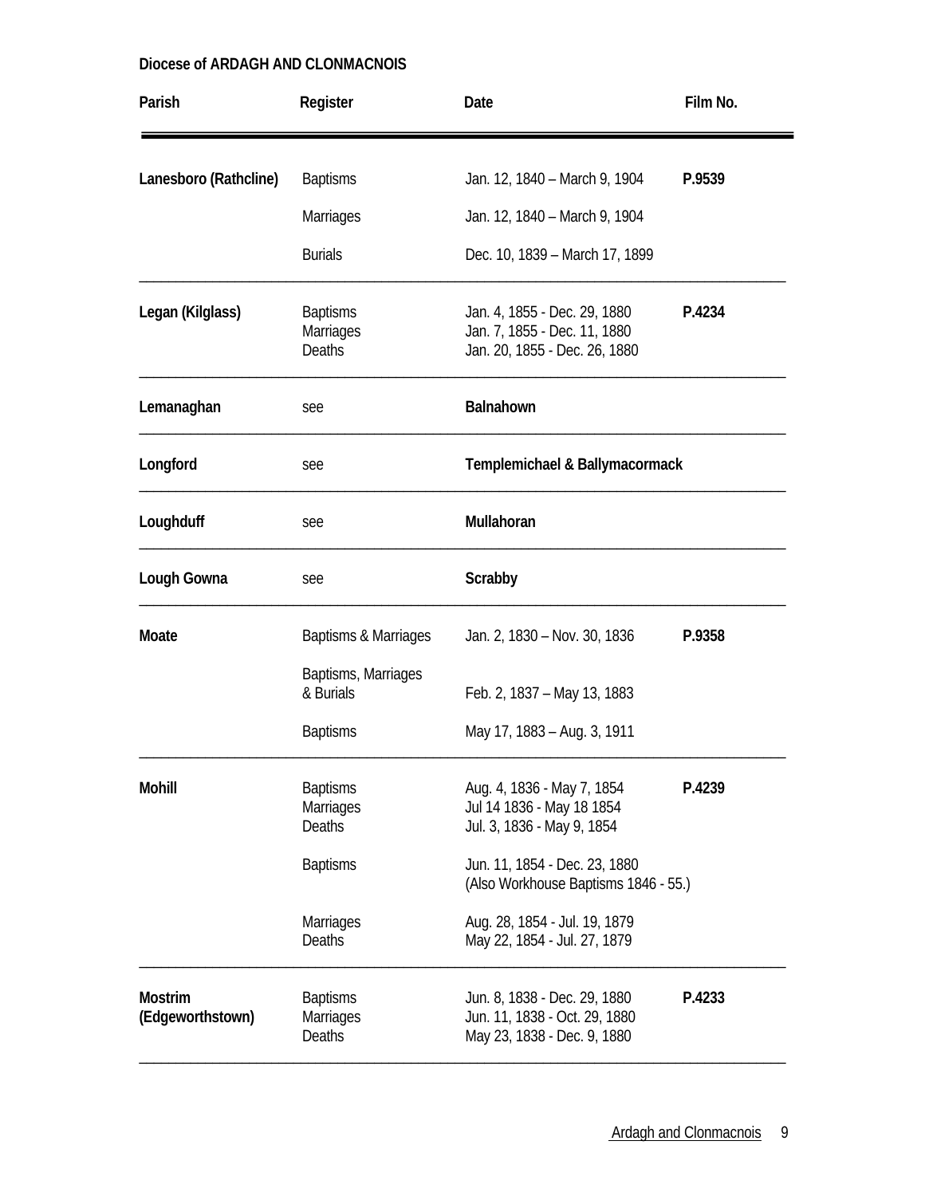**Diocese of ARDAGH AND CLONMACNOIS**

| Parish | Register | Date | Film No. |
|---|---|---|---|
| **Lanesboro (Rathcline)** | Baptisms | Jan. 12, 1840 – March 9, 1904 | **P.9539** |
| | Marriages | Jan. 12, 1840 – March 9, 1904 | |
| | Burials | Dec. 10, 1839 – March 17, 1899 | |
| **Legan (Kilglass)** | Baptisms<br>Marriages<br>Deaths | Jan. 4, 1855 - Dec. 29, 1880<br>Jan. 7, 1855 - Dec. 11, 1880<br>Jan. 20, 1855 - Dec. 26, 1880 | **P.4234** |
| **Lemanaghan** | see | **Balnahown** | |
| **Longford** | see | **Templemichael & Ballymacormack** | |
| **Loughduff** | see | **Mullahoran** | |
| **Lough Gowna** | see | **Scrabby** | |
| **Moate** | Baptisms & Marriages | Jan. 2, 1830 – Nov. 30, 1836 | **P.9358** |
| | Baptisms, Marriages & Burials | Feb. 2, 1837 – May 13, 1883 | |
| | Baptisms | May 17, 1883 – Aug. 3, 1911 | |
| **Mohill** | Baptisms<br>Marriages<br>Deaths | Aug. 4, 1836 - May 7, 1854<br>Jul 14 1836 - May 18 1854<br>Jul. 3, 1836 - May 9, 1854 | **P.4239** |
| | Baptisms | Jun. 11, 1854 - Dec. 23, 1880<br>(Also Workhouse Baptisms 1846 - 55.) | |
| | Marriages<br>Deaths | Aug. 28, 1854 - Jul. 19, 1879<br>May 22, 1854 - Jul. 27, 1879 | |
| **Mostrim (Edgeworthstown)** | Baptisms<br>Marriages<br>Deaths | Jun. 8, 1838 - Dec. 29, 1880<br>Jun. 11, 1838 - Oct. 29, 1880<br>May 23, 1838 - Dec. 9, 1880 | **P.4233** |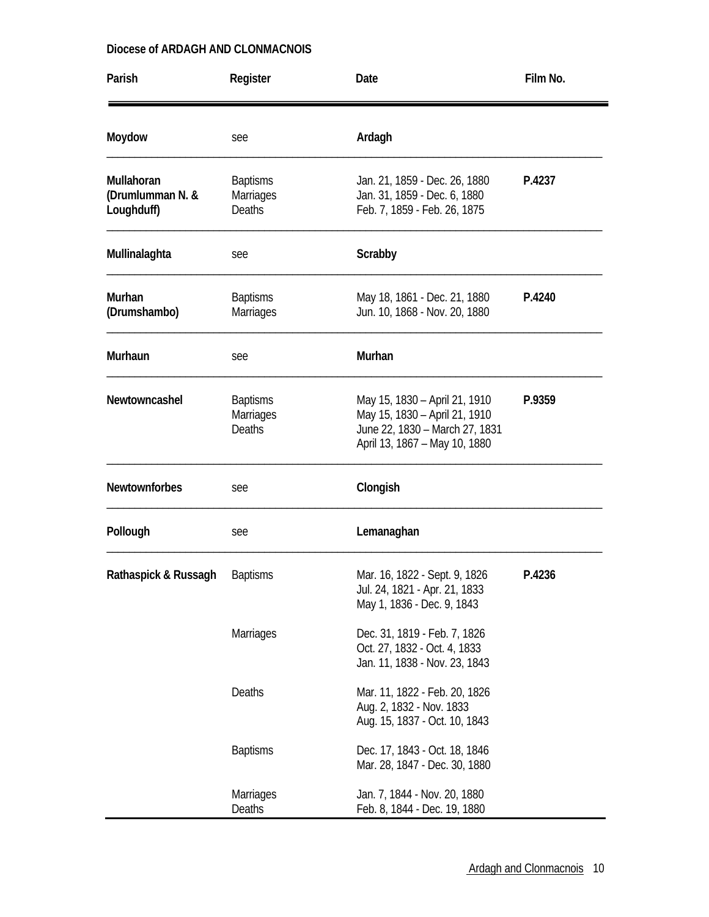**Diocese of ARDAGH AND CLONMACNOIS**

| Parish | Register | Date | Film No. |
|---|---|---|---|
| **Moydow** | see | **Ardagh** | |
| **Mullahoran (Drumlumman N. & Loughduff)** | Baptisms<br>Marriages<br>Deaths | Jan. 21, 1859 - Dec. 26, 1880<br>Jan. 31, 1859 - Dec. 6, 1880<br>Feb. 7, 1859 - Feb. 26, 1875 | **P.4237** |
| **Mullinalaghta** | see | **Scrabby** | |
| **Murhan (Drumshambo)** | Baptisms<br>Marriages | May 18, 1861 - Dec. 21, 1880<br>Jun. 10, 1868 - Nov. 20, 1880 | **P.4240** |
| **Murhaun** | see | **Murhan** | |
| **Newtowncashel** | Baptisms<br>Marriages<br>Deaths | May 15, 1830 – April 21, 1910<br>May 15, 1830 – April 21, 1910<br>June 22, 1830 – March 27, 1831<br>April 13, 1867 – May 10, 1880 | **P.9359** |
| **Newtownforbes** | see | **Clongish** | |
| **Pollough** | see | **Lemanaghan** | |
| **Rathaspick & Russagh** | Baptisms | Mar. 16, 1822 - Sept. 9, 1826<br>Jul. 24, 1821 - Apr. 21, 1833<br>May 1, 1836 - Dec. 9, 1843 | **P.4236** |
| | Marriages | Dec. 31, 1819 - Feb. 7, 1826<br>Oct. 27, 1832 - Oct. 4, 1833<br>Jan. 11, 1838 - Nov. 23, 1843 | |
| | Deaths | Mar. 11, 1822 - Feb. 20, 1826<br>Aug. 2, 1832 - Nov. 1833<br>Aug. 15, 1837 - Oct. 10, 1843 | |
| | Baptisms | Dec. 17, 1843 - Oct. 18, 1846<br>Mar. 28, 1847 - Dec. 30, 1880 | |
| | Marriages<br>Deaths | Jan. 7, 1844 - Nov. 20, 1880<br>Feb. 8, 1844 - Dec. 19, 1880 | |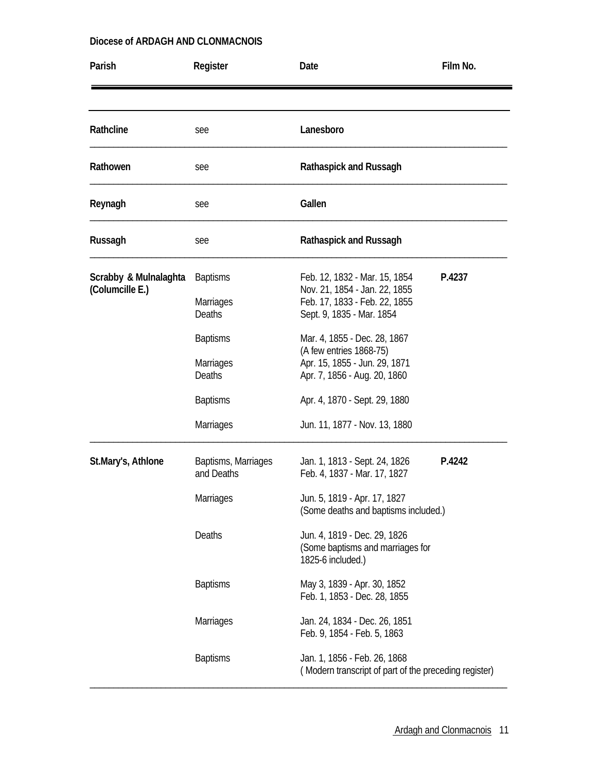**Diocese of ARDAGH AND CLONMACNOIS**

| Parish | Register | Date | Film No. |
|---|---|---|---|
| **Rathcline** | see | **Lanesboro** | |
| **Rathowen** | see | **Rathaspick and Russagh** | |
| **Reynagh** | see | **Gallen** | |
| **Russagh** | see | **Rathaspick and Russagh** | |
| **Scrabby & Mulnalaghta (Columcille E.)** | Baptisms | Feb. 12, 1832 - Mar. 15, 1854<br>Nov. 21, 1854 - Jan. 22, 1855 | **P.4237** |
| | Marriages | Feb. 17, 1833 - Feb. 22, 1855 | |
| | Deaths | Sept. 9, 1835 - Mar. 1854 | |
| | Baptisms | Mar. 4, 1855 - Dec. 28, 1867<br>(A few entries 1868-75) | |
| | Marriages | Apr. 15, 1855 - Jun. 29, 1871 | |
| | Deaths | Apr. 7, 1856 - Aug. 20, 1860 | |
| | Baptisms | Apr. 4, 1870 - Sept. 29, 1880 | |
| | Marriages | Jun. 11, 1877 - Nov. 13, 1880 | |
| **St.Mary's, Athlone** | Baptisms, Marriages and Deaths | Jan. 1, 1813 - Sept. 24, 1826<br>Feb. 4, 1837 - Mar. 17, 1827 | **P.4242** |
| | Marriages | Jun. 5, 1819 - Apr. 17, 1827<br>(Some deaths and baptisms included.) | |
| | Deaths | Jun. 4, 1819 - Dec. 29, 1826<br>(Some baptisms and marriages for 1825-6 included.) | |
| | Baptisms | May 3, 1839 - Apr. 30, 1852<br>Feb. 1, 1853 - Dec. 28, 1855 | |
| | Marriages | Jan. 24, 1834 - Dec. 26, 1851<br>Feb. 9, 1854 - Feb. 5, 1863 | |
| | Baptisms | Jan. 1, 1856 - Feb. 26, 1868<br>( Modern transcript of part of the preceding register) | |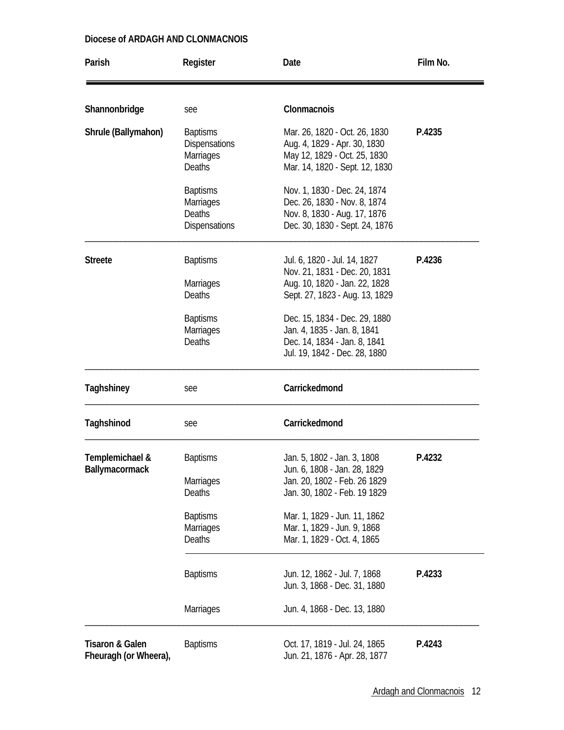**Diocese of ARDAGH AND CLONMACNOIS**

| Parish | Register | Date | Film No. |
|---|---|---|---|
| **Shannonbridge** | see | **Clonmacnois** | |
| **Shrule (Ballymahon)** | Baptisms | Mar. 26, 1820 - Oct. 26, 1830 | **P.4235** |
| | Dispensations | Aug. 4, 1829 - Apr. 30, 1830 | |
| | Marriages | May 12, 1829 - Oct. 25, 1830 | |
| | Deaths | Mar. 14, 1820 - Sept. 12, 1830 | |
| | Baptisms | Nov. 1, 1830 - Dec. 24, 1874 | |
| | Marriages | Dec. 26, 1830 - Nov. 8, 1874 | |
| | Deaths | Nov. 8, 1830 - Aug. 17, 1876 | |
| | Dispensations | Dec. 30, 1830 - Sept. 24, 1876 | |
| **Streete** | Baptisms | Jul. 6, 1820 - Jul. 14, 1827 | **P.4236** |
| | | Nov. 21, 1831 - Dec. 20, 1831 | |
| | Marriages | Aug. 10, 1820 - Jan. 22, 1828 | |
| | Deaths | Sept. 27, 1823 - Aug. 13, 1829 | |
| | Baptisms | Dec. 15, 1834 - Dec. 29, 1880 | |
| | Marriages | Jan. 4, 1835 - Jan. 8, 1841 | |
| | Deaths | Dec. 14, 1834 - Jan. 8, 1841 | |
| | | Jul. 19, 1842 - Dec. 28, 1880 | |
| **Taghshiney** | see | **Carrickedmond** | |
| **Taghshinod** | see | **Carrickedmond** | |
| **Templemichael & Ballymacormack** | Baptisms | Jan. 5, 1802 - Jan. 3, 1808 | **P.4232** |
| | | Jun. 6, 1808 - Jan. 28, 1829 | |
| | Marriages | Jan. 20, 1802 - Feb. 26 1829 | |
| | Deaths | Jan. 30, 1802 - Feb. 19 1829 | |
| | Baptisms | Mar. 1, 1829 - Jun. 11, 1862 | |
| | Marriages | Mar. 1, 1829 - Jun. 9, 1868 | |
| | Deaths | Mar. 1, 1829 - Oct. 4, 1865 | |
| | Baptisms | Jun. 12, 1862 - Jul. 7, 1868 | **P.4233** |
| | | Jun. 3, 1868 - Dec. 31, 1880 | |
| | Marriages | Jun. 4, 1868 - Dec. 13, 1880 | |
| **Tisaron & Galen Fheuragh (or Wheera),** | Baptisms | Oct. 17, 1819 - Jul. 24, 1865 | **P.4243** |
| | | Jun. 21, 1876 - Apr. 28, 1877 | |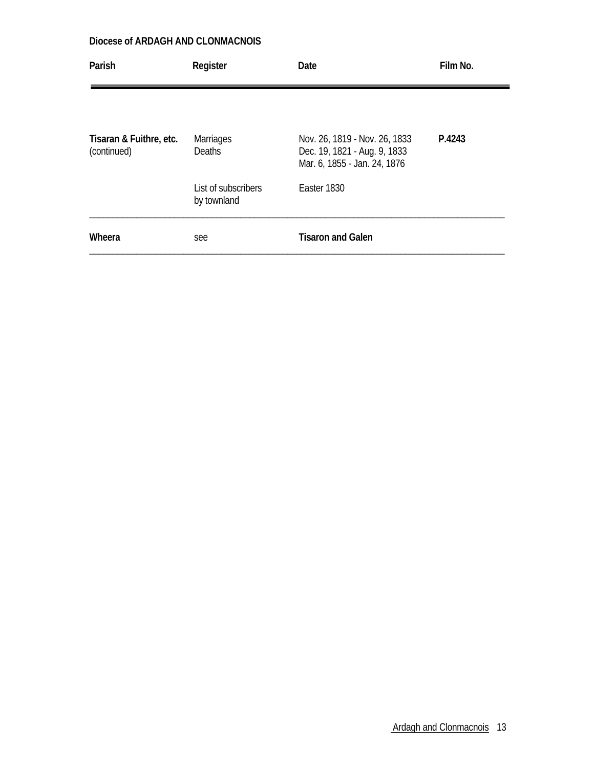**Diocese of ARDAGH AND CLONMACNOIS**

| Parish | Register | Date | Film No. |
|---|---|---|---|
| **Tisaran & Fuithre, etc.** (continued) | Marriages<br>Deaths | Nov. 26, 1819 - Nov. 26, 1833<br>Dec. 19, 1821 - Aug. 9, 1833<br>Mar. 6, 1855 - Jan. 24, 1876 | **P.4243** |
| | List of subscribers by townland | Easter 1830 | |
| **Wheera** | see | **Tisaron and Galen** | |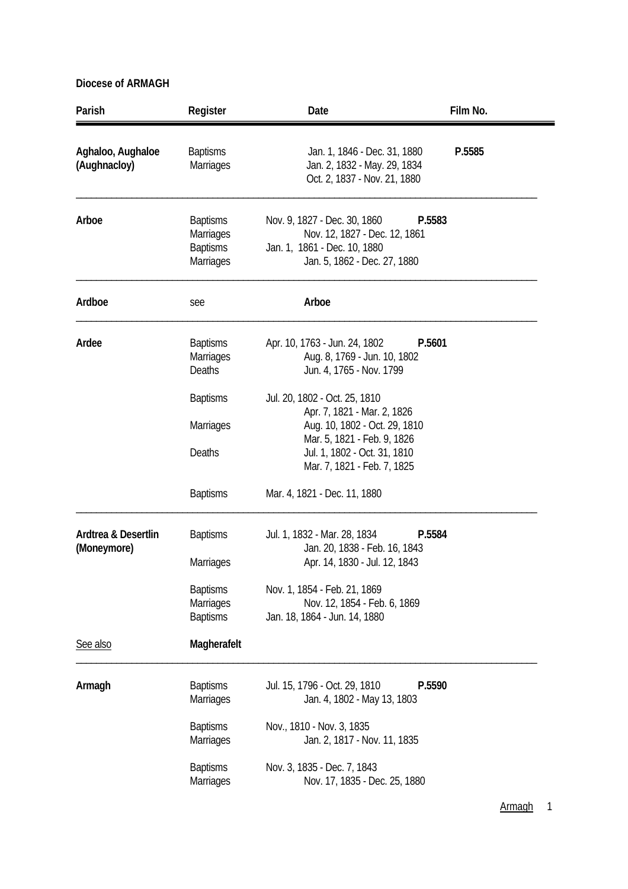**Diocese of ARMAGH**

| Parish | Register | Date | Film No. |
|---|---|---|---|
| **Aghaloo, Aughaloe (Aughnacloy)** | Baptisms | Jan. 1, 1846 - Dec. 31, 1880 | **P.5585** |
| | Marriages | Jan. 2, 1832 - May. 29, 1834 | |
| | | Oct. 2, 1837 - Nov. 21, 1880 | |
| **Arboe** | Baptisms | Nov. 9, 1827 - Dec. 30, 1860 | **P.5583** |
| | Marriages | Nov. 12, 1827 - Dec. 12, 1861 | |
| | Baptisms | Jan. 1, 1861 - Dec. 10, 1880 | |
| | Marriages | Jan. 5, 1862 - Dec. 27, 1880 | |
| **Ardboe** | see | **Arboe** | |
| **Ardee** | Baptisms | Apr. 10, 1763 - Jun. 24, 1802 | **P.5601** |
| | Marriages | Aug. 8, 1769 - Jun. 10, 1802 | |
| | Deaths | Jun. 4, 1765 - Nov. 1799 | |
| | Baptisms | Jul. 20, 1802 - Oct. 25, 1810 | |
| | | Apr. 7, 1821 - Mar. 2, 1826 | |
| | Marriages | Aug. 10, 1802 - Oct. 29, 1810 | |
| | | Mar. 5, 1821 - Feb. 9, 1826 | |
| | Deaths | Jul. 1, 1802 - Oct. 31, 1810 | |
| | | Mar. 7, 1821 - Feb. 7, 1825 | |
| | Baptisms | Mar. 4, 1821 - Dec. 11, 1880 | |
| **Ardtrea & Desertlin (Moneymore)** | Baptisms | Jul. 1, 1832 - Mar. 28, 1834 | **P.5584** |
| | | Jan. 20, 1838 - Feb. 16, 1843 | |
| | Marriages | Apr. 14, 1830 - Jul. 12, 1843 | |
| | Baptisms | Nov. 1, 1854 - Feb. 21, 1869 | |
| | Marriages | Nov. 12, 1854 - Feb. 6, 1869 | |
| | Baptisms | Jan. 18, 1864 - Jun. 14, 1880 | |
| See also | **Magherafelt** | | |
| **Armagh** | Baptisms | Jul. 15, 1796 - Oct. 29, 1810 | **P.5590** |
| | Marriages | Jan. 4, 1802 - May 13, 1803 | |
| | Baptisms | Nov., 1810 - Nov. 3, 1835 | |
| | Marriages | Jan. 2, 1817 - Nov. 11, 1835 | |
| | Baptisms | Nov. 3, 1835 - Dec. 7, 1843 | |
| | Marriages | Nov. 17, 1835 - Dec. 25, 1880 | |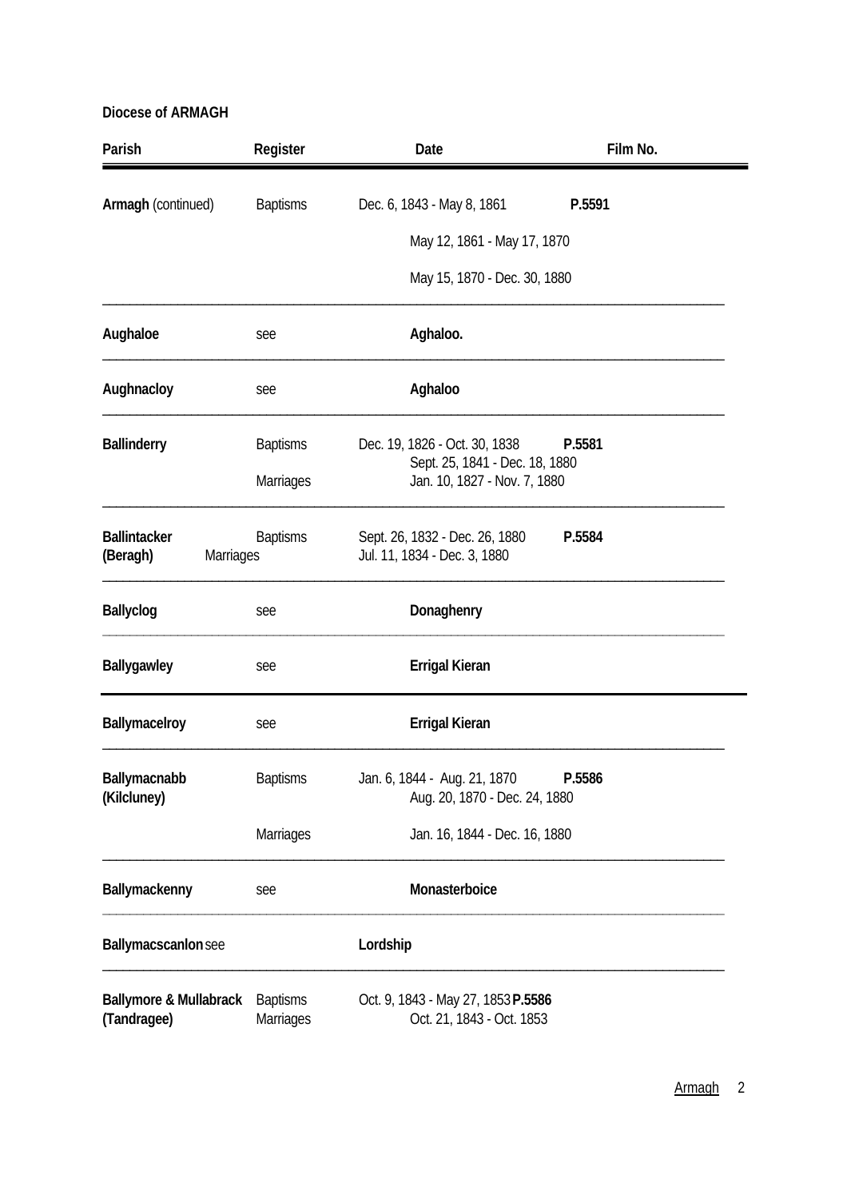**Diocese of ARMAGH**

| Parish | Register | Date | Film No. |
|---|---|---|---|
| **Armagh** (continued) | Baptisms | Dec. 6, 1843 - May 8, 1861 | **P.5591** |
| | | May 12, 1861 - May 17, 1870 | |
| | | May 15, 1870 - Dec. 30, 1880 | |
| **Aughaloe** | see | **Aghaloo.** | |
| **Aughnacloy** | see | **Aghaloo** | |
| **Ballinderry** | Baptisms | Dec. 19, 1826 - Oct. 30, 1838 | **P.5581** |
| | | Sept. 25, 1841 - Dec. 18, 1880 | |
| | Marriages | Jan. 10, 1827 - Nov. 7, 1880 | |
| **Ballintacker (Beragh)** | Baptisms | Sept. 26, 1832 - Dec. 26, 1880 | **P.5584** |
| | Marriages | Jul. 11, 1834 - Dec. 3, 1880 | |
| **Ballyclog** | see | **Donaghenry** | |
| **Ballygawley** | see | **Errigal Kieran** | |
| **Ballymacelroy** | see | **Errigal Kieran** | |
| **Ballymacnabb (Kilcluney)** | Baptisms | Jan. 6, 1844 - Aug. 21, 1870 | **P.5586** |
| | | Aug. 20, 1870 - Dec. 24, 1880 | |
| | Marriages | Jan. 16, 1844 - Dec. 16, 1880 | |
| **Ballymackenny** | see | **Monasterboice** | |
| **Ballymacscanlon** | see | **Lordship** | |
| **Ballymore & Mullabrack (Tandragee)** | Baptisms | Oct. 9, 1843 - May 27, 1853 | **P.5586** |
| | Marriages | Oct. 21, 1843 - Oct. 1853 | |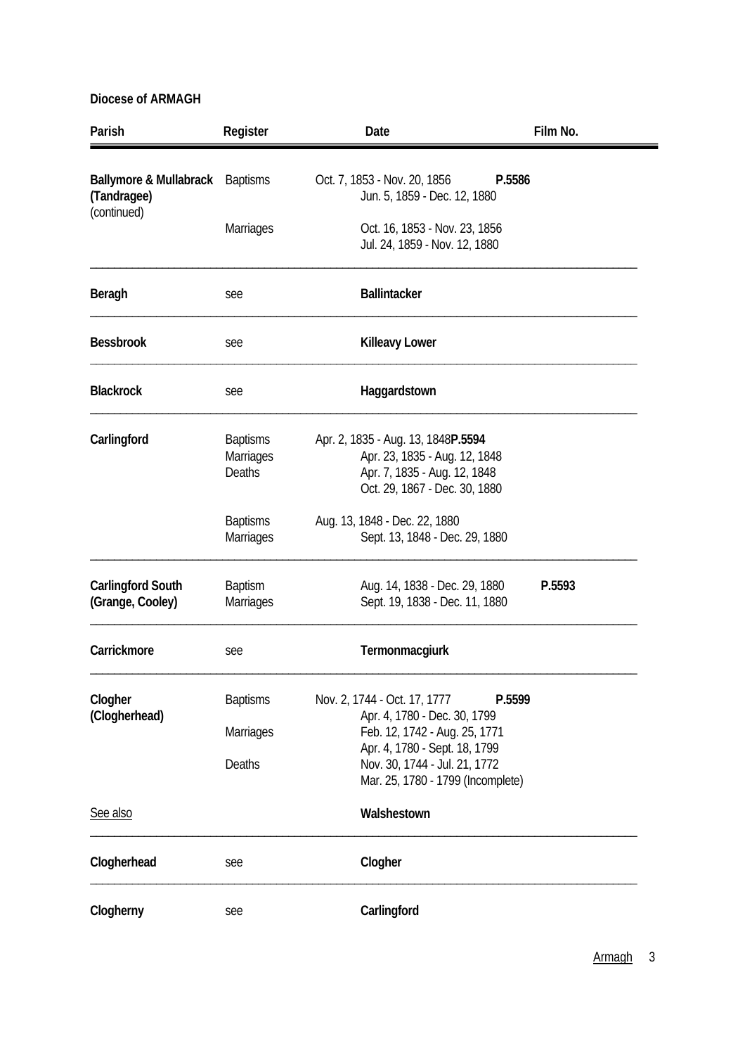**Diocese of ARMAGH**

| Parish | Register | Date | Film No. |
|---|---|---|---|
| **Ballymore & Mullabrack (Tandragee)** (continued) | Baptisms | Oct. 7, 1853 - Nov. 20, 1856 | **P.5586** |
| | | Jun. 5, 1859 - Dec. 12, 1880 | |
| | Marriages | Oct. 16, 1853 - Nov. 23, 1856 | |
| | | Jul. 24, 1859 - Nov. 12, 1880 | |
| **Beragh** | see | **Ballintacker** | |
| **Bessbrook** | see | **Killeavy Lower** | |
| **Blackrock** | see | **Haggardstown** | |
| **Carlingford** | Baptisms | Apr. 2, 1835 - Aug. 13, 1848 | **P.5594** |
| | Marriages | Apr. 23, 1835 - Aug. 12, 1848 | |
| | Deaths | Apr. 7, 1835 - Aug. 12, 1848 | |
| | | Oct. 29, 1867 - Dec. 30, 1880 | |
| | Baptisms | Aug. 13, 1848 - Dec. 22, 1880 | |
| | Marriages | Sept. 13, 1848 - Dec. 29, 1880 | |
| **Carlingford South (Grange, Cooley)** | Baptism | Aug. 14, 1838 - Dec. 29, 1880 | **P.5593** |
| | Marriages | Sept. 19, 1838 - Dec. 11, 1880 | |
| **Carrickmore** | see | **Termonmacgiurk** | |
| **Clogher (Clogherhead)** | Baptisms | Nov. 2, 1744 - Oct. 17, 1777 | **P.5599** |
| | | Apr. 4, 1780 - Dec. 30, 1799 | |
| | Marriages | Feb. 12, 1742 - Aug. 25, 1771 | |
| | | Apr. 4, 1780 - Sept. 18, 1799 | |
| | Deaths | Nov. 30, 1744 - Jul. 21, 1772 | |
| | | Mar. 25, 1780 - 1799 (Incomplete) | |
| See also | | **Walshestown** | |
| **Clogherhead** | see | **Clogher** | |
| **Clogherny** | see | **Carlingford** | |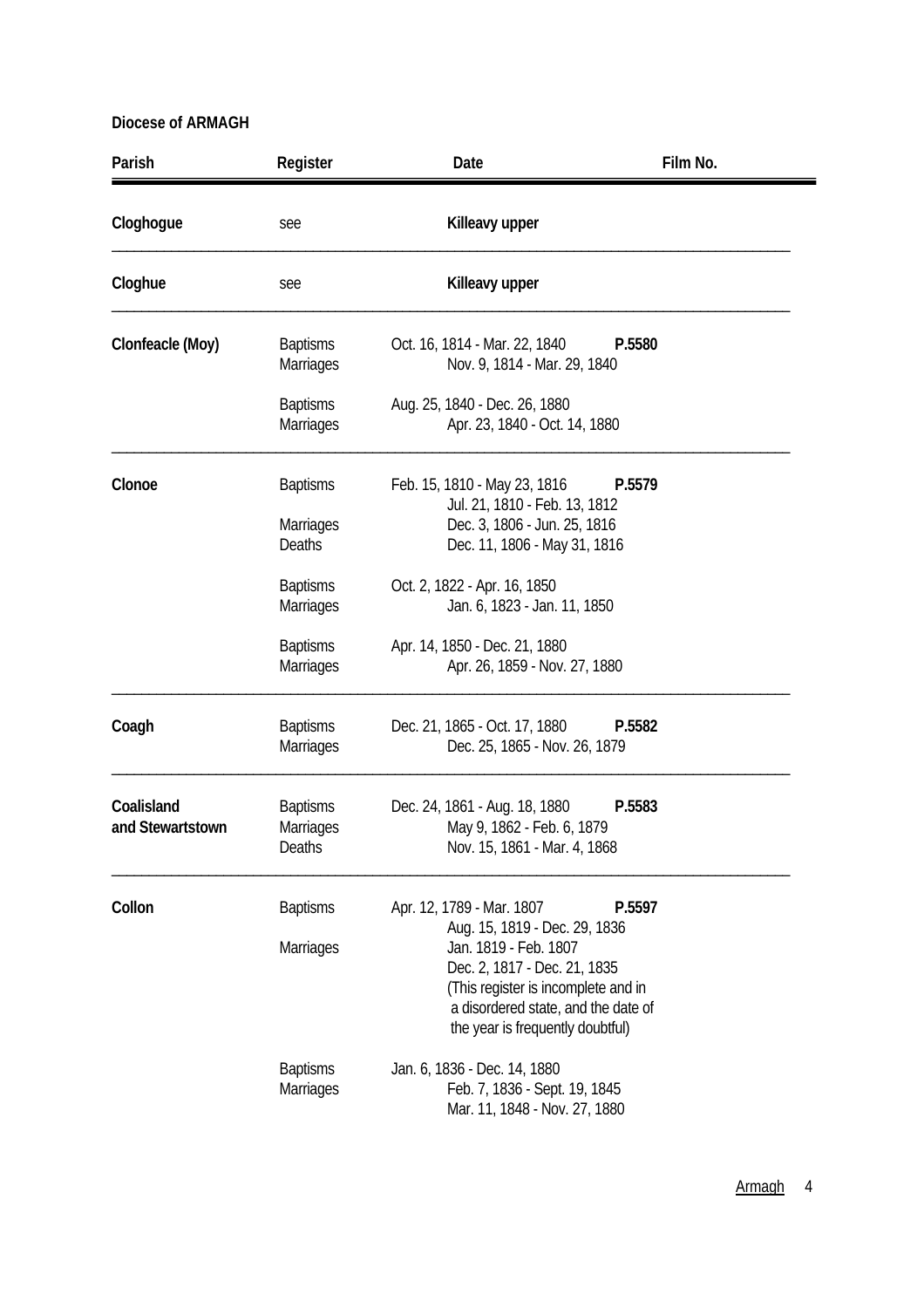**Diocese of ARMAGH**

| Parish | Register | Date | Film No. |
|---|---|---|---|
| **Cloghogue** | see | **Killeavy upper** | |
| **Cloghue** | see | **Killeavy upper** | |
| **Clonfeacle (Moy)** | Baptisms | Oct. 16, 1814 - Mar. 22, 1840 | **P.5580** |
| | Marriages | Nov. 9, 1814 - Mar. 29, 1840 | |
| | Baptisms | Aug. 25, 1840 - Dec. 26, 1880 | |
| | Marriages | Apr. 23, 1840 - Oct. 14, 1880 | |
| **Clonoe** | Baptisms | Feb. 15, 1810 - May 23, 1816 | **P.5579** |
| | | Jul. 21, 1810 - Feb. 13, 1812 | |
| | Marriages | Dec. 3, 1806 - Jun. 25, 1816 | |
| | Deaths | Dec. 11, 1806 - May 31, 1816 | |
| | Baptisms | Oct. 2, 1822 - Apr. 16, 1850 | |
| | Marriages | Jan. 6, 1823 - Jan. 11, 1850 | |
| | Baptisms | Apr. 14, 1850 - Dec. 21, 1880 | |
| | Marriages | Apr. 26, 1859 - Nov. 27, 1880 | |
| **Coagh** | Baptisms | Dec. 21, 1865 - Oct. 17, 1880 | **P.5582** |
| | Marriages | Dec. 25, 1865 - Nov. 26, 1879 | |
| **Coalisland and Stewartstown** | Baptisms | Dec. 24, 1861 - Aug. 18, 1880 | **P.5583** |
| | Marriages | May 9, 1862 - Feb. 6, 1879 | |
| | Deaths | Nov. 15, 1861 - Mar. 4, 1868 | |
| **Collon** | Baptisms | Apr. 12, 1789 - Mar. 1807 | **P.5597** |
| | | Aug. 15, 1819 - Dec. 29, 1836 | |
| | Marriages | Jan. 1819 - Feb. 1807 | |
| | | Dec. 2, 1817 - Dec. 21, 1835 | |
| | | (This register is incomplete and in a disordered state, and the date of the year is frequently doubtful) | |
| | Baptisms | Jan. 6, 1836 - Dec. 14, 1880 | |
| | Marriages | Feb. 7, 1836 - Sept. 19, 1845 | |
| | | Mar. 11, 1848 - Nov. 27, 1880 | |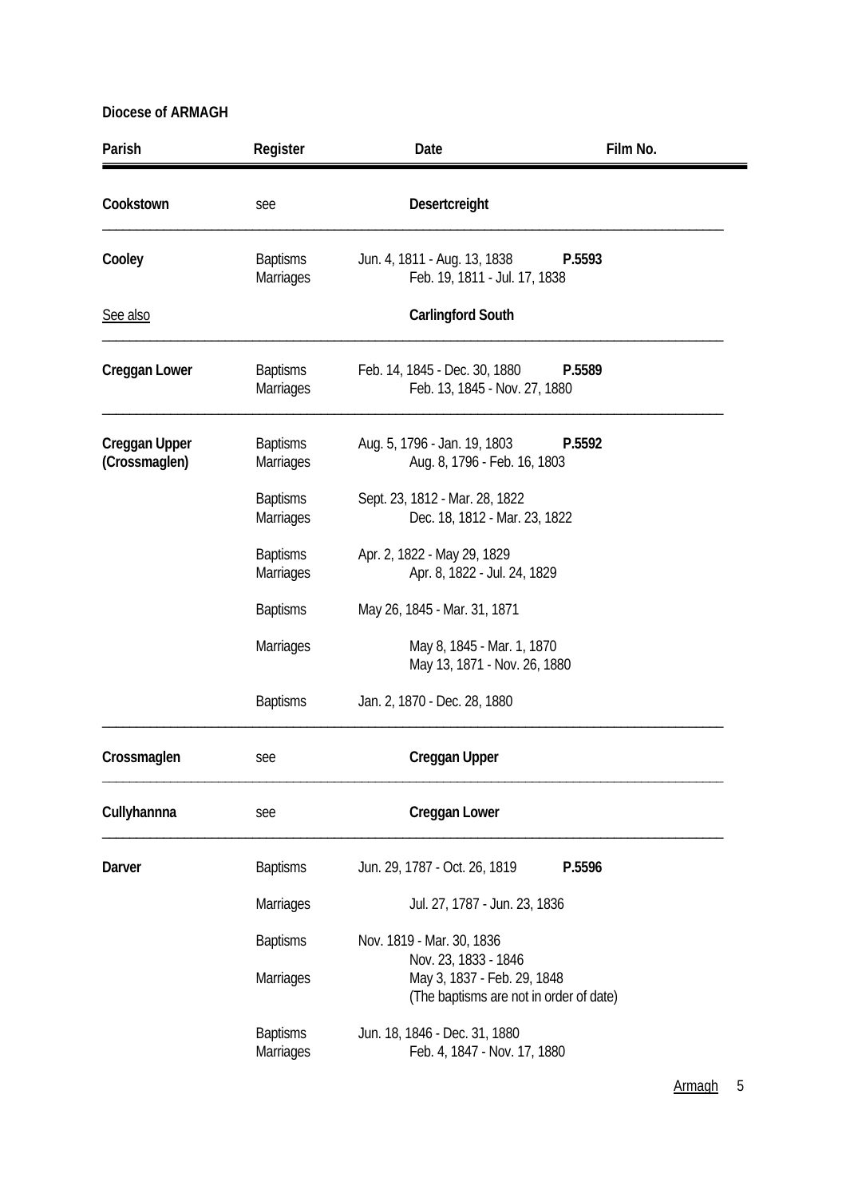**Diocese of ARMAGH**

| Parish | Register | Date | Film No. |
|---|---|---|---|
| **Cookstown** | see | **Desertcreight** | |
| **Cooley** | Baptisms | Jun. 4, 1811 - Aug. 13, 1838 | **P.5593** |
| | Marriages | Feb. 19, 1811 - Jul. 17, 1838 | |
| See also | | **Carlingford South** | |
| **Creggan Lower** | Baptisms | Feb. 14, 1845 - Dec. 30, 1880 | **P.5589** |
| | Marriages | Feb. 13, 1845 - Nov. 27, 1880 | |
| **Creggan Upper (Crossmaglen)** | Baptisms | Aug. 5, 1796 - Jan. 19, 1803 | **P.5592** |
| | Marriages | Aug. 8, 1796 - Feb. 16, 1803 | |
| | Baptisms | Sept. 23, 1812 - Mar. 28, 1822 | |
| | Marriages | Dec. 18, 1812 - Mar. 23, 1822 | |
| | Baptisms | Apr. 2, 1822 - May 29, 1829 | |
| | Marriages | Apr. 8, 1822 - Jul. 24, 1829 | |
| | Baptisms | May 26, 1845 - Mar. 31, 1871 | |
| | Marriages | May 8, 1845 - Mar. 1, 1870 | |
| | | May 13, 1871 - Nov. 26, 1880 | |
| | Baptisms | Jan. 2, 1870 - Dec. 28, 1880 | |
| **Crossmaglen** | see | **Creggan Upper** | |
| **Cullyhannna** | see | **Creggan Lower** | |
| **Darver** | Baptisms | Jun. 29, 1787 - Oct. 26, 1819 | **P.5596** |
| | Marriages | Jul. 27, 1787 - Jun. 23, 1836 | |
| | Baptisms | Nov. 1819 - Mar. 30, 1836 | |
| | | Nov. 23, 1833 - 1846 | |
| | Marriages | May 3, 1837 - Feb. 29, 1848 | |
| | | (The baptisms are not in order of date) | |
| | Baptisms | Jun. 18, 1846 - Dec. 31, 1880 | |
| | Marriages | Feb. 4, 1847 - Nov. 17, 1880 | |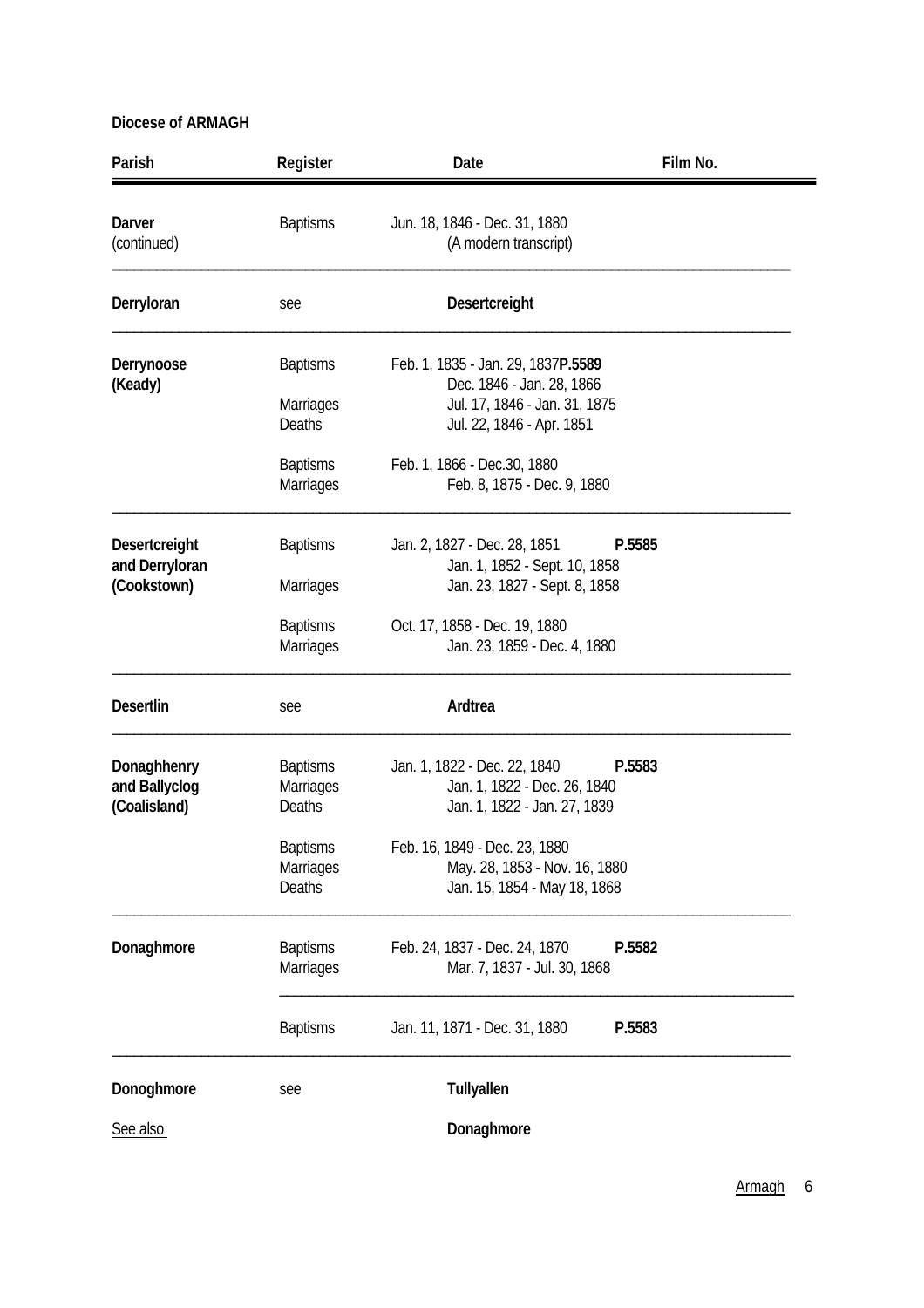**Diocese of ARMAGH**

| Parish | Register | Date | Film No. |
|---|---|---|---|
| **Darver** (continued) | Baptisms | Jun. 18, 1846 - Dec. 31, 1880 (A modern transcript) | |
| **Derryloran** | see | **Desertcreight** | |
| **Derrynoose (Keady)** | Baptisms | Feb. 1, 1835 - Jan. 29, 1837 | **P.5589** |
| | | Dec. 1846 - Jan. 28, 1866 | |
| | Marriages | Jul. 17, 1846 - Jan. 31, 1875 | |
| | Deaths | Jul. 22, 1846 - Apr. 1851 | |
| | Baptisms | Feb. 1, 1866 - Dec.30, 1880 | |
| | Marriages | Feb. 8, 1875 - Dec. 9, 1880 | |
| **Desertcreight and Derryloran (Cookstown)** | Baptisms | Jan. 2, 1827 - Dec. 28, 1851 | **P.5585** |
| | | Jan. 1, 1852 - Sept. 10, 1858 | |
| | Marriages | Jan. 23, 1827 - Sept. 8, 1858 | |
| | Baptisms | Oct. 17, 1858 - Dec. 19, 1880 | |
| | Marriages | Jan. 23, 1859 - Dec. 4, 1880 | |
| **Desertlin** | see | **Ardtrea** | |
| **Donaghhenry and Ballyclog (Coalisland)** | Baptisms | Jan. 1, 1822 - Dec. 22, 1840 | **P.5583** |
| | Marriages | Jan. 1, 1822 - Dec. 26, 1840 | |
| | Deaths | Jan. 1, 1822 - Jan. 27, 1839 | |
| | Baptisms | Feb. 16, 1849 - Dec. 23, 1880 | |
| | Marriages | May. 28, 1853 - Nov. 16, 1880 | |
| | Deaths | Jan. 15, 1854 - May 18, 1868 | |
| **Donaghmore** | Baptisms | Feb. 24, 1837 - Dec. 24, 1870 | **P.5582** |
| | Marriages | Mar. 7, 1837 - Jul. 30, 1868 | |
| | Baptisms | Jan. 11, 1871 - Dec. 31, 1880 | **P.5583** |
| **Donoghmore** | see | **Tullyallen** | |
| See also | | **Donaghmore** | |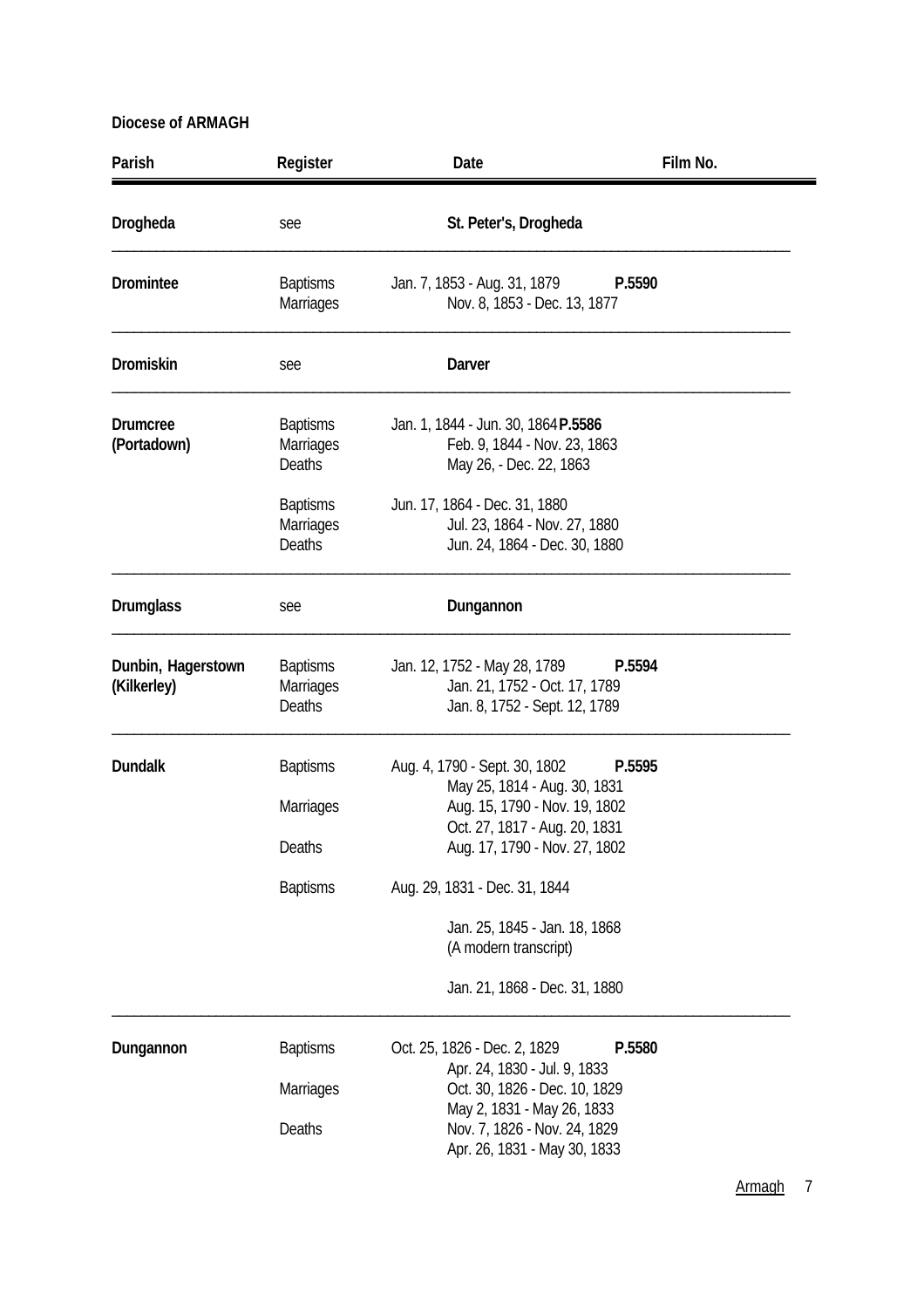**Diocese of ARMAGH**

| Parish | Register | Date | Film No. |
|---|---|---|---|
| **Drogheda** | see | **St. Peter's, Drogheda** | |
| **Dromintee** | Baptisms | Jan. 7, 1853 - Aug. 31, 1879 | **P.5590** |
| | Marriages | Nov. 8, 1853 - Dec. 13, 1877 | |
| **Dromiskin** | see | **Darver** | |
| **Drumcree (Portadown)** | Baptisms | Jan. 1, 1844 - Jun. 30, 1864 | **P.5586** |
| | Marriages | Feb. 9, 1844 - Nov. 23, 1863 | |
| | Deaths | May 26, - Dec. 22, 1863 | |
| | Baptisms | Jun. 17, 1864 - Dec. 31, 1880 | |
| | Marriages | Jul. 23, 1864 - Nov. 27, 1880 | |
| | Deaths | Jun. 24, 1864 - Dec. 30, 1880 | |
| **Drumglass** | see | **Dungannon** | |
| **Dunbin, Hagerstown (Kilkerley)** | Baptisms | Jan. 12, 1752 - May 28, 1789 | **P.5594** |
| | Marriages | Jan. 21, 1752 - Oct. 17, 1789 | |
| | Deaths | Jan. 8, 1752 - Sept. 12, 1789 | |
| **Dundalk** | Baptisms | Aug. 4, 1790 - Sept. 30, 1802 | **P.5595** |
| | | May 25, 1814 - Aug. 30, 1831 | |
| | Marriages | Aug. 15, 1790 - Nov. 19, 1802 | |
| | | Oct. 27, 1817 - Aug. 20, 1831 | |
| | Deaths | Aug. 17, 1790 - Nov. 27, 1802 | |
| | Baptisms | Aug. 29, 1831 - Dec. 31, 1844 | |
| | | Jan. 25, 1845 - Jan. 18, 1868 (A modern transcript) | |
| | | Jan. 21, 1868 - Dec. 31, 1880 | |
| **Dungannon** | Baptisms | Oct. 25, 1826 - Dec. 2, 1829 | **P.5580** |
| | | Apr. 24, 1830 - Jul. 9, 1833 | |
| | Marriages | Oct. 30, 1826 - Dec. 10, 1829 | |
| | | May 2, 1831 - May 26, 1833 | |
| | Deaths | Nov. 7, 1826 - Nov. 24, 1829 | |
| | | Apr. 26, 1831 - May 30, 1833 | |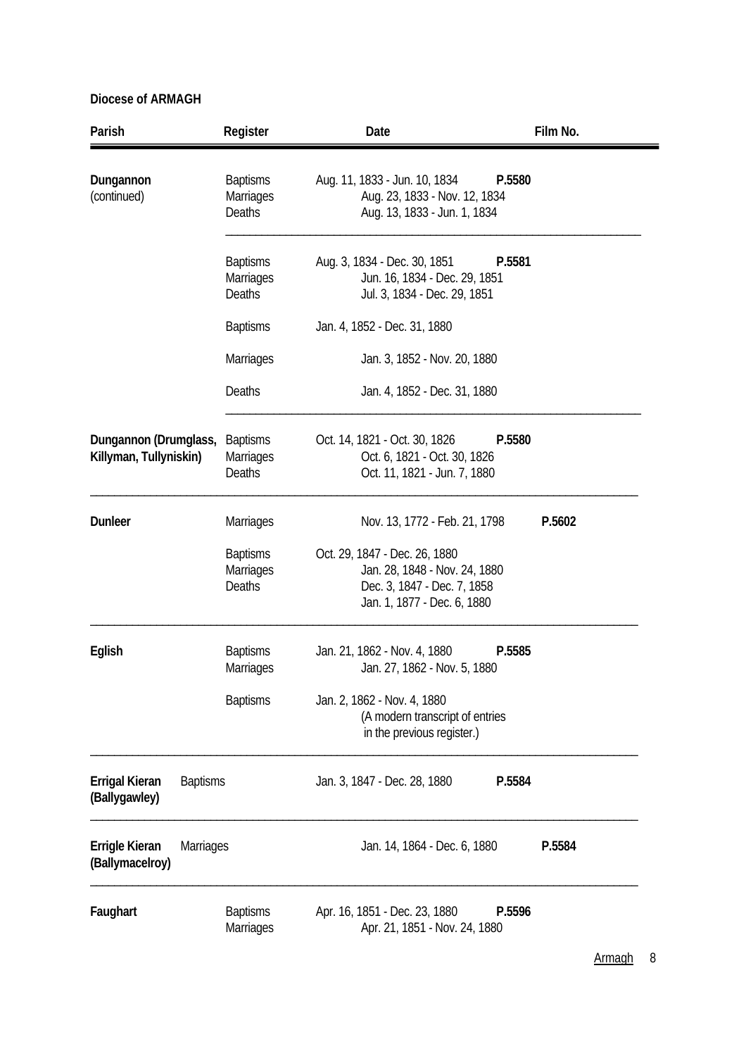**Diocese of ARMAGH**

| Parish | Register | Date | Film No. |
|---|---|---|---|
| **Dungannon** (continued) | Baptisms | Aug. 11, 1833 - Jun. 10, 1834 | **P.5580** |
| | Marriages | Aug. 23, 1833 - Nov. 12, 1834 | |
| | Deaths | Aug. 13, 1833 - Jun. 1, 1834 | |
| | Baptisms | Aug. 3, 1834 - Dec. 30, 1851 | **P.5581** |
| | Marriages | Jun. 16, 1834 - Dec. 29, 1851 | |
| | Deaths | Jul. 3, 1834 - Dec. 29, 1851 | |
| | Baptisms | Jan. 4, 1852 - Dec. 31, 1880 | |
| | Marriages | Jan. 3, 1852 - Nov. 20, 1880 | |
| | Deaths | Jan. 4, 1852 - Dec. 31, 1880 | |
| **Dungannon (Drumglass, Killyman, Tullyniskin)** | Baptisms | Oct. 14, 1821 - Oct. 30, 1826 | **P.5580** |
| | Marriages | Oct. 6, 1821 - Oct. 30, 1826 | |
| | Deaths | Oct. 11, 1821 - Jun. 7, 1880 | |
| **Dunleer** | Marriages | Nov. 13, 1772 - Feb. 21, 1798 | **P.5602** |
| | Baptisms | Oct. 29, 1847 - Dec. 26, 1880 | |
| | Marriages | Jan. 28, 1848 - Nov. 24, 1880 | |
| | Deaths | Dec. 3, 1847 - Dec. 7, 1858 | |
| | | Jan. 1, 1877 - Dec. 6, 1880 | |
| **Eglish** | Baptisms | Jan. 21, 1862 - Nov. 4, 1880 | **P.5585** |
| | Marriages | Jan. 27, 1862 - Nov. 5, 1880 | |
| | Baptisms | Jan. 2, 1862 - Nov. 4, 1880 (A modern transcript of entries in the previous register.) | |
| **Errigal Kieran (Ballygawley)** | Baptisms | Jan. 3, 1847 - Dec. 28, 1880 | **P.5584** |
| **Errigle Kieran (Ballymacelroy)** | Marriages | Jan. 14, 1864 - Dec. 6, 1880 | **P.5584** |
| **Faughart** | Baptisms | Apr. 16, 1851 - Dec. 23, 1880 | **P.5596** |
| | Marriages | Apr. 21, 1851 - Nov. 24, 1880 | |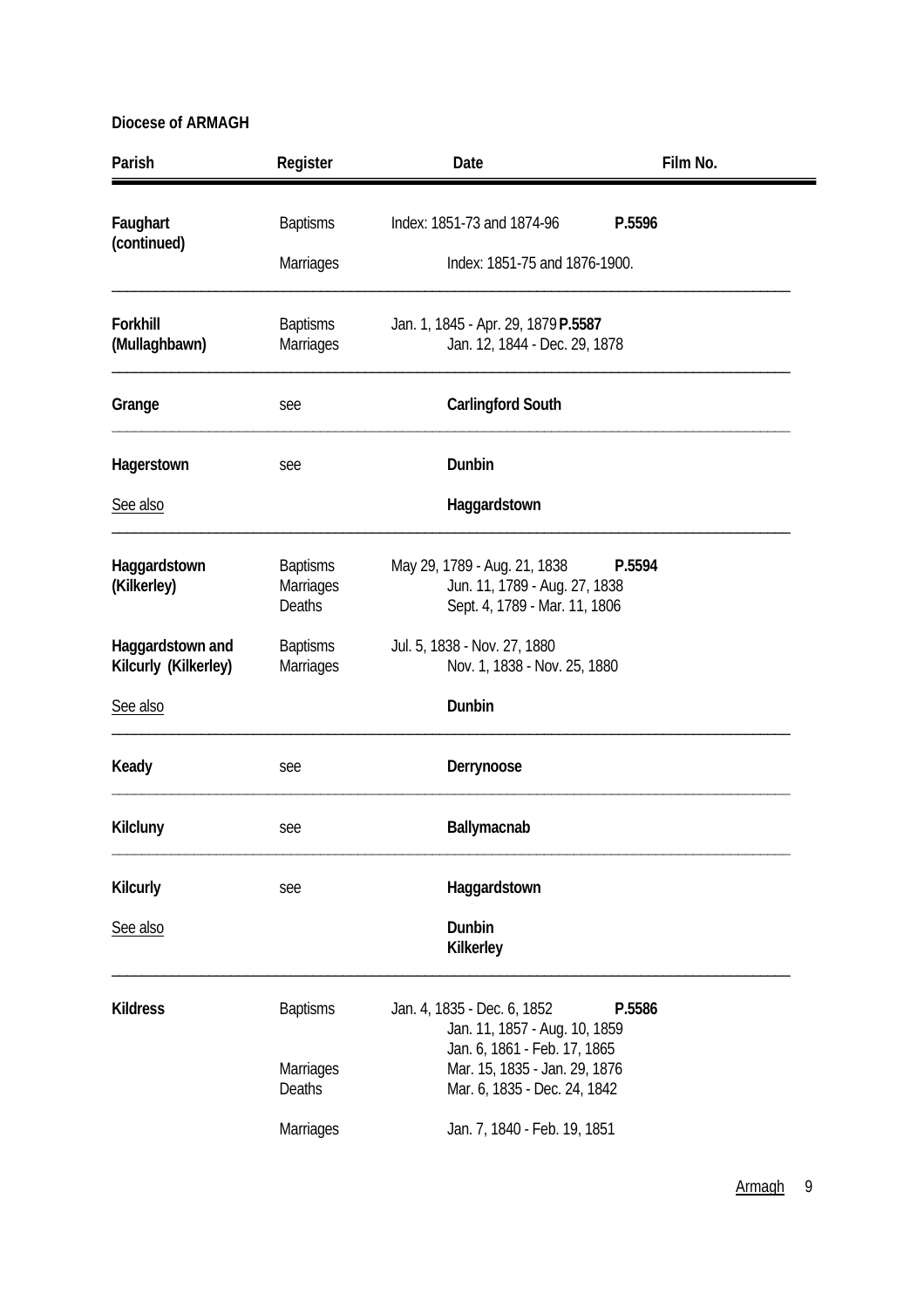**Diocese of ARMAGH**

| Parish | Register | Date | Film No. |
| --- | --- | --- | --- |
| **Faughart (continued)** | Baptisms | Index: 1851-73 and 1874-96 | **P.5596** |
| | Marriages | Index: 1851-75 and 1876-1900. | |
| **Forkhill (Mullaghbawn)** | Baptisms | Jan. 1, 1845 - Apr. 29, 1879 | **P.5587** |
| | Marriages | Jan. 12, 1844 - Dec. 29, 1878 | |
| **Grange** | see | **Carlingford South** | |
| **Hagerstown** | see | **Dunbin** | |
| See also | | **Haggardstown** | |
| **Haggardstown (Kilkerley)** | Baptisms | May 29, 1789 - Aug. 21, 1838 | **P.5594** |
| | Marriages | Jun. 11, 1789 - Aug. 27, 1838 | |
| | Deaths | Sept. 4, 1789 - Mar. 11, 1806 | |
| **Haggardstown and Kilcurly (Kilkerley)** | Baptisms | Jul. 5, 1838 - Nov. 27, 1880 | |
| | Marriages | Nov. 1, 1838 - Nov. 25, 1880 | |
| See also | | **Dunbin** | |
| **Keady** | see | **Derrynoose** | |
| **Kilcluny** | see | **Ballymacnab** | |
| **Kilcurly** | see | **Haggardstown** | |
| See also | | **Dunbin** | |
| | | **Kilkerley** | |
| **Kildress** | Baptisms | Jan. 4, 1835 - Dec. 6, 1852 | **P.5586** |
| | | Jan. 11, 1857 - Aug. 10, 1859 | |
| | | Jan. 6, 1861 - Feb. 17, 1865 | |
| | Marriages | Mar. 15, 1835 - Jan. 29, 1876 | |
| | Deaths | Mar. 6, 1835 - Dec. 24, 1842 | |
| | Marriages | Jan. 7, 1840 - Feb. 19, 1851 | |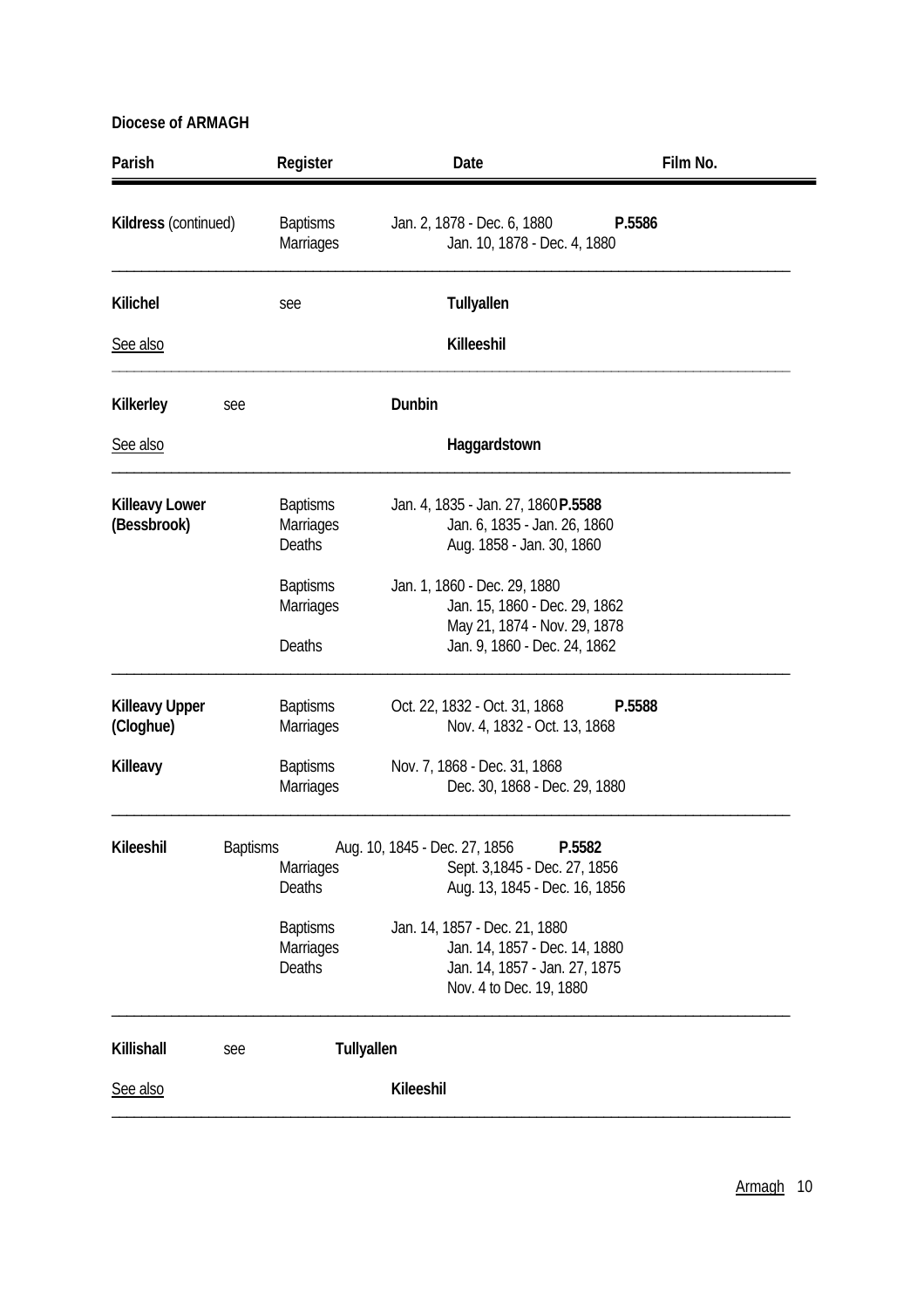**Diocese of ARMAGH**

| Parish | Register | Date | Film No. |
|---|---|---|---|
| **Kildress** (continued) | Baptisms | Jan. 2, 1878 - Dec. 6, 1880 | **P.5586** |
| | Marriages | Jan. 10, 1878 - Dec. 4, 1880 | |
| **Kilichel** | see | **Tullyallen** | |
| See also | | **Killeeshil** | |
| **Kilkerley** | see | **Dunbin** | |
| See also | | **Haggardstown** | |
| **Killeavy Lower (Bessbrook)** | Baptisms | Jan. 4, 1835 - Jan. 27, 1860 | **P.5588** |
| | Marriages | Jan. 6, 1835 - Jan. 26, 1860 | |
| | Deaths | Aug. 1858 - Jan. 30, 1860 | |
| | Baptisms | Jan. 1, 1860 - Dec. 29, 1880 | |
| | Marriages | Jan. 15, 1860 - Dec. 29, 1862 | |
| | | May 21, 1874 - Nov. 29, 1878 | |
| | Deaths | Jan. 9, 1860 - Dec. 24, 1862 | |
| **Killeavy Upper (Cloghue)** | Baptisms | Oct. 22, 1832 - Oct. 31, 1868 | **P.5588** |
| | Marriages | Nov. 4, 1832 - Oct. 13, 1868 | |
| **Killeavy** | Baptisms | Nov. 7, 1868 - Dec. 31, 1868 | |
| | Marriages | Dec. 30, 1868 - Dec. 29, 1880 | |
| **Kileeshil** | Baptisms | Aug. 10, 1845 - Dec. 27, 1856 | **P.5582** |
| | Marriages | Sept. 3,1845 - Dec. 27, 1856 | |
| | Deaths | Aug. 13, 1845 - Dec. 16, 1856 | |
| | Baptisms | Jan. 14, 1857 - Dec. 21, 1880 | |
| | Marriages | Jan. 14, 1857 - Dec. 14, 1880 | |
| | Deaths | Jan. 14, 1857 - Jan. 27, 1875 | |
| | | Nov. 4 to Dec. 19, 1880 | |
| **Killishall** | see | **Tullyallen** | |
| See also | | **Kileeshil** | |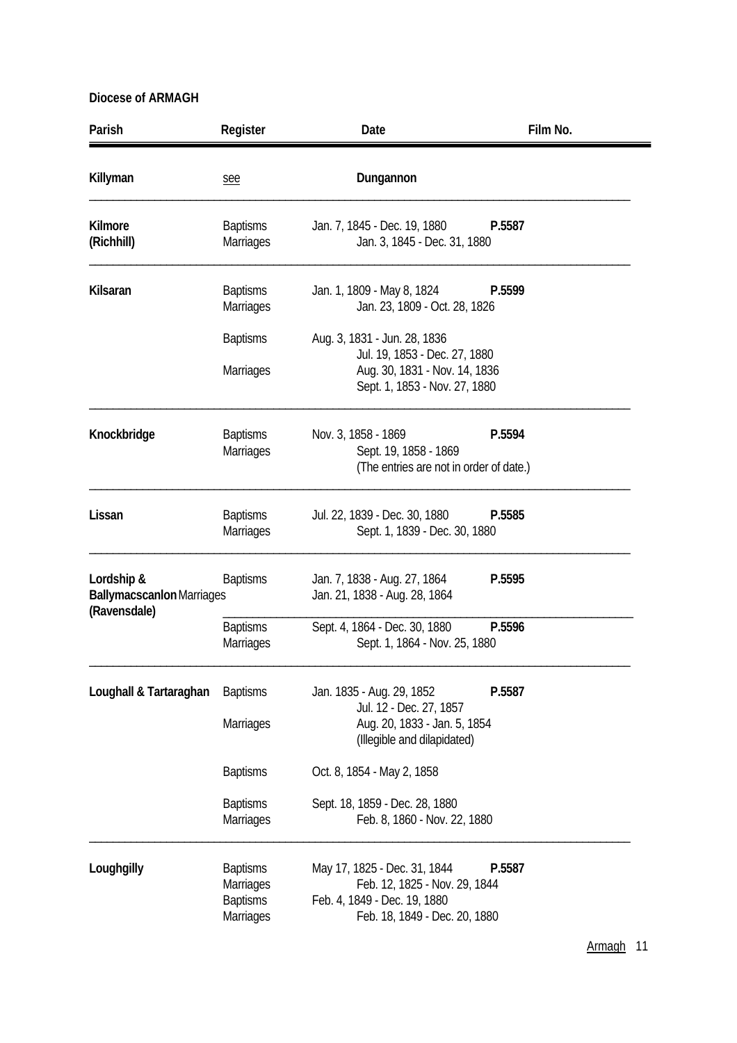**Diocese of ARMAGH**

| Parish | Register | Date | Film No. |
|---|---|---|---|
| **Killyman** | see | **Dungannon** | |
| **Kilmore (Richhill)** | Baptisms | Jan. 7, 1845 - Dec. 19, 1880 | **P.5587** |
| | Marriages | Jan. 3, 1845 - Dec. 31, 1880 | |
| **Kilsaran** | Baptisms | Jan. 1, 1809 - May 8, 1824 | **P.5599** |
| | Marriages | Jan. 23, 1809 - Oct. 28, 1826 | |
| | Baptisms | Aug. 3, 1831 - Jun. 28, 1836 | |
| | | Jul. 19, 1853 - Dec. 27, 1880 | |
| | Marriages | Aug. 30, 1831 - Nov. 14, 1836 | |
| | | Sept. 1, 1853 - Nov. 27, 1880 | |
| **Knockbridge** | Baptisms | Nov. 3, 1858 - 1869 | **P.5594** |
| | Marriages | Sept. 19, 1858 - 1869 | |
| | | (The entries are not in order of date.) | |
| **Lissan** | Baptisms | Jul. 22, 1839 - Dec. 30, 1880 | **P.5585** |
| | Marriages | Sept. 1, 1839 - Dec. 30, 1880 | |
| **Lordship & Ballymacscanlon (Ravensdale)** | Baptisms | Jan. 7, 1838 - Aug. 27, 1864 | **P.5595** |
| | Marriages | Jan. 21, 1838 - Aug. 28, 1864 | |
| | Baptisms | Sept. 4, 1864 - Dec. 30, 1880 | **P.5596** |
| | Marriages | Sept. 1, 1864 - Nov. 25, 1880 | |
| **Loughall & Tartaraghan** | Baptisms | Jan. 1835 - Aug. 29, 1852 | **P.5587** |
| | | Jul. 12 - Dec. 27, 1857 | |
| | Marriages | Aug. 20, 1833 - Jan. 5, 1854 | |
| | | (Illegible and dilapidated) | |
| | Baptisms | Oct. 8, 1854 - May 2, 1858 | |
| | Baptisms | Sept. 18, 1859 - Dec. 28, 1880 | |
| | Marriages | Feb. 8, 1860 - Nov. 22, 1880 | |
| **Loughgilly** | Baptisms | May 17, 1825 - Dec. 31, 1844 | **P.5587** |
| | Marriages | Feb. 12, 1825 - Nov. 29, 1844 | |
| | Baptisms | Feb. 4, 1849 - Dec. 19, 1880 | |
| | Marriages | Feb. 18, 1849 - Dec. 20, 1880 | |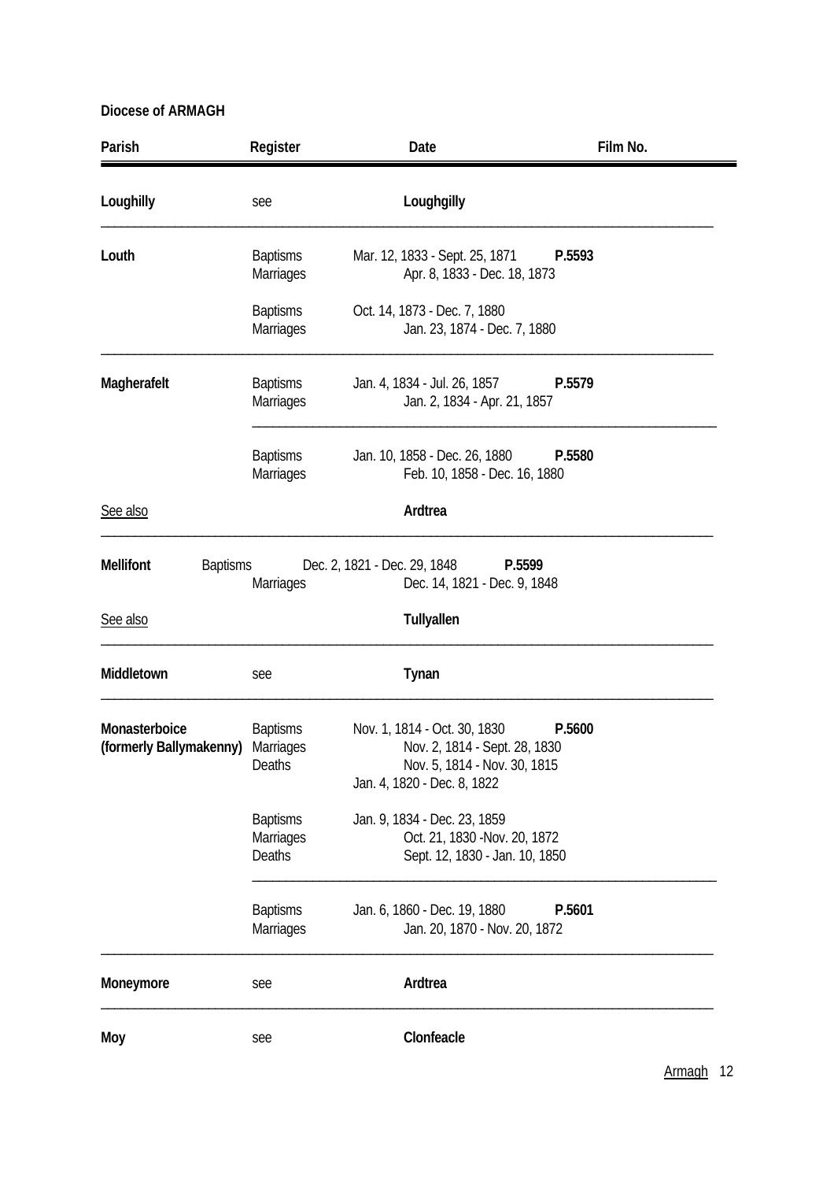**Diocese of ARMAGH**

| Parish | Register | Date | Film No. |
|---|---|---|---|
| **Loughilly** | see | **Loughgilly** | |
| **Louth** | Baptisms | Mar. 12, 1833 - Sept. 25, 1871 | **P.5593** |
| | Marriages | Apr. 8, 1833 - Dec. 18, 1873 | |
| | Baptisms | Oct. 14, 1873 - Dec. 7, 1880 | |
| | Marriages | Jan. 23, 1874 - Dec. 7, 1880 | |
| **Magherafelt** | Baptisms | Jan. 4, 1834 - Jul. 26, 1857 | **P.5579** |
| | Marriages | Jan. 2, 1834 - Apr. 21, 1857 | |
| | Baptisms | Jan. 10, 1858 - Dec. 26, 1880 | **P.5580** |
| | Marriages | Feb. 10, 1858 - Dec. 16, 1880 | |
| See also | | **Ardtrea** | |
| **Mellifont** | Baptisms | Dec. 2, 1821 - Dec. 29, 1848 | **P.5599** |
| | Marriages | Dec. 14, 1821 - Dec. 9, 1848 | |
| See also | | **Tullyallen** | |
| **Middletown** | see | **Tynan** | |
| **Monasterboice (formerly Ballymakenny)** | Baptisms | Nov. 1, 1814 - Oct. 30, 1830 | **P.5600** |
| | Marriages | Nov. 2, 1814 - Sept. 28, 1830 | |
| | Deaths | Nov. 5, 1814 - Nov. 30, 1815 | |
| | | Jan. 4, 1820 - Dec. 8, 1822 | |
| | Baptisms | Jan. 9, 1834 - Dec. 23, 1859 | |
| | Marriages | Oct. 21, 1830 -Nov. 20, 1872 | |
| | Deaths | Sept. 12, 1830 - Jan. 10, 1850 | |
| | Baptisms | Jan. 6, 1860 - Dec. 19, 1880 | **P.5601** |
| | Marriages | Jan. 20, 1870 - Nov. 20, 1872 | |
| **Moneymore** | see | **Ardtrea** | |
| **Moy** | see | **Clonfeacle** | |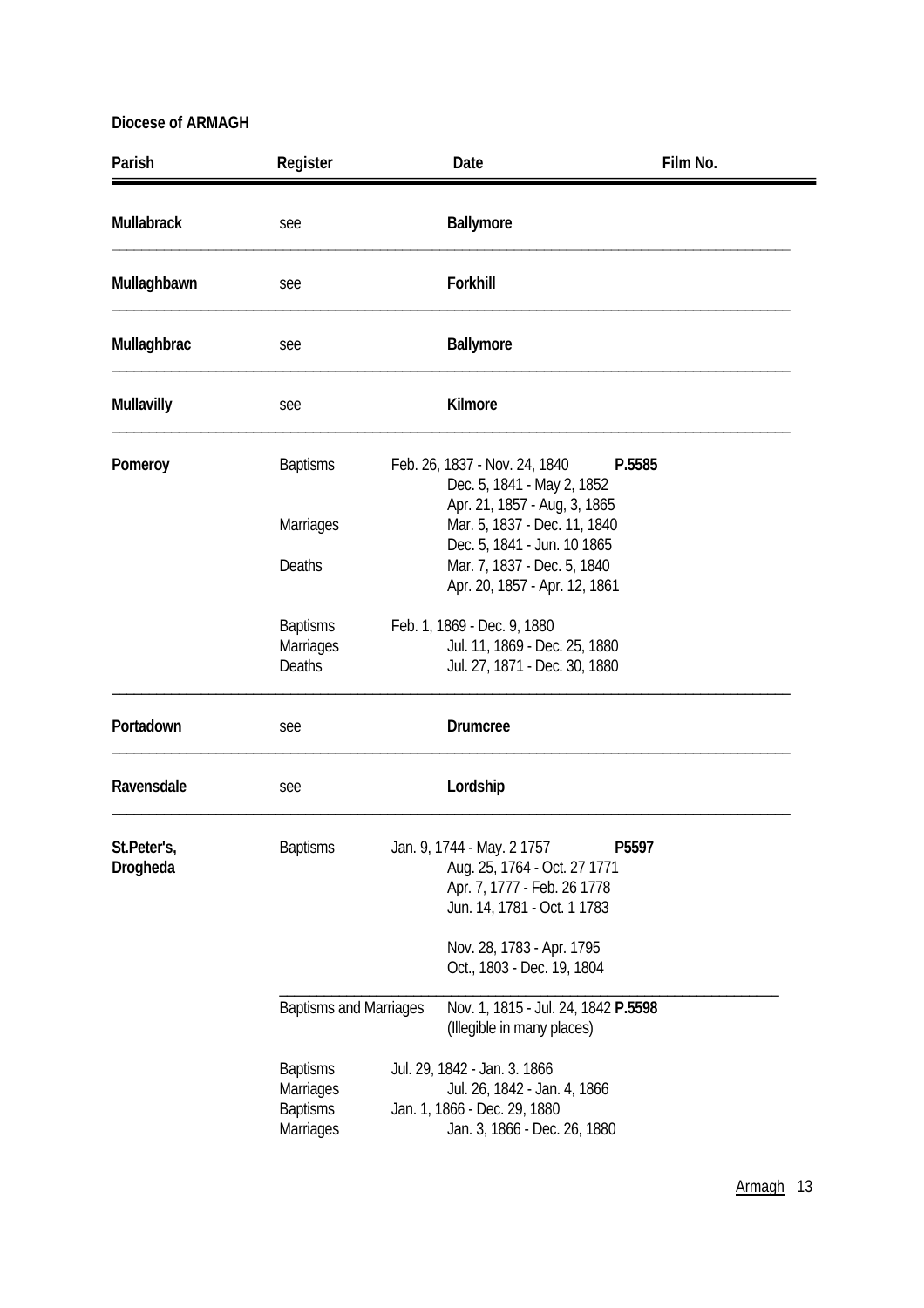**Diocese of ARMAGH**

| Parish | Register | Date | Film No. |
|---|---|---|---|
| **Mullabrack** | see | **Ballymore** | |
| **Mullaghbawn** | see | **Forkhill** | |
| **Mullaghbrac** | see | **Ballymore** | |
| **Mullavilly** | see | **Kilmore** | |
| **Pomeroy** | Baptisms | Feb. 26, 1837 - Nov. 24, 1840 | **P.5585** |
| | | Dec. 5, 1841 - May 2, 1852 | |
| | | Apr. 21, 1857 - Aug, 3, 1865 | |
| | Marriages | Mar. 5, 1837 - Dec. 11, 1840 | |
| | | Dec. 5, 1841 - Jun. 10 1865 | |
| | Deaths | Mar. 7, 1837 - Dec. 5, 1840 | |
| | | Apr. 20, 1857 - Apr. 12, 1861 | |
| | Baptisms | Feb. 1, 1869 - Dec. 9, 1880 | |
| | Marriages | Jul. 11, 1869 - Dec. 25, 1880 | |
| | Deaths | Jul. 27, 1871 - Dec. 30, 1880 | |
| **Portadown** | see | **Drumcree** | |
| **Ravensdale** | see | **Lordship** | |
| **St.Peter's, Drogheda** | Baptisms | Jan. 9, 1744 - May. 2 1757 | **P5597** |
| | | Aug. 25, 1764 - Oct. 27 1771 | |
| | | Apr. 7, 1777 - Feb. 26 1778 | |
| | | Jun. 14, 1781 - Oct. 1 1783 | |
| | | Nov. 28, 1783 - Apr. 1795 | |
| | | Oct., 1803 - Dec. 19, 1804 | |
| | Baptisms and Marriages | Nov. 1, 1815 - Jul. 24, 1842 | **P.5598** |
| | | (Illegible in many places) | |
| | Baptisms | Jul. 29, 1842 - Jan. 3. 1866 | |
| | Marriages | Jul. 26, 1842 - Jan. 4, 1866 | |
| | Baptisms | Jan. 1, 1866 - Dec. 29, 1880 | |
| | Marriages | Jan. 3, 1866 - Dec. 26, 1880 | |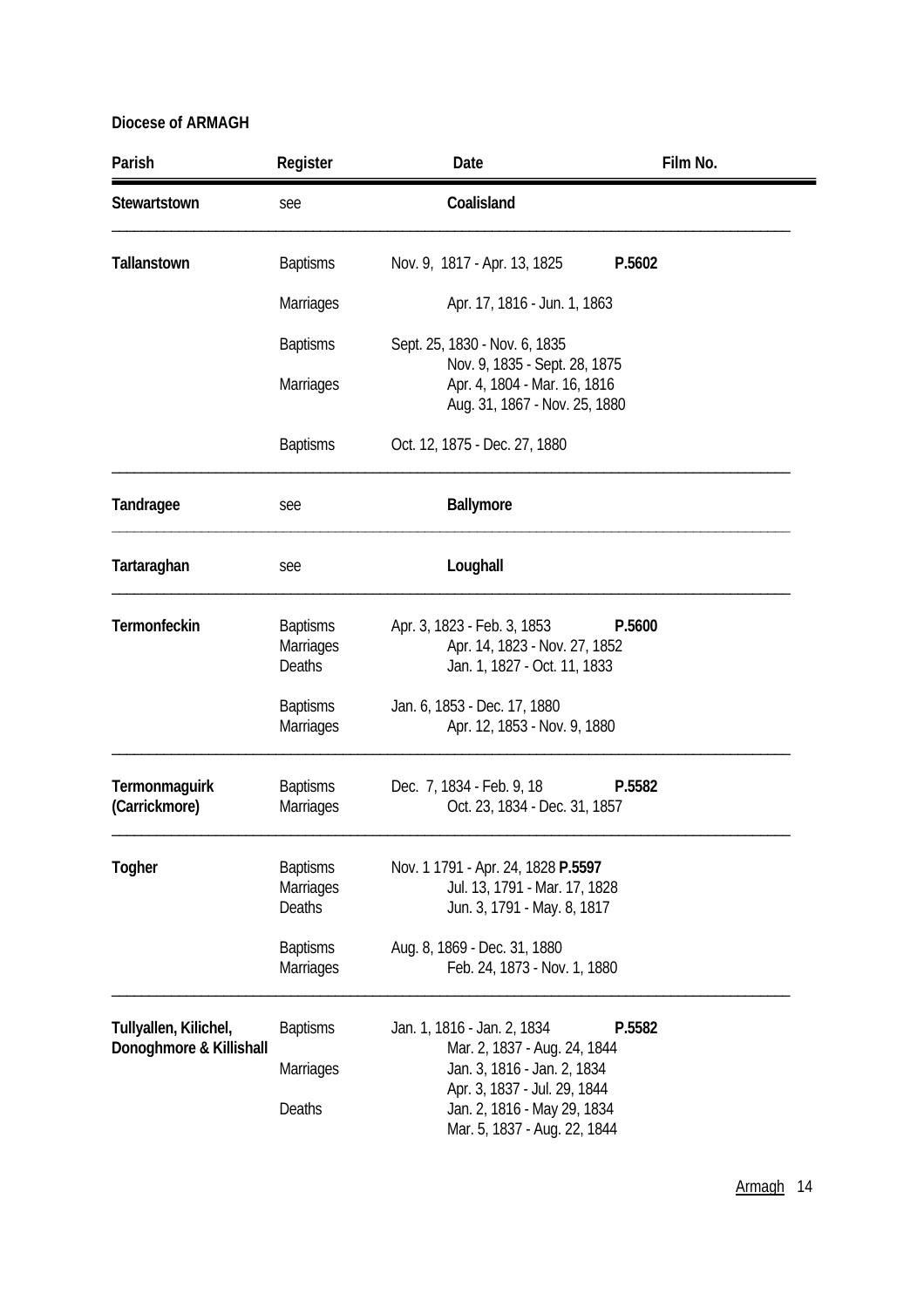**Diocese of ARMAGH**

| Parish | Register | Date | Film No. |
|---|---|---|---|
| **Stewartstown** | see | **Coalisland** | |
| **Tallanstown** | Baptisms | Nov. 9, 1817 - Apr. 13, 1825 | **P.5602** |
| | Marriages | Apr. 17, 1816 - Jun. 1, 1863 | |
| | Baptisms | Sept. 25, 1830 - Nov. 6, 1835<br>Nov. 9, 1835 - Sept. 28, 1875 | |
| | Marriages | Apr. 4, 1804 - Mar. 16, 1816<br>Aug. 31, 1867 - Nov. 25, 1880 | |
| | Baptisms | Oct. 12, 1875 - Dec. 27, 1880 | |
| **Tandragee** | see | **Ballymore** | |
| **Tartaraghan** | see | **Loughall** | |
| **Termonfeckin** | Baptisms | Apr. 3, 1823 - Feb. 3, 1853 | **P.5600** |
| | Marriages | Apr. 14, 1823 - Nov. 27, 1852 | |
| | Deaths | Jan. 1, 1827 - Oct. 11, 1833 | |
| | Baptisms | Jan. 6, 1853 - Dec. 17, 1880 | |
| | Marriages | Apr. 12, 1853 - Nov. 9, 1880 | |
| **Termonmaguirk (Carrickmore)** | Baptisms | Dec. 7, 1834 - Feb. 9, 18 | **P.5582** |
| | Marriages | Oct. 23, 1834 - Dec. 31, 1857 | |
| **Togher** | Baptisms | Nov. 1 1791 - Apr. 24, 1828 | **P.5597** |
| | Marriages | Jul. 13, 1791 - Mar. 17, 1828 | |
| | Deaths | Jun. 3, 1791 - May. 8, 1817 | |
| | Baptisms | Aug. 8, 1869 - Dec. 31, 1880 | |
| | Marriages | Feb. 24, 1873 - Nov. 1, 1880 | |
| **Tullyallen, Kilichel, Donoghmore & Killishall** | Baptisms | Jan. 1, 1816 - Jan. 2, 1834<br>Mar. 2, 1837 - Aug. 24, 1844 | **P.5582** |
| | Marriages | Jan. 3, 1816 - Jan. 2, 1834<br>Apr. 3, 1837 - Jul. 29, 1844 | |
| | Deaths | Jan. 2, 1816 - May 29, 1834<br>Mar. 5, 1837 - Aug. 22, 1844 | |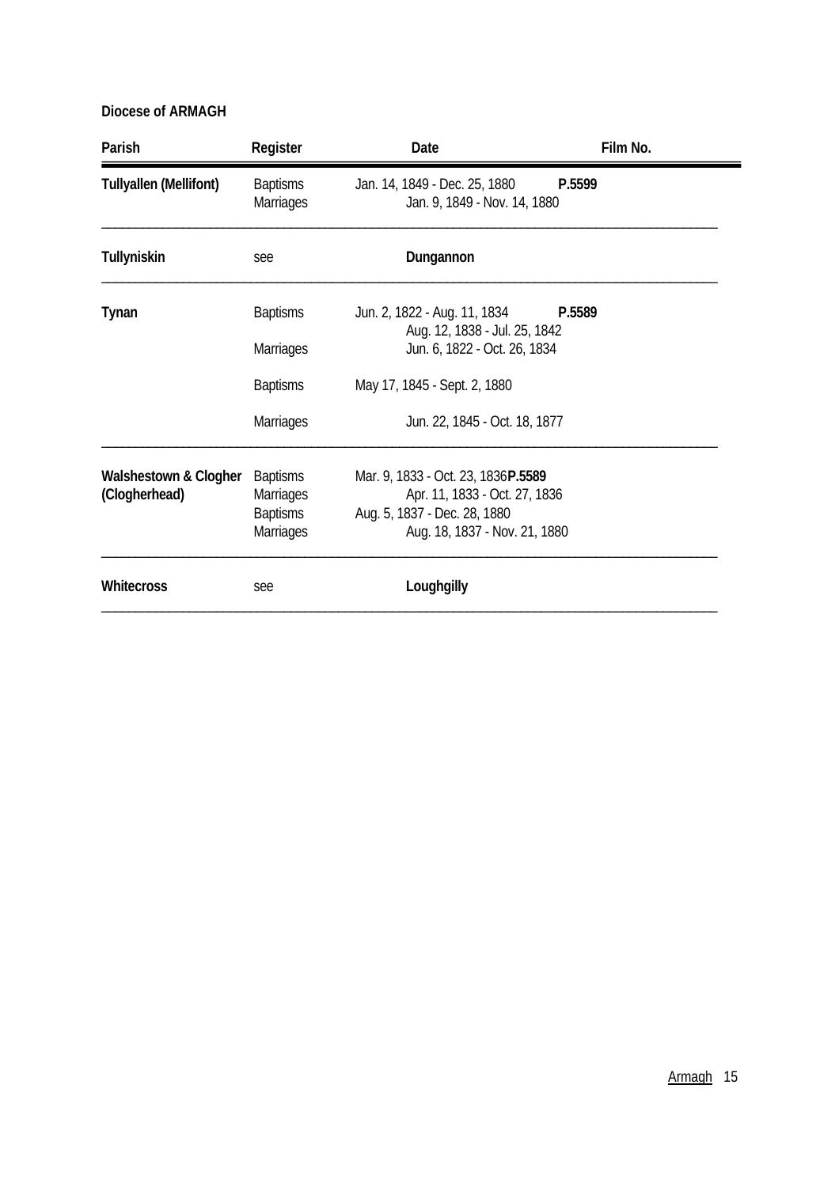**Diocese of ARMAGH**

| Parish | Register | Date | Film No. |
|---|---|---|---|
| **Tullyallen (Mellifont)** | Baptisms | Jan. 14, 1849 - Dec. 25, 1880 | **P.5599** |
| | Marriages | Jan. 9, 1849 - Nov. 14, 1880 | |
| **Tullyniskin** | see | **Dungannon** | |
| **Tynan** | Baptisms | Jun. 2, 1822 - Aug. 11, 1834 | **P.5589** |
| | | Aug. 12, 1838 - Jul. 25, 1842 | |
| | Marriages | Jun. 6, 1822 - Oct. 26, 1834 | |
| | Baptisms | May 17, 1845 - Sept. 2, 1880 | |
| | Marriages | Jun. 22, 1845 - Oct. 18, 1877 | |
| **Walshestown & Clogher (Clogherhead)** | Baptisms | Mar. 9, 1833 - Oct. 23, 1836 | **P.5589** |
| | Marriages | Apr. 11, 1833 - Oct. 27, 1836 | |
| | Baptisms | Aug. 5, 1837 - Dec. 28, 1880 | |
| | Marriages | Aug. 18, 1837 - Nov. 21, 1880 | |
| **Whitecross** | see | **Loughgilly** | |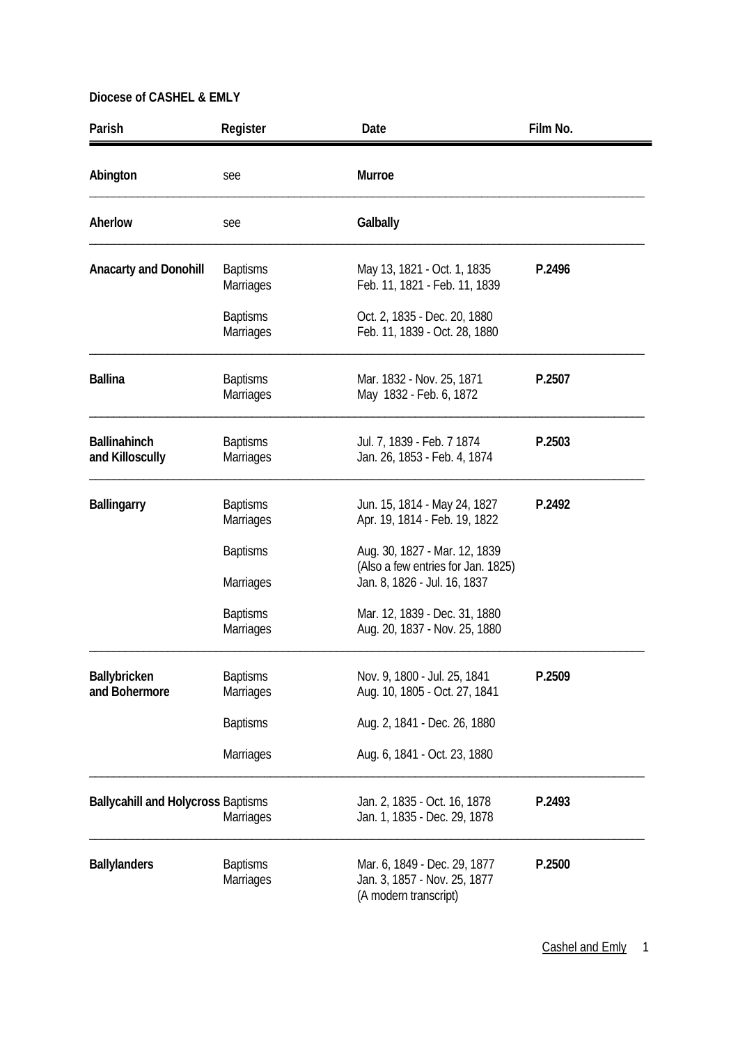**Diocese of CASHEL & EMLY**

| Parish | Register | Date | Film No. |
|---|---|---|---|
| **Abington** | see | **Murroe** | |
| **Aherlow** | see | **Galbally** | |
| **Anacarty and Donohill** | Baptisms | May 13, 1821 - Oct. 1, 1835 | **P.2496** |
| | Marriages | Feb. 11, 1821 - Feb. 11, 1839 | |
| | Baptisms | Oct. 2, 1835 - Dec. 20, 1880 | |
| | Marriages | Feb. 11, 1839 - Oct. 28, 1880 | |
| **Ballina** | Baptisms | Mar. 1832 - Nov. 25, 1871 | **P.2507** |
| | Marriages | May 1832 - Feb. 6, 1872 | |
| **Ballinahinch and Killoscully** | Baptisms | Jul. 7, 1839 - Feb. 7 1874 | **P.2503** |
| | Marriages | Jan. 26, 1853 - Feb. 4, 1874 | |
| **Ballingarry** | Baptisms | Jun. 15, 1814 - May 24, 1827 | **P.2492** |
| | Marriages | Apr. 19, 1814 - Feb. 19, 1822 | |
| | Baptisms | Aug. 30, 1827 - Mar. 12, 1839 (Also a few entries for Jan. 1825) | |
| | Marriages | Jan. 8, 1826 - Jul. 16, 1837 | |
| | Baptisms | Mar. 12, 1839 - Dec. 31, 1880 | |
| | Marriages | Aug. 20, 1837 - Nov. 25, 1880 | |
| **Ballybricken and Bohermore** | Baptisms | Nov. 9, 1800 - Jul. 25, 1841 | **P.2509** |
| | Marriages | Aug. 10, 1805 - Oct. 27, 1841 | |
| | Baptisms | Aug. 2, 1841 - Dec. 26, 1880 | |
| | Marriages | Aug. 6, 1841 - Oct. 23, 1880 | |
| **Ballycahill and Holycross** | Baptisms | Jan. 2, 1835 - Oct. 16, 1878 | **P.2493** |
| | Marriages | Jan. 1, 1835 - Dec. 29, 1878 | |
| **Ballylanders** | Baptisms | Mar. 6, 1849 - Dec. 29, 1877 | **P.2500** |
| | Marriages | Jan. 3, 1857 - Nov. 25, 1877 (A modern transcript) | |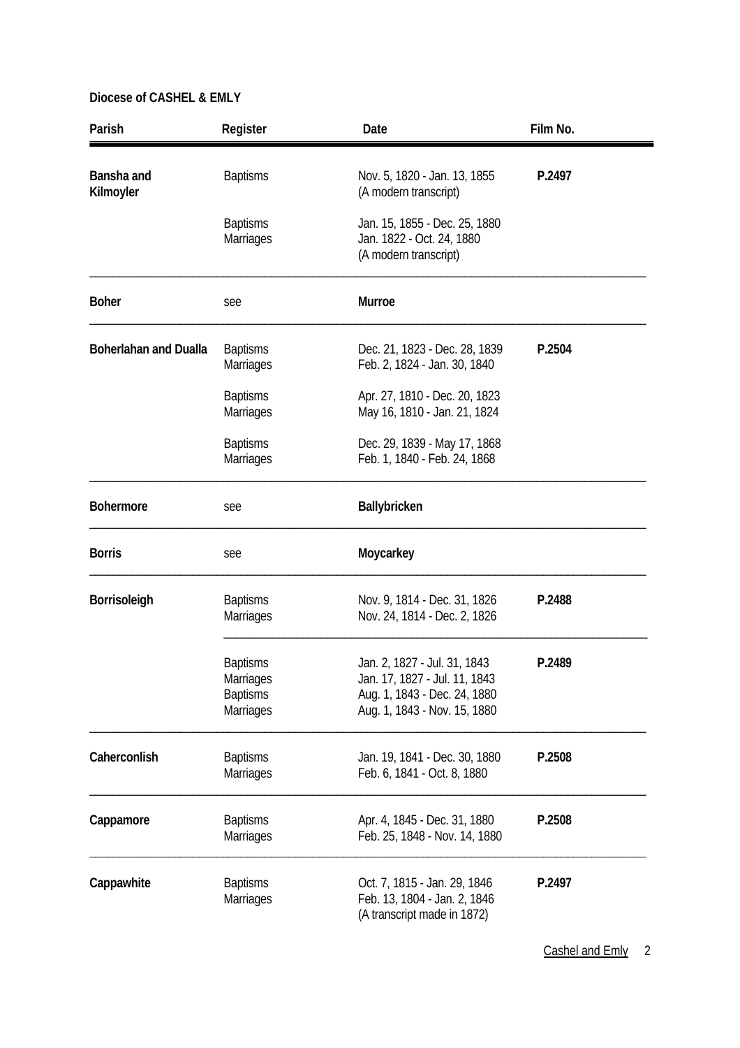**Diocese of CASHEL & EMLY**

| Parish | Register | Date | Film No. |
|---|---|---|---|
| **Bansha and Kilmoyler** | Baptisms | Nov. 5, 1820 - Jan. 13, 1855 (A modern transcript) | **P.2497** |
| | Baptisms<br>Marriages | Jan. 15, 1855 - Dec. 25, 1880<br>Jan. 1822 - Oct. 24, 1880 (A modern transcript) | |
| **Boher** | see | **Murroe** | |
| **Boherlahan and Dualla** | Baptisms<br>Marriages | Dec. 21, 1823 - Dec. 28, 1839<br>Feb. 2, 1824 - Jan. 30, 1840 | **P.2504** |
| | Baptisms<br>Marriages | Apr. 27, 1810 - Dec. 20, 1823<br>May 16, 1810 - Jan. 21, 1824 | |
| | Baptisms<br>Marriages | Dec. 29, 1839 - May 17, 1868<br>Feb. 1, 1840 - Feb. 24, 1868 | |
| **Bohermore** | see | **Ballybricken** | |
| **Borris** | see | **Moycarkey** | |
| **Borrisoleigh** | Baptisms<br>Marriages | Nov. 9, 1814 - Dec. 31, 1826<br>Nov. 24, 1814 - Dec. 2, 1826 | **P.2488** |
| | Baptisms<br>Marriages<br>Baptisms<br>Marriages | Jan. 2, 1827 - Jul. 31, 1843<br>Jan. 17, 1827 - Jul. 11, 1843<br>Aug. 1, 1843 - Dec. 24, 1880<br>Aug. 1, 1843 - Nov. 15, 1880 | **P.2489** |
| **Caherconlish** | Baptisms<br>Marriages | Jan. 19, 1841 - Dec. 30, 1880<br>Feb. 6, 1841 - Oct. 8, 1880 | **P.2508** |
| **Cappamore** | Baptisms<br>Marriages | Apr. 4, 1845 - Dec. 31, 1880<br>Feb. 25, 1848 - Nov. 14, 1880 | **P.2508** |
| **Cappawhite** | Baptisms<br>Marriages | Oct. 7, 1815 - Jan. 29, 1846<br>Feb. 13, 1804 - Jan. 2, 1846 (A transcript made in 1872) | **P.2497** |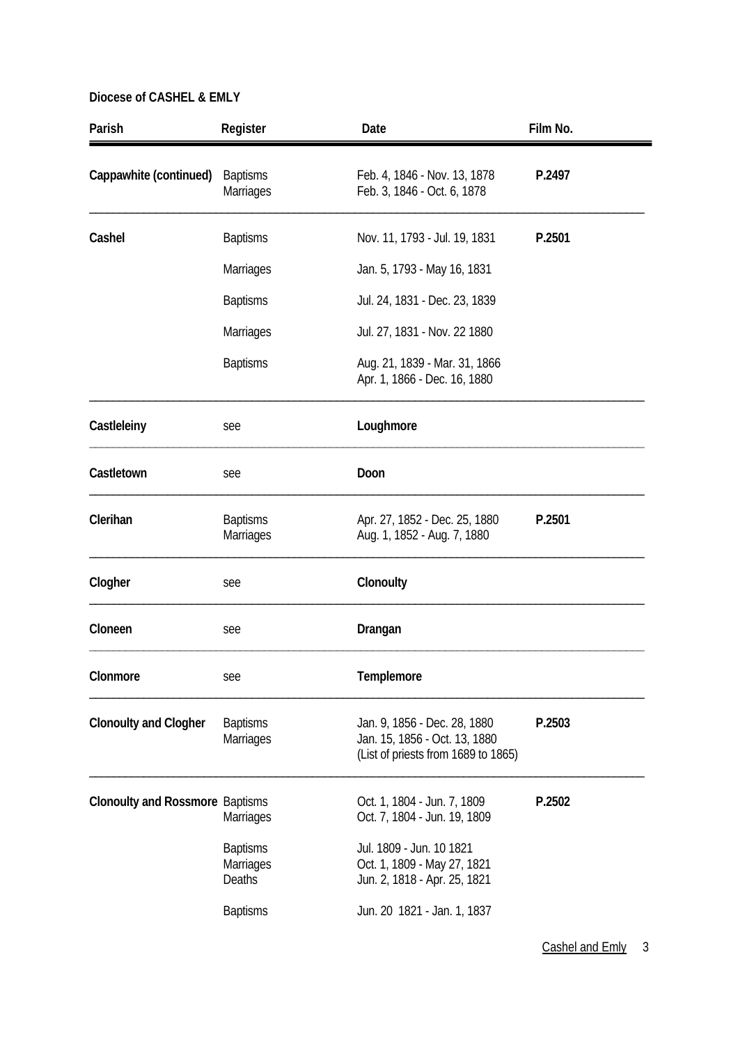**Diocese of CASHEL & EMLY**

| Parish | Register | Date | Film No. |
|---|---|---|---|
| **Cappawhite (continued)** | Baptisms<br>Marriages | Feb. 4, 1846 - Nov. 13, 1878<br>Feb. 3, 1846 - Oct. 6, 1878 | **P.2497** |
| **Cashel** | Baptisms | Nov. 11, 1793 - Jul. 19, 1831 | **P.2501** |
| | Marriages | Jan. 5, 1793 - May 16, 1831 | |
| | Baptisms | Jul. 24, 1831 - Dec. 23, 1839 | |
| | Marriages | Jul. 27, 1831 - Nov. 22 1880 | |
| | Baptisms | Aug. 21, 1839 - Mar. 31, 1866<br>Apr. 1, 1866 - Dec. 16, 1880 | |
| **Castleleiny** | see | **Loughmore** | |
| **Castletown** | see | **Doon** | |
| **Clerihan** | Baptisms<br>Marriages | Apr. 27, 1852 - Dec. 25, 1880<br>Aug. 1, 1852 - Aug. 7, 1880 | **P.2501** |
| **Clogher** | see | **Clonoulty** | |
| **Cloneen** | see | **Drangan** | |
| **Clonmore** | see | **Templemore** | |
| **Clonoulty and Clogher** | Baptisms<br>Marriages | Jan. 9, 1856 - Dec. 28, 1880<br>Jan. 15, 1856 - Oct. 13, 1880<br>(List of priests from 1689 to 1865) | **P.2503** |
| **Clonoulty and Rossmore** | Baptisms<br>Marriages | Oct. 1, 1804 - Jun. 7, 1809<br>Oct. 7, 1804 - Jun. 19, 1809 | **P.2502** |
| | Baptisms<br>Marriages<br>Deaths | Jul. 1809 - Jun. 10 1821<br>Oct. 1, 1809 - May 27, 1821<br>Jun. 2, 1818 - Apr. 25, 1821 | |
| | Baptisms | Jun. 20 1821 - Jan. 1, 1837 | |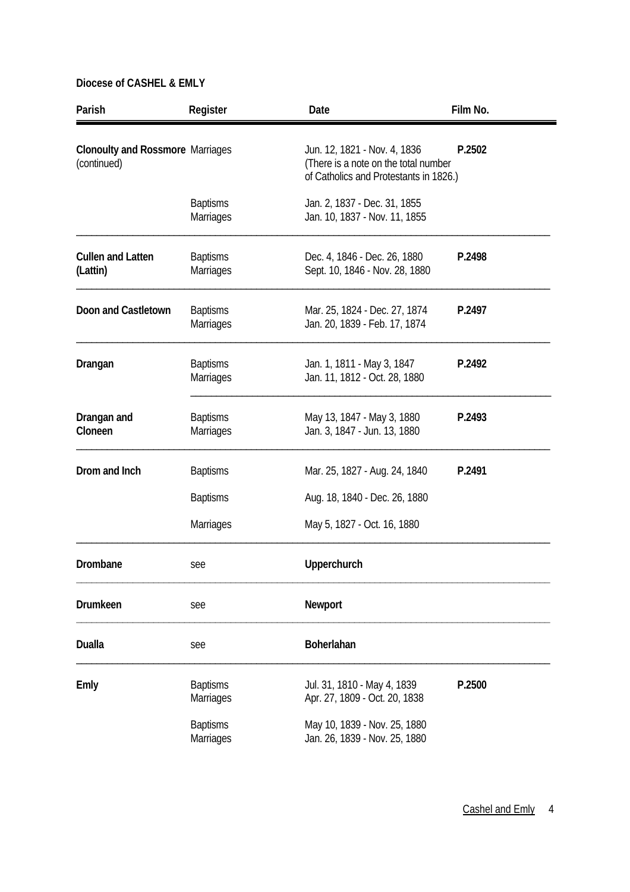**Diocese of CASHEL & EMLY**

| Parish | Register | Date | Film No. |
|---|---|---|---|
| **Clonoulty and Rossmore** (continued) | Marriages | Jun. 12, 1821 - Nov. 4, 1836 (There is a note on the total number of Catholics and Protestants in 1826.) | **P.2502** |
| | Baptisms | Jan. 2, 1837 - Dec. 31, 1855 | |
| | Marriages | Jan. 10, 1837 - Nov. 11, 1855 | |
| **Cullen and Latten (Lattin)** | Baptisms | Dec. 4, 1846 - Dec. 26, 1880 | **P.2498** |
| | Marriages | Sept. 10, 1846 - Nov. 28, 1880 | |
| **Doon and Castletown** | Baptisms | Mar. 25, 1824 - Dec. 27, 1874 | **P.2497** |
| | Marriages | Jan. 20, 1839 - Feb. 17, 1874 | |
| **Drangan** | Baptisms | Jan. 1, 1811 - May 3, 1847 | **P.2492** |
| | Marriages | Jan. 11, 1812 - Oct. 28, 1880 | |
| **Drangan and Cloneen** | Baptisms | May 13, 1847 - May 3, 1880 | **P.2493** |
| | Marriages | Jan. 3, 1847 - Jun. 13, 1880 | |
| **Drom and Inch** | Baptisms | Mar. 25, 1827 - Aug. 24, 1840 | **P.2491** |
| | Baptisms | Aug. 18, 1840 - Dec. 26, 1880 | |
| | Marriages | May 5, 1827 - Oct. 16, 1880 | |
| **Drombane** | see | **Upperchurch** | |
| **Drumkeen** | see | **Newport** | |
| **Dualla** | see | **Boherlahan** | |
| **Emly** | Baptisms | Jul. 31, 1810 - May 4, 1839 | **P.2500** |
| | Marriages | Apr. 27, 1809 - Oct. 20, 1838 | |
| | Baptisms | May 10, 1839 - Nov. 25, 1880 | |
| | Marriages | Jan. 26, 1839 - Nov. 25, 1880 | |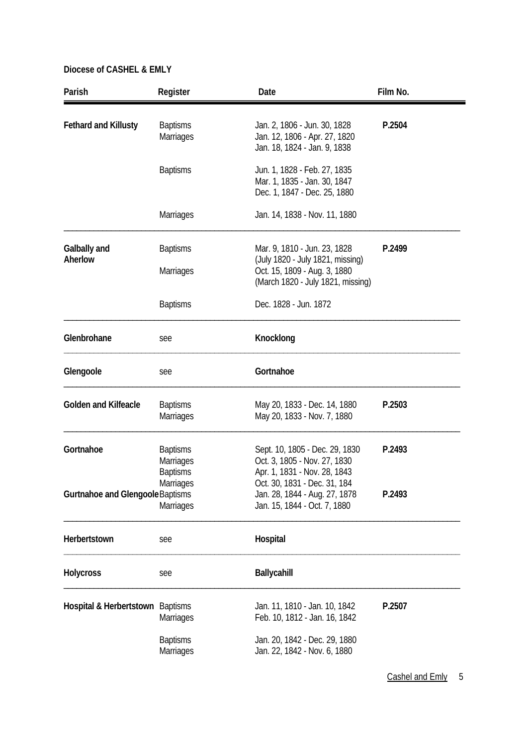**Diocese of CASHEL & EMLY**

| Parish | Register | Date | Film No. |
|---|---|---|---|
| **Fethard and Killusty** | Baptisms | Jan. 2, 1806 - Jun. 30, 1828 | **P.2504** |
| | Marriages | Jan. 12, 1806 - Apr. 27, 1820 | |
| | | Jan. 18, 1824 - Jan. 9, 1838 | |
| | Baptisms | Jun. 1, 1828 - Feb. 27, 1835 | |
| | | Mar. 1, 1835 - Jan. 30, 1847 | |
| | | Dec. 1, 1847 - Dec. 25, 1880 | |
| | Marriages | Jan. 14, 1838 - Nov. 11, 1880 | |
| **Galbally and Aherlow** | Baptisms | Mar. 9, 1810 - Jun. 23, 1828 | **P.2499** |
| | | (July 1820 - July 1821, missing) | |
| | Marriages | Oct. 15, 1809 - Aug. 3, 1880 | |
| | | (March 1820 - July 1821, missing) | |
| | Baptisms | Dec. 1828 - Jun. 1872 | |
| **Glenbrohane** | see | **Knocklong** | |
| **Glengoole** | see | **Gortnahoe** | |
| **Golden and Kilfeacle** | Baptisms | May 20, 1833 - Dec. 14, 1880 | **P.2503** |
| | Marriages | May 20, 1833 - Nov. 7, 1880 | |
| **Gortnahoe** | Baptisms | Sept. 10, 1805 - Dec. 29, 1830 | **P.2493** |
| | Marriages | Oct. 3, 1805 - Nov. 27, 1830 | |
| | Baptisms | Apr. 1, 1831 - Nov. 28, 1843 | |
| | Marriages | Oct. 30, 1831 - Dec. 31, 184 | |
| **Gurtnahoe and Glengoole** | Baptisms | Jan. 28, 1844 - Aug. 27, 1878 | **P.2493** |
| | Marriages | Jan. 15, 1844 - Oct. 7, 1880 | |
| **Herbertstown** | see | **Hospital** | |
| **Holycross** | see | **Ballycahill** | |
| **Hospital & Herbertstown** | Baptisms | Jan. 11, 1810 - Jan. 10, 1842 | **P.2507** |
| | Marriages | Feb. 10, 1812 - Jan. 16, 1842 | |
| | Baptisms | Jan. 20, 1842 - Dec. 29, 1880 | |
| | Marriages | Jan. 22, 1842 - Nov. 6, 1880 | |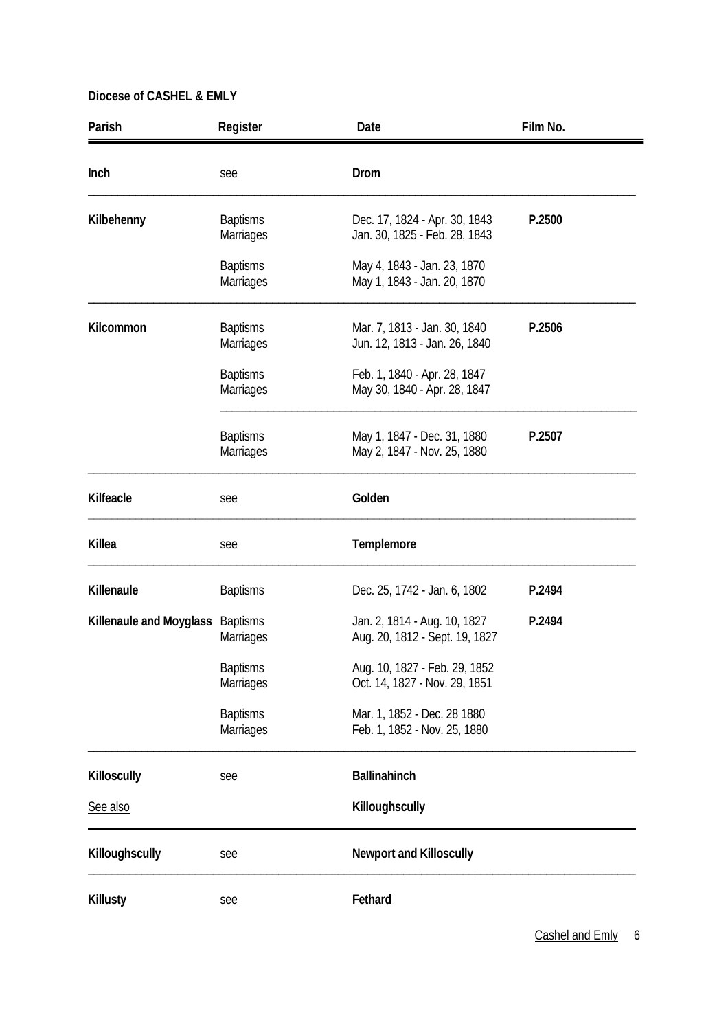**Diocese of CASHEL & EMLY**

| Parish | Register | Date | Film No. |
|---|---|---|---|
| **Inch** | see | **Drom** | |
| **Kilbehenny** | Baptisms | Dec. 17, 1824 - Apr. 30, 1843 | **P.2500** |
| | Marriages | Jan. 30, 1825 - Feb. 28, 1843 | |
| | Baptisms | May 4, 1843 - Jan. 23, 1870 | |
| | Marriages | May 1, 1843 - Jan. 20, 1870 | |
| **Kilcommon** | Baptisms | Mar. 7, 1813 - Jan. 30, 1840 | **P.2506** |
| | Marriages | Jun. 12, 1813 - Jan. 26, 1840 | |
| | Baptisms | Feb. 1, 1840 - Apr. 28, 1847 | |
| | Marriages | May 30, 1840 - Apr. 28, 1847 | |
| | Baptisms | May 1, 1847 - Dec. 31, 1880 | **P.2507** |
| | Marriages | May 2, 1847 - Nov. 25, 1880 | |
| **Kilfeacle** | see | **Golden** | |
| **Killea** | see | **Templemore** | |
| **Killenaule** | Baptisms | Dec. 25, 1742 - Jan. 6, 1802 | **P.2494** |
| **Killenaule and Moyglass** | Baptisms | Jan. 2, 1814 - Aug. 10, 1827 | **P.2494** |
| | Marriages | Aug. 20, 1812 - Sept. 19, 1827 | |
| | Baptisms | Aug. 10, 1827 - Feb. 29, 1852 | |
| | Marriages | Oct. 14, 1827 - Nov. 29, 1851 | |
| | Baptisms | Mar. 1, 1852 - Dec. 28 1880 | |
| | Marriages | Feb. 1, 1852 - Nov. 25, 1880 | |
| **Killoscully** | see | **Ballinahinch** | |
| See also | | **Killoughscully** | |
| **Killoughscully** | see | **Newport and Killoscully** | |
| **Killusty** | see | **Fethard** | |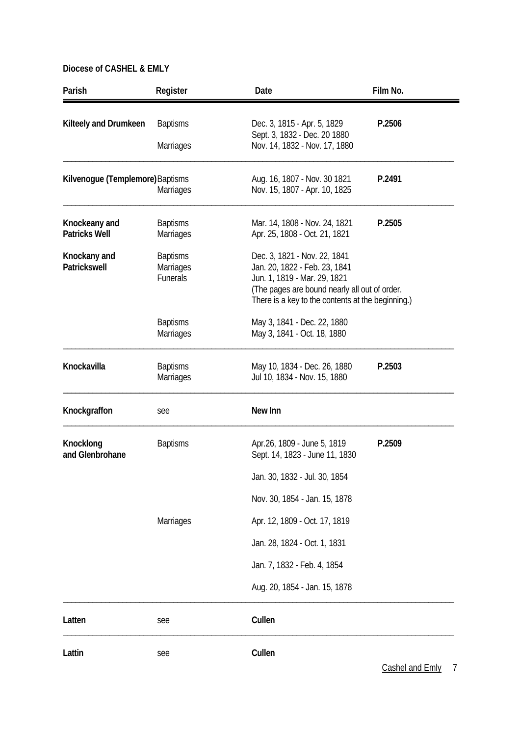**Diocese of CASHEL & EMLY**

| Parish | Register | Date | Film No. |
|---|---|---|---|
| **Kilteely and Drumkeen** | Baptisms | Dec. 3, 1815 - Apr. 5, 1829<br>Sept. 3, 1832 - Dec. 20 1880 | **P.2506** |
| | Marriages | Nov. 14, 1832 - Nov. 17, 1880 | |
| **Kilvenogue (Templemore)** | Baptisms<br>Marriages | Aug. 16, 1807 - Nov. 30 1821<br>Nov. 15, 1807 - Apr. 10, 1825 | **P.2491** |
| **Knockeany and Patricks Well** | Baptisms<br>Marriages | Mar. 14, 1808 - Nov. 24, 1821<br>Apr. 25, 1808 - Oct. 21, 1821 | **P.2505** |
| **Knockany and Patrickswell** | Baptisms<br>Marriages<br>Funerals | Dec. 3, 1821 - Nov. 22, 1841<br>Jan. 20, 1822 - Feb. 23, 1841<br>Jun. 1, 1819 - Mar. 29, 1821<br>(The pages are bound nearly all out of order. There is a key to the contents at the beginning.) | |
| | Baptisms<br>Marriages | May 3, 1841 - Dec. 22, 1880<br>May 3, 1841 - Oct. 18, 1880 | |
| **Knockavilla** | Baptisms<br>Marriages | May 10, 1834 - Dec. 26, 1880<br>Jul 10, 1834 - Nov. 15, 1880 | **P.2503** |
| **Knockgraffon** | see | **New Inn** | |
| **Knocklong and Glenbrohane** | Baptisms | Apr.26, 1809 - June 5, 1819<br>Sept. 14, 1823 - June 11, 1830 | **P.2509** |
| | | Jan. 30, 1832 - Jul. 30, 1854 | |
| | | Nov. 30, 1854 - Jan. 15, 1878 | |
| | Marriages | Apr. 12, 1809 - Oct. 17, 1819 | |
| | | Jan. 28, 1824 - Oct. 1, 1831 | |
| | | Jan. 7, 1832 - Feb. 4, 1854 | |
| | | Aug. 20, 1854 - Jan. 15, 1878 | |
| **Latten** | see | **Cullen** | |
| **Lattin** | see | **Cullen** | |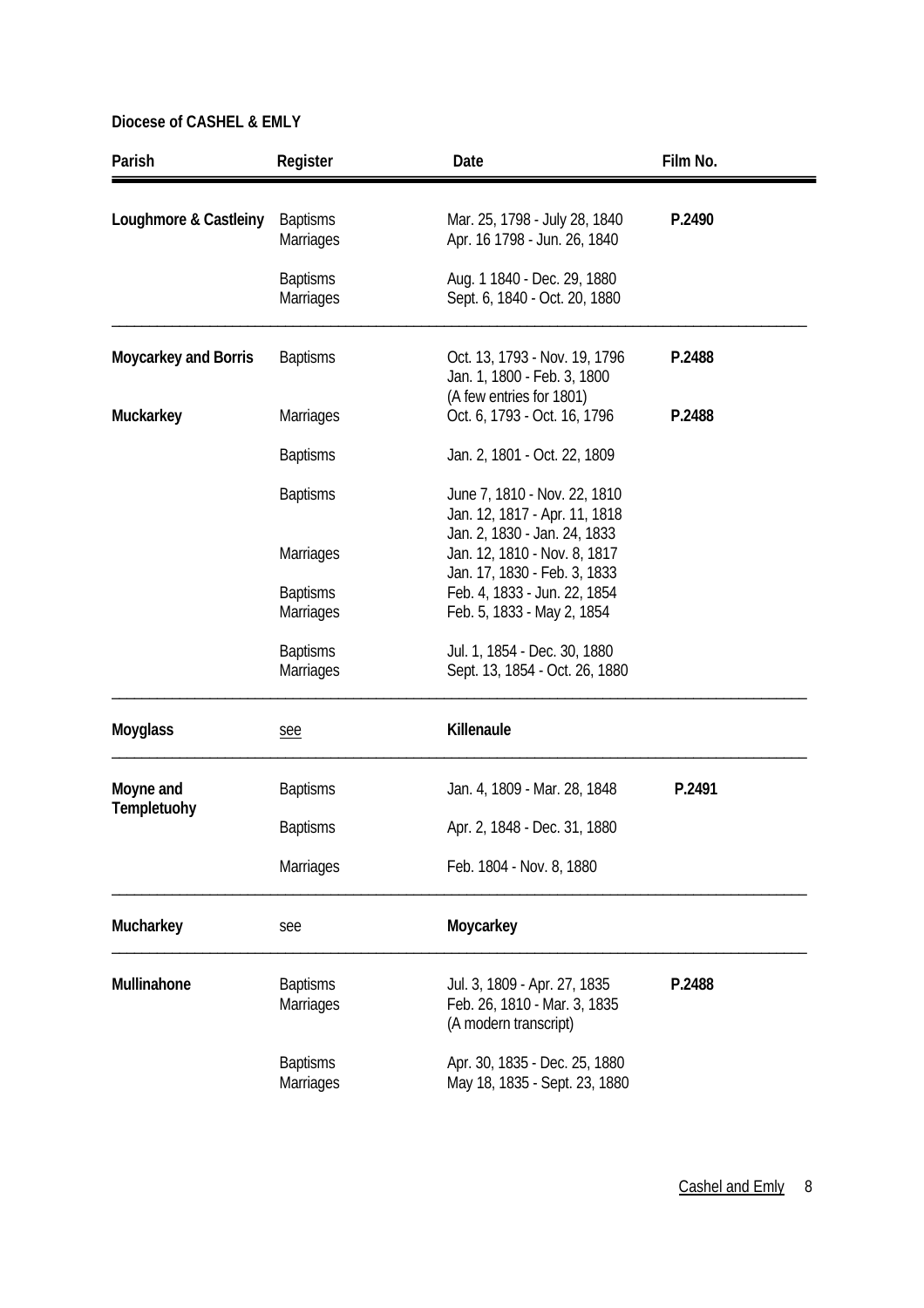**Diocese of CASHEL & EMLY**

| Parish | Register | Date | Film No. |
|---|---|---|---|
| **Loughmore & Castleiny** | Baptisms<br>Marriages | Mar. 25, 1798 - July 28, 1840<br>Apr. 16 1798 - Jun. 26, 1840 | **P.2490** |
| | Baptisms<br>Marriages | Aug. 1 1840 - Dec. 29, 1880<br>Sept. 6, 1840 - Oct. 20, 1880 | |
| **Moycarkey and Borris** | Baptisms | Oct. 13, 1793 - Nov. 19, 1796<br>Jan. 1, 1800 - Feb. 3, 1800<br>(A few entries for 1801) | **P.2488** |
| **Muckarkey** | Marriages | Oct. 6, 1793 - Oct. 16, 1796 | **P.2488** |
| | Baptisms | Jan. 2, 1801 - Oct. 22, 1809 | |
| | Baptisms | June 7, 1810 - Nov. 22, 1810<br>Jan. 12, 1817 - Apr. 11, 1818<br>Jan. 2, 1830 - Jan. 24, 1833 | |
| | Marriages | Jan. 12, 1810 - Nov. 8, 1817<br>Jan. 17, 1830 - Feb. 3, 1833 | |
| | Baptisms<br>Marriages | Feb. 4, 1833 - Jun. 22, 1854<br>Feb. 5, 1833 - May 2, 1854 | |
| | Baptisms<br>Marriages | Jul. 1, 1854 - Dec. 30, 1880<br>Sept. 13, 1854 - Oct. 26, 1880 | |
| **Moyglass** | see | **Killenaule** | |
| **Moyne and Templetuohy** | Baptisms | Jan. 4, 1809 - Mar. 28, 1848 | **P.2491** |
| | Baptisms | Apr. 2, 1848 - Dec. 31, 1880 | |
| | Marriages | Feb. 1804 - Nov. 8, 1880 | |
| **Mucharkey** | see | **Moycarkey** | |
| **Mullinahone** | Baptisms<br>Marriages | Jul. 3, 1809 - Apr. 27, 1835<br>Feb. 26, 1810 - Mar. 3, 1835<br>(A modern transcript) | **P.2488** |
| | Baptisms<br>Marriages | Apr. 30, 1835 - Dec. 25, 1880<br>May 18, 1835 - Sept. 23, 1880 | |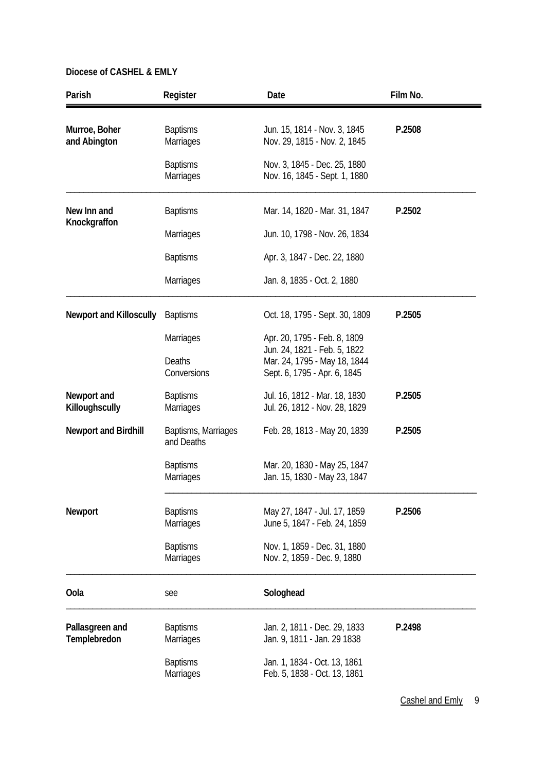**Diocese of CASHEL & EMLY**

| Parish | Register | Date | Film No. |
|---|---|---|---|
| **Murroe, Boher and Abington** | Baptisms | Jun. 15, 1814 - Nov. 3, 1845 | **P.2508** |
| | Marriages | Nov. 29, 1815 - Nov. 2, 1845 | |
| | Baptisms | Nov. 3, 1845 - Dec. 25, 1880 | |
| | Marriages | Nov. 16, 1845 - Sept. 1, 1880 | |
| **New Inn and Knockgraffon** | Baptisms | Mar. 14, 1820 - Mar. 31, 1847 | **P.2502** |
| | Marriages | Jun. 10, 1798 - Nov. 26, 1834 | |
| | Baptisms | Apr. 3, 1847 - Dec. 22, 1880 | |
| | Marriages | Jan. 8, 1835 - Oct. 2, 1880 | |
| **Newport and Killoscully** | Baptisms | Oct. 18, 1795 - Sept. 30, 1809 | **P.2505** |
| | Marriages | Apr. 20, 1795 - Feb. 8, 1809<br>Jun. 24, 1821 - Feb. 5, 1822 | |
| | Deaths | Mar. 24, 1795 - May 18, 1844 | |
| | Conversions | Sept. 6, 1795 - Apr. 6, 1845 | |
| **Newport and Killoughscully** | Baptisms | Jul. 16, 1812 - Mar. 18, 1830 | **P.2505** |
| | Marriages | Jul. 26, 1812 - Nov. 28, 1829 | |
| **Newport and Birdhill** | Baptisms, Marriages and Deaths | Feb. 28, 1813 - May 20, 1839 | **P.2505** |
| | Baptisms | Mar. 20, 1830 - May 25, 1847 | |
| | Marriages | Jan. 15, 1830 - May 23, 1847 | |
| **Newport** | Baptisms | May 27, 1847 - Jul. 17, 1859 | **P.2506** |
| | Marriages | June 5, 1847 - Feb. 24, 1859 | |
| | Baptisms | Nov. 1, 1859 - Dec. 31, 1880 | |
| | Marriages | Nov. 2, 1859 - Dec. 9, 1880 | |
| **Oola** | see | **Sologhead** | |
| **Pallasgreen and Templebredon** | Baptisms | Jan. 2, 1811 - Dec. 29, 1833 | **P.2498** |
| | Marriages | Jan. 9, 1811 - Jan. 29 1838 | |
| | Baptisms | Jan. 1, 1834 - Oct. 13, 1861 | |
| | Marriages | Feb. 5, 1838 - Oct. 13, 1861 | |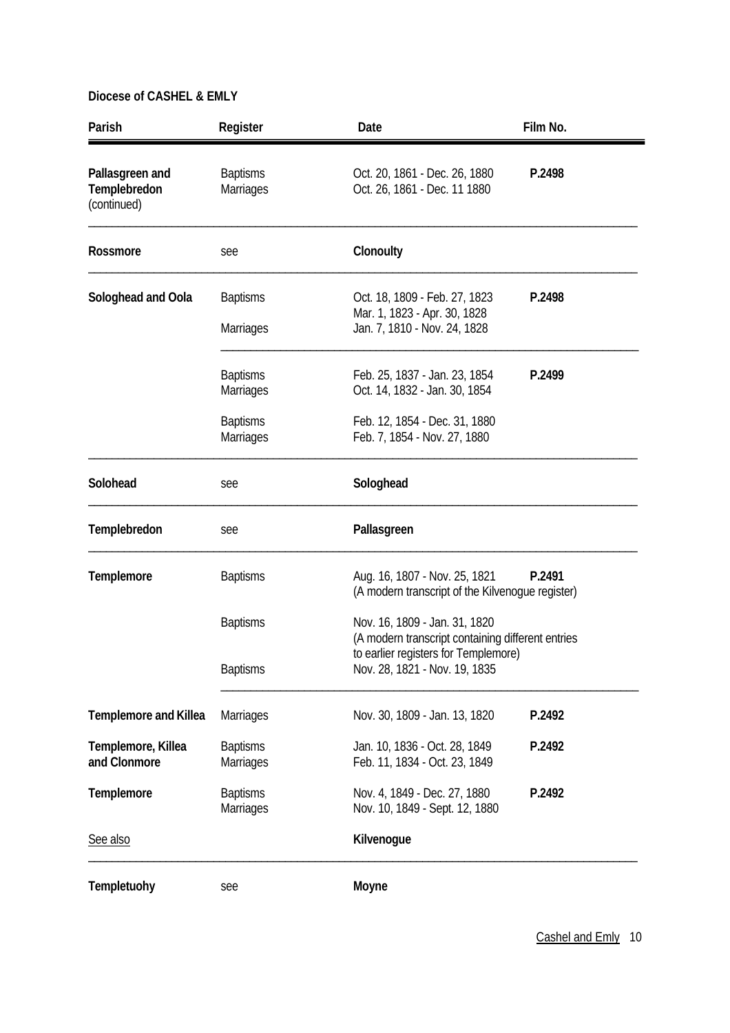**Diocese of CASHEL & EMLY**

| Parish | Register | Date | Film No. |
|---|---|---|---|
| **Pallasgreen and Templebredon** (continued) | Baptisms<br>Marriages | Oct. 20, 1861 - Dec. 26, 1880<br>Oct. 26, 1861 - Dec. 11 1880 | **P.2498** |
| **Rossmore** | see | **Clonoulty** | |
| **Sologhead and Oola** | Baptisms<br><br>Marriages | Oct. 18, 1809 - Feb. 27, 1823<br>Mar. 1, 1823 - Apr. 30, 1828<br>Jan. 7, 1810 - Nov. 24, 1828 | **P.2498** |
| | Baptisms<br>Marriages | Feb. 25, 1837 - Jan. 23, 1854<br>Oct. 14, 1832 - Jan. 30, 1854 | **P.2499** |
| | Baptisms<br>Marriages | Feb. 12, 1854 - Dec. 31, 1880<br>Feb. 7, 1854 - Nov. 27, 1880 | |
| **Solohead** | see | **Sologhead** | |
| **Templebredon** | see | **Pallasgreen** | |
| **Templemore** | Baptisms | Aug. 16, 1807 - Nov. 25, 1821<br>(A modern transcript of the Kilvenogue register) | **P.2491** |
| | Baptisms | Nov. 16, 1809 - Jan. 31, 1820<br>(A modern transcript containing different entries to earlier registers for Templemore) | |
| | Baptisms | Nov. 28, 1821 - Nov. 19, 1835 | |
| **Templemore and Killea** | Marriages | Nov. 30, 1809 - Jan. 13, 1820 | **P.2492** |
| **Templemore, Killea and Clonmore** | Baptisms<br>Marriages | Jan. 10, 1836 - Oct. 28, 1849<br>Feb. 11, 1834 - Oct. 23, 1849 | **P.2492** |
| **Templemore** | Baptisms<br>Marriages | Nov. 4, 1849 - Dec. 27, 1880<br>Nov. 10, 1849 - Sept. 12, 1880 | **P.2492** |
| See also | | **Kilvenogue** | |
| **Templetuohy** | see | **Moyne** | |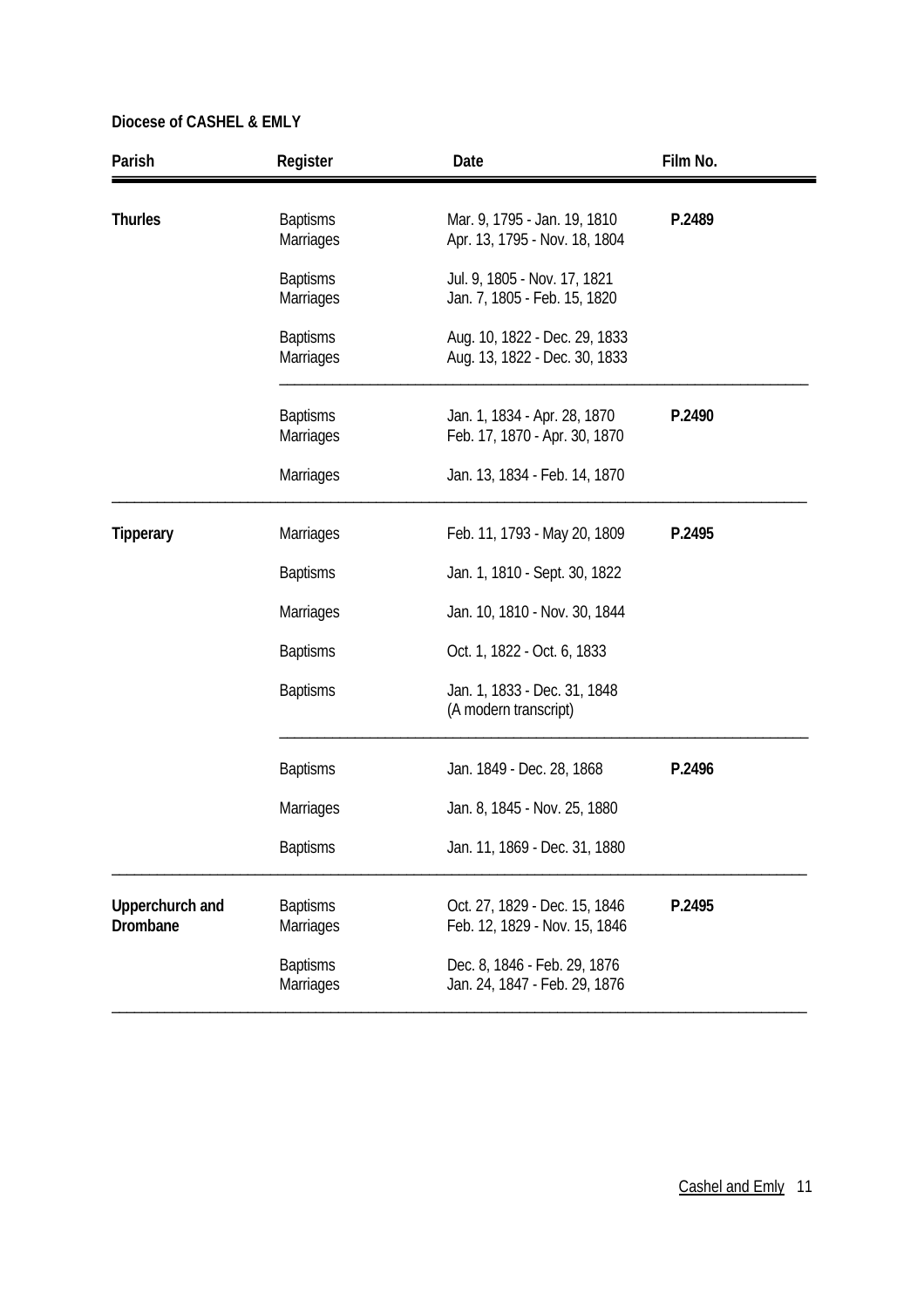**Diocese of CASHEL & EMLY**

| Parish | Register | Date | Film No. |
|---|---|---|---|
| **Thurles** | Baptisms | Mar. 9, 1795 - Jan. 19, 1810 | **P.2489** |
| | Marriages | Apr. 13, 1795 - Nov. 18, 1804 | |
| | Baptisms | Jul. 9, 1805 - Nov. 17, 1821 | |
| | Marriages | Jan. 7, 1805 - Feb. 15, 1820 | |
| | Baptisms | Aug. 10, 1822 - Dec. 29, 1833 | |
| | Marriages | Aug. 13, 1822 - Dec. 30, 1833 | |
| | Baptisms | Jan. 1, 1834 - Apr. 28, 1870 | **P.2490** |
| | Marriages | Feb. 17, 1870 - Apr. 30, 1870 | |
| | Marriages | Jan. 13, 1834 - Feb. 14, 1870 | |
| **Tipperary** | Marriages | Feb. 11, 1793 - May 20, 1809 | **P.2495** |
| | Baptisms | Jan. 1, 1810 - Sept. 30, 1822 | |
| | Marriages | Jan. 10, 1810 - Nov. 30, 1844 | |
| | Baptisms | Oct. 1, 1822 - Oct. 6, 1833 | |
| | Baptisms | Jan. 1, 1833 - Dec. 31, 1848 (A modern transcript) | |
| | Baptisms | Jan. 1849 - Dec. 28, 1868 | **P.2496** |
| | Marriages | Jan. 8, 1845 - Nov. 25, 1880 | |
| | Baptisms | Jan. 11, 1869 - Dec. 31, 1880 | |
| **Upperchurch and Drombane** | Baptisms | Oct. 27, 1829 - Dec. 15, 1846 | **P.2495** |
| | Marriages | Feb. 12, 1829 - Nov. 15, 1846 | |
| | Baptisms | Dec. 8, 1846 - Feb. 29, 1876 | |
| | Marriages | Jan. 24, 1847 - Feb. 29, 1876 | |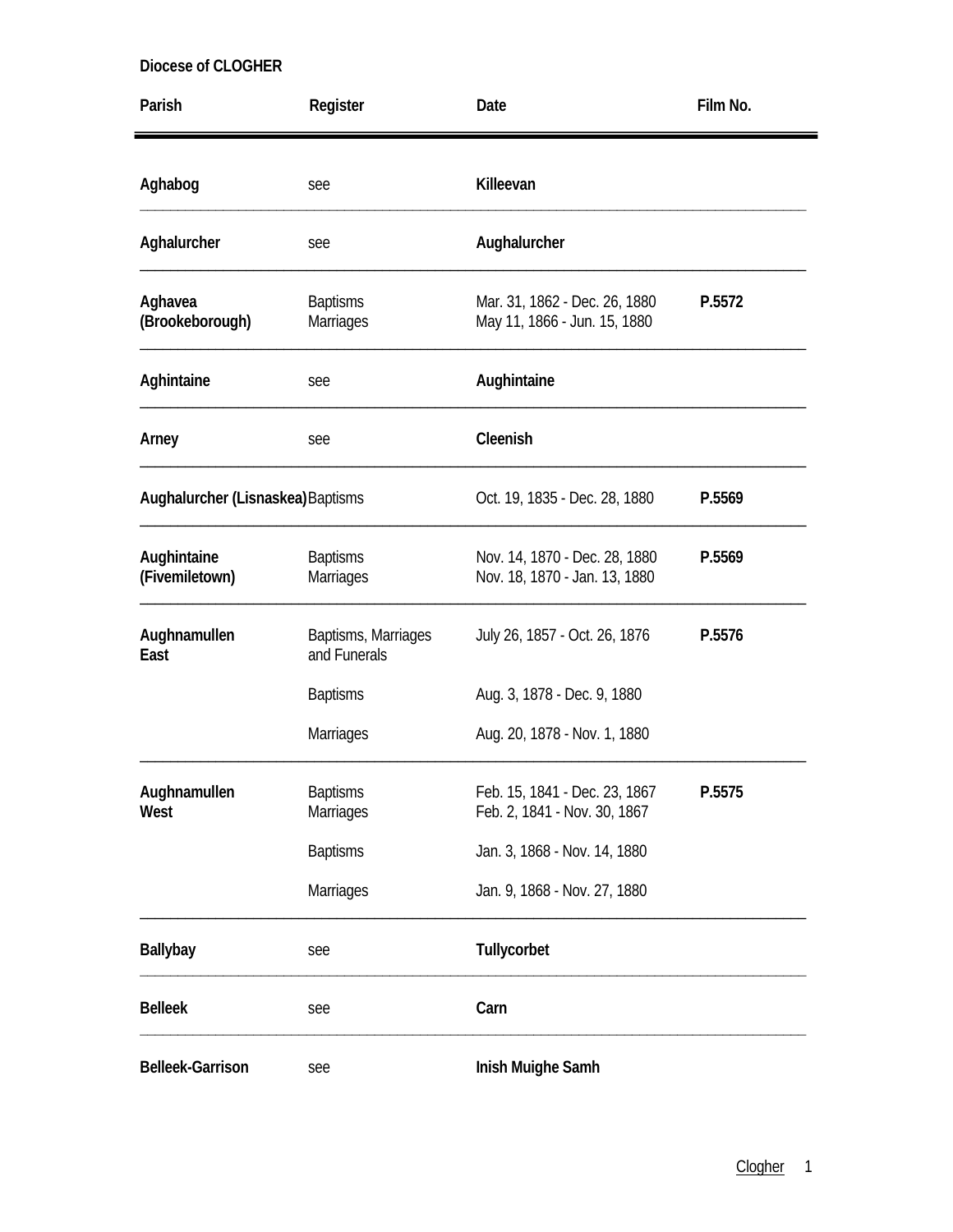Diocese of CLOGHER

| Parish | Register | Date | Film No. |
|---|---|---|---|
| **Aghabog** | see | **Killeevan** | |
| **Aghalurcher** | see | **Aughalurcher** | |
| **Aghavea (Brookeborough)** | Baptisms<br>Marriages | Mar. 31, 1862 - Dec. 26, 1880<br>May 11, 1866 - Jun. 15, 1880 | **P.5572** |
| **Aghintaine** | see | **Aughintaine** | |
| **Arney** | see | **Cleenish** | |
| **Aughalurcher (Lisnaskea)** | Baptisms | Oct. 19, 1835 - Dec. 28, 1880 | **P.5569** |
| **Aughintaine (Fivemiletown)** | Baptisms<br>Marriages | Nov. 14, 1870 - Dec. 28, 1880<br>Nov. 18, 1870 - Jan. 13, 1880 | **P.5569** |
| **Aughnamullen East** | Baptisms, Marriages and Funerals | July 26, 1857 - Oct. 26, 1876 | **P.5576** |
| | Baptisms | Aug. 3, 1878 - Dec. 9, 1880 | |
| | Marriages | Aug. 20, 1878 - Nov. 1, 1880 | |
| **Aughnamullen West** | Baptisms<br>Marriages | Feb. 15, 1841 - Dec. 23, 1867<br>Feb. 2, 1841 - Nov. 30, 1867 | **P.5575** |
| | Baptisms | Jan. 3, 1868 - Nov. 14, 1880 | |
| | Marriages | Jan. 9, 1868 - Nov. 27, 1880 | |
| **Ballybay** | see | **Tullycorbet** | |
| **Belleek** | see | **Carn** | |
| **Belleek-Garrison** | see | **Inish Muighe Samh** | |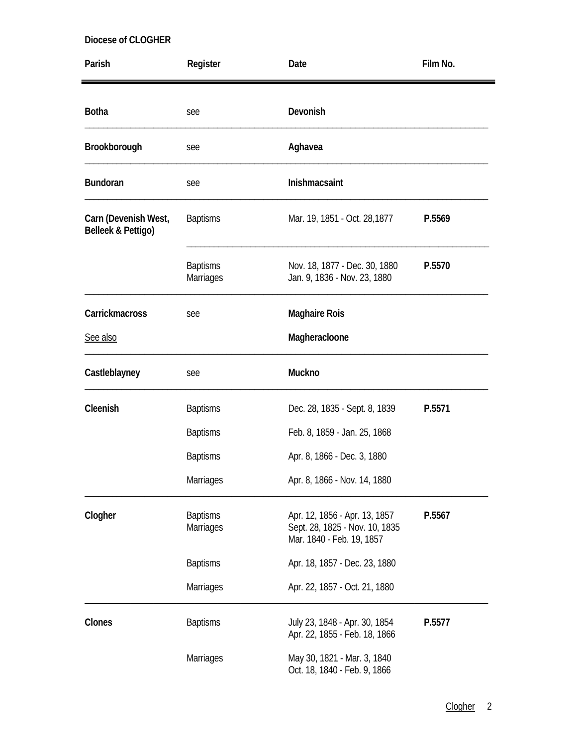**Diocese of CLOGHER**

| Parish | Register | Date | Film No. |
|---|---|---|---|
| **Botha** | see | **Devonish** | |
| **Brookborough** | see | **Aghavea** | |
| **Bundoran** | see | **Inishmacsaint** | |
| **Carn (Devenish West, Belleek & Pettigo)** | Baptisms | Mar. 19, 1851 - Oct. 28,1877 | **P.5569** |
| | Baptisms<br>Marriages | Nov. 18, 1877 - Dec. 30, 1880<br>Jan. 9, 1836 - Nov. 23, 1880 | **P.5570** |
| **Carrickmacross** | see | **Maghaire Rois** | |
| See also | | **Magheracloone** | |
| **Castleblayney** | see | **Muckno** | |
| **Cleenish** | Baptisms | Dec. 28, 1835 - Sept. 8, 1839 | **P.5571** |
| | Baptisms | Feb. 8, 1859 - Jan. 25, 1868 | |
| | Baptisms | Apr. 8, 1866 - Dec. 3, 1880 | |
| | Marriages | Apr. 8, 1866 - Nov. 14, 1880 | |
| **Clogher** | Baptisms<br>Marriages | Apr. 12, 1856 - Apr. 13, 1857<br>Sept. 28, 1825 - Nov. 10, 1835<br>Mar. 1840 - Feb. 19, 1857 | **P.5567** |
| | Baptisms | Apr. 18, 1857 - Dec. 23, 1880 | |
| | Marriages | Apr. 22, 1857 - Oct. 21, 1880 | |
| **Clones** | Baptisms | July 23, 1848 - Apr. 30, 1854<br>Apr. 22, 1855 - Feb. 18, 1866 | **P.5577** |
| | Marriages | May 30, 1821 - Mar. 3, 1840<br>Oct. 18, 1840 - Feb. 9, 1866 | |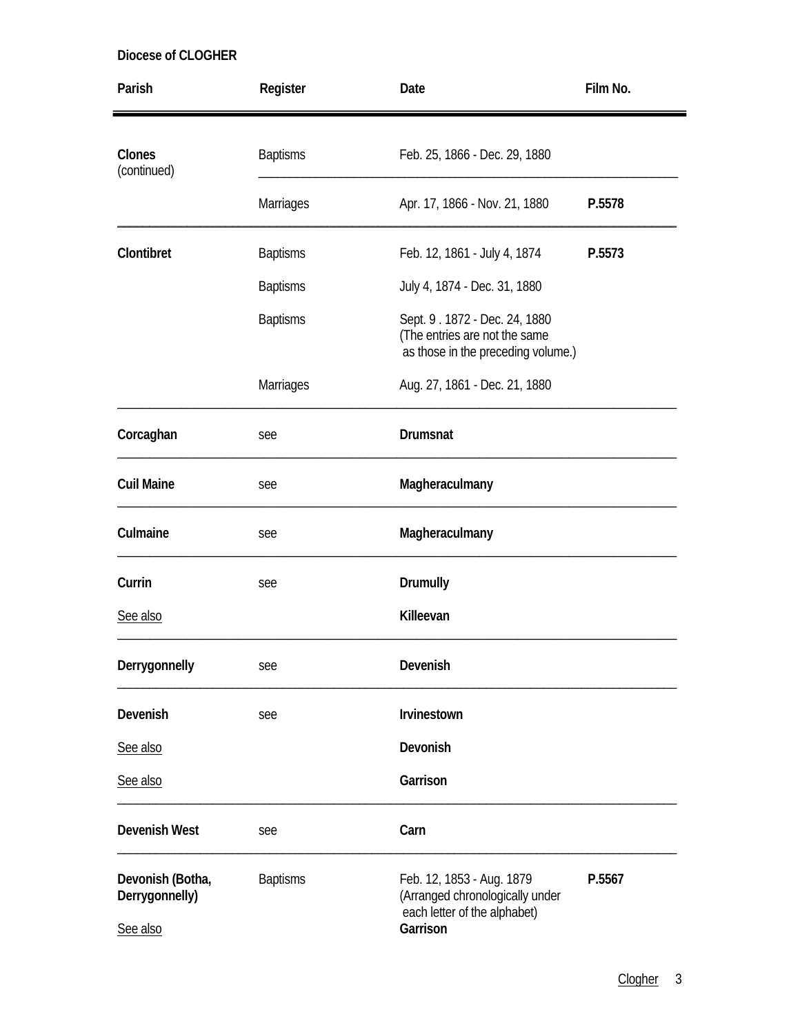**Diocese of CLOGHER**

| Parish | Register | Date | Film No. |
|---|---|---|---|
| **Clones** (continued) | Baptisms | Feb. 25, 1866 - Dec. 29, 1880 | |
| | Marriages | Apr. 17, 1866 - Nov. 21, 1880 | **P.5578** |
| **Clontibret** | Baptisms | Feb. 12, 1861 - July 4, 1874 | **P.5573** |
| | Baptisms | July 4, 1874 - Dec. 31, 1880 | |
| | Baptisms | Sept. 9 . 1872 - Dec. 24, 1880 (The entries are not the same as those in the preceding volume.) | |
| | Marriages | Aug. 27, 1861 - Dec. 21, 1880 | |
| **Corcaghan** | see | **Drumsnat** | |
| **Cuil Maine** | see | **Magheraculmany** | |
| **Culmaine** | see | **Magheraculmany** | |
| **Currin** | see | **Drumully** | |
| See also | | **Killeevan** | |
| **Derrygonnelly** | see | **Devenish** | |
| **Devenish** | see | **Irvinestown** | |
| See also | | **Devonish** | |
| See also | | **Garrison** | |
| **Devenish West** | see | **Carn** | |
| **Devonish (Botha, Derrygonnelly)** | Baptisms | Feb. 12, 1853 - Aug. 1879 (Arranged chronologically under each letter of the alphabet) | **P.5567** |
| See also | | **Garrison** | |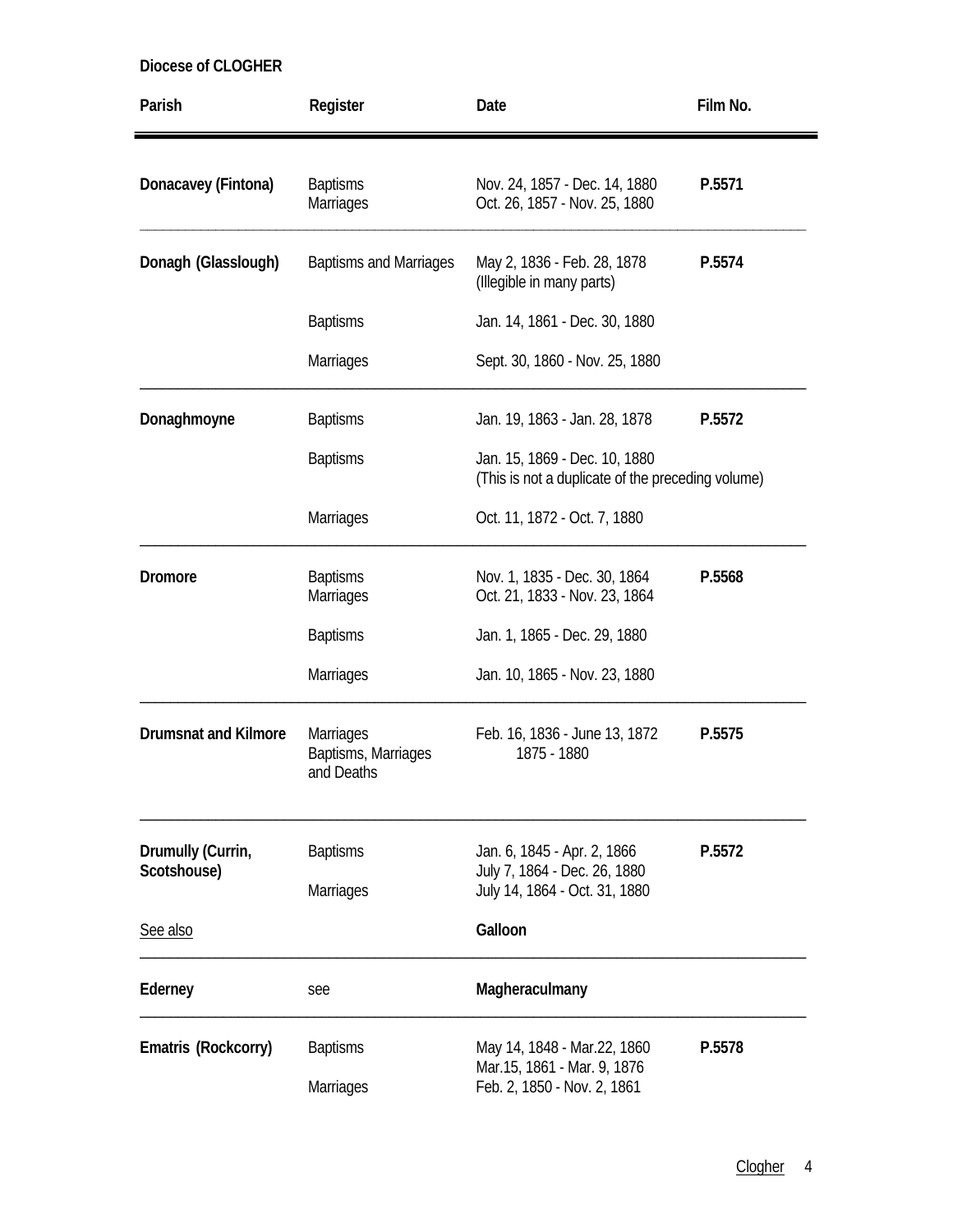**Diocese of CLOGHER**

| Parish | Register | Date | Film No. |
|---|---|---|---|
| **Donacavey (Fintona)** | Baptisms<br>Marriages | Nov. 24, 1857 - Dec. 14, 1880<br>Oct. 26, 1857 - Nov. 25, 1880 | **P.5571** |
| **Donagh (Glasslough)** | Baptisms and Marriages | May 2, 1836 - Feb. 28, 1878<br>(Illegible in many parts) | **P.5574** |
| | Baptisms | Jan. 14, 1861 - Dec. 30, 1880 | |
| | Marriages | Sept. 30, 1860 - Nov. 25, 1880 | |
| **Donaghmoyne** | Baptisms | Jan. 19, 1863 - Jan. 28, 1878 | **P.5572** |
| | Baptisms | Jan. 15, 1869 - Dec. 10, 1880<br>(This is not a duplicate of the preceding volume) | |
| | Marriages | Oct. 11, 1872 - Oct. 7, 1880 | |
| **Dromore** | Baptisms<br>Marriages | Nov. 1, 1835 - Dec. 30, 1864<br>Oct. 21, 1833 - Nov. 23, 1864 | **P.5568** |
| | Baptisms | Jan. 1, 1865 - Dec. 29, 1880 | |
| | Marriages | Jan. 10, 1865 - Nov. 23, 1880 | |
| **Drumsnat and Kilmore** | Marriages<br>Baptisms, Marriages and Deaths | Feb. 16, 1836 - June 13, 1872<br>1875 - 1880 | **P.5575** |
| **Drumully (Currin, Scotshouse)** | Baptisms<br><br>Marriages | Jan. 6, 1845 - Apr. 2, 1866<br>July 7, 1864 - Dec. 26, 1880<br>July 14, 1864 - Oct. 31, 1880 | **P.5572** |
| See also | | **Galloon** | |
| **Ederney** | see | **Magheraculmany** | |
| **Ematris (Rockcorry)** | Baptisms<br><br>Marriages | May 14, 1848 - Mar.22, 1860<br>Mar.15, 1861 - Mar. 9, 1876<br>Feb. 2, 1850 - Nov. 2, 1861 | **P.5578** |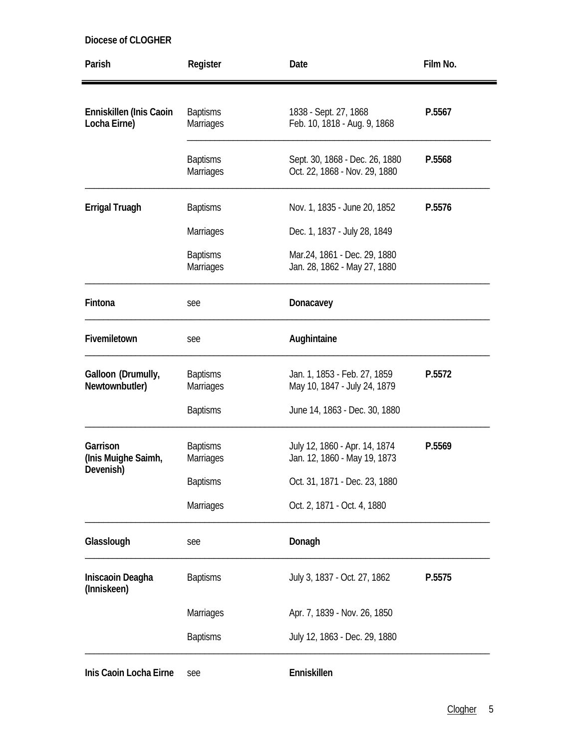**Diocese of CLOGHER**

| Parish | Register | Date | Film No. |
|---|---|---|---|
| **Enniskillen (Inis Caoin Locha Eirne)** | Baptisms | 1838 - Sept. 27, 1868 | **P.5567** |
| | Marriages | Feb. 10, 1818 - Aug. 9, 1868 | |
| | Baptisms | Sept. 30, 1868 - Dec. 26, 1880 | **P.5568** |
| | Marriages | Oct. 22, 1868 - Nov. 29, 1880 | |
| **Errigal Truagh** | Baptisms | Nov. 1, 1835 - June 20, 1852 | **P.5576** |
| | Marriages | Dec. 1, 1837 - July 28, 1849 | |
| | Baptisms | Mar.24, 1861 - Dec. 29, 1880 | |
| | Marriages | Jan. 28, 1862 - May 27, 1880 | |
| **Fintona** | see | **Donacavey** | |
| **Fivemiletown** | see | **Aughintaine** | |
| **Galloon (Drumully, Newtownbutler)** | Baptisms | Jan. 1, 1853 - Feb. 27, 1859 | **P.5572** |
| | Marriages | May 10, 1847 - July 24, 1879 | |
| | Baptisms | June 14, 1863 - Dec. 30, 1880 | |
| **Garrison (Inis Muighe Saimh, Devenish)** | Baptisms | July 12, 1860 - Apr. 14, 1874 | **P.5569** |
| | Marriages | Jan. 12, 1860 - May 19, 1873 | |
| | Baptisms | Oct. 31, 1871 - Dec. 23, 1880 | |
| | Marriages | Oct. 2, 1871 - Oct. 4, 1880 | |
| **Glasslough** | see | **Donagh** | |
| **Iniscaoin Deagha (Inniskeen)** | Baptisms | July 3, 1837 - Oct. 27, 1862 | **P.5575** |
| | Marriages | Apr. 7, 1839 - Nov. 26, 1850 | |
| | Baptisms | July 12, 1863 - Dec. 29, 1880 | |
| **Inis Caoin Locha Eirne** | see | **Enniskillen** | |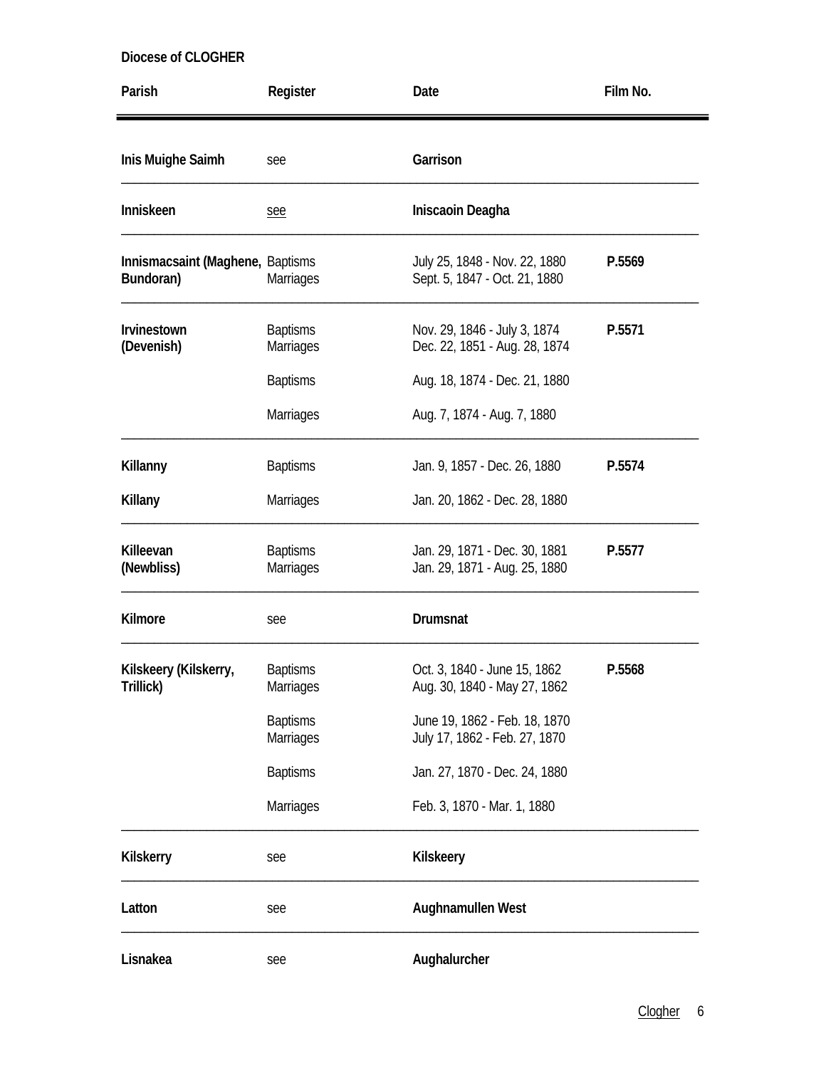Diocese of CLOGHER

| Parish | Register | Date | Film No. |
|---|---|---|---|
| **Inis Muighe Saimh** | see | **Garrison** | |
| **Inniskeen** | see | **Iniscaoin Deagha** | |
| **Innismacsaint (Maghene, Bundoran)** | Baptisms<br>Marriages | July 25, 1848 - Nov. 22, 1880<br>Sept. 5, 1847 - Oct. 21, 1880 | **P.5569** |
| **Irvinestown (Devenish)** | Baptisms<br>Marriages | Nov. 29, 1846 - July 3, 1874<br>Dec. 22, 1851 - Aug. 28, 1874 | **P.5571** |
| | Baptisms | Aug. 18, 1874 - Dec. 21, 1880 | |
| | Marriages | Aug. 7, 1874 - Aug. 7, 1880 | |
| **Killanny** | Baptisms | Jan. 9, 1857 - Dec. 26, 1880 | **P.5574** |
| **Killany** | Marriages | Jan. 20, 1862 - Dec. 28, 1880 | |
| **Killeevan (Newbliss)** | Baptisms<br>Marriages | Jan. 29, 1871 - Dec. 30, 1881<br>Jan. 29, 1871 - Aug. 25, 1880 | **P.5577** |
| **Kilmore** | see | **Drumsnat** | |
| **Kilskeery (Kilskerry, Trillick)** | Baptisms<br>Marriages | Oct. 3, 1840 - June 15, 1862<br>Aug. 30, 1840 - May 27, 1862 | **P.5568** |
| | Baptisms<br>Marriages | June 19, 1862 - Feb. 18, 1870<br>July 17, 1862 - Feb. 27, 1870 | |
| | Baptisms | Jan. 27, 1870 - Dec. 24, 1880 | |
| | Marriages | Feb. 3, 1870 - Mar. 1, 1880 | |
| **Kilskerry** | see | **Kilskeery** | |
| **Latton** | see | **Aughnamullen West** | |
| **Lisnakea** | see | **Aughalurcher** | |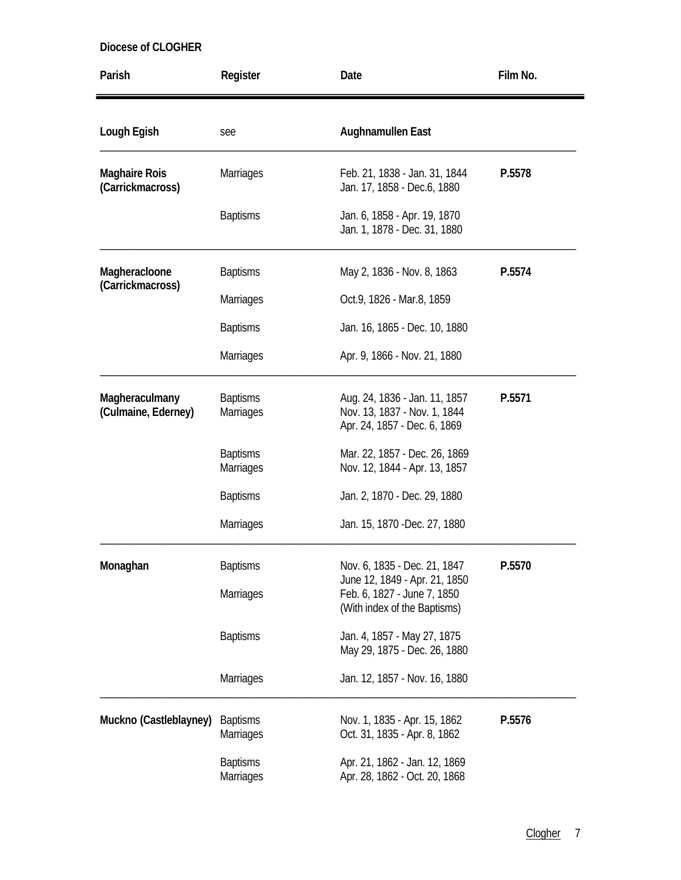**Diocese of CLOGHER**

| Parish | Register | Date | Film No. |
|---|---|---|---|
| **Lough Egish** | see | **Aughnamullen East** | |
| **Maghaire Rois (Carrickmacross)** | Marriages | Feb. 21, 1838 - Jan. 31, 1844<br>Jan. 17, 1858 - Dec.6, 1880 | **P.5578** |
| | Baptisms | Jan. 6, 1858 - Apr. 19, 1870<br>Jan. 1, 1878 - Dec. 31, 1880 | |
| **Magheracloone (Carrickmacross)** | Baptisms | May 2, 1836 - Nov. 8, 1863 | **P.5574** |
| | Marriages | Oct.9, 1826 - Mar.8, 1859 | |
| | Baptisms | Jan. 16, 1865 - Dec. 10, 1880 | |
| | Marriages | Apr. 9, 1866 - Nov. 21, 1880 | |
| **Magheraculmany (Culmaine, Ederney)** | Baptisms<br>Marriages | Aug. 24, 1836 - Jan. 11, 1857<br>Nov. 13, 1837 - Nov. 1, 1844<br>Apr. 24, 1857 - Dec. 6, 1869 | **P.5571** |
| | Baptisms<br>Marriages | Mar. 22, 1857 - Dec. 26, 1869<br>Nov. 12, 1844 - Apr. 13, 1857 | |
| | Baptisms | Jan. 2, 1870 - Dec. 29, 1880 | |
| | Marriages | Jan. 15, 1870 -Dec. 27, 1880 | |
| **Monaghan** | Baptisms | Nov. 6, 1835 - Dec. 21, 1847<br>June 12, 1849 - Apr. 21, 1850 | **P.5570** |
| | Marriages | Feb. 6, 1827 - June 7, 1850<br>(With index of the Baptisms) | |
| | Baptisms | Jan. 4, 1857 - May 27, 1875<br>May 29, 1875 - Dec. 26, 1880 | |
| | Marriages | Jan. 12, 1857 - Nov. 16, 1880 | |
| **Muckno (Castleblayney)** | Baptisms<br>Marriages | Nov. 1, 1835 - Apr. 15, 1862<br>Oct. 31, 1835 - Apr. 8, 1862 | **P.5576** |
| | Baptisms<br>Marriages | Apr. 21, 1862 - Jan. 12, 1869<br>Apr. 28, 1862 - Oct. 20, 1868 | |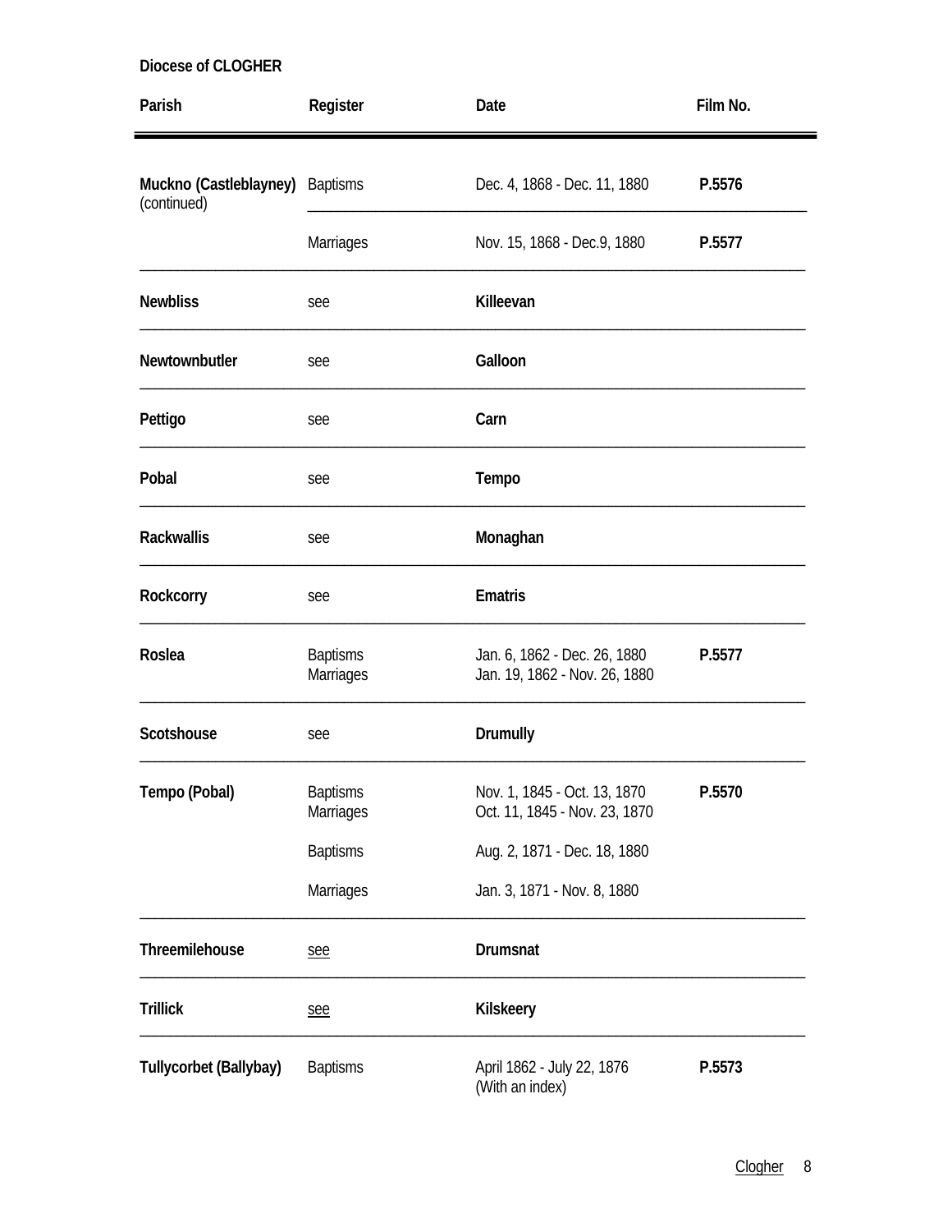**Diocese of CLOGHER**

| Parish | Register | Date | Film No. |
|---|---|---|---|
| **Muckno (Castleblayney)** (continued) | Baptisms | Dec. 4, 1868 - Dec. 11, 1880 | **P.5576** |
| | Marriages | Nov. 15, 1868 - Dec.9, 1880 | **P.5577** |
| **Newbliss** | see | **Killeevan** | |
| **Newtownbutler** | see | **Galloon** | |
| **Pettigo** | see | **Carn** | |
| **Pobal** | see | **Tempo** | |
| **Rackwallis** | see | **Monaghan** | |
| **Rockcorry** | see | **Ematris** | |
| **Roslea** | Baptisms<br>Marriages | Jan. 6, 1862 - Dec. 26, 1880<br>Jan. 19, 1862 - Nov. 26, 1880 | **P.5577** |
| **Scotshouse** | see | **Drumully** | |
| **Tempo (Pobal)** | Baptisms<br>Marriages | Nov. 1, 1845 - Oct. 13, 1870<br>Oct. 11, 1845 - Nov. 23, 1870 | **P.5570** |
| | Baptisms | Aug. 2, 1871 - Dec. 18, 1880 | |
| | Marriages | Jan. 3, 1871 - Nov. 8, 1880 | |
| **Threemilehouse** | see | **Drumsnat** | |
| **Trillick** | see | **Kilskeery** | |
| **Tullycorbet (Ballybay)** | Baptisms | April 1862 - July 22, 1876<br>(With an index) | **P.5573** |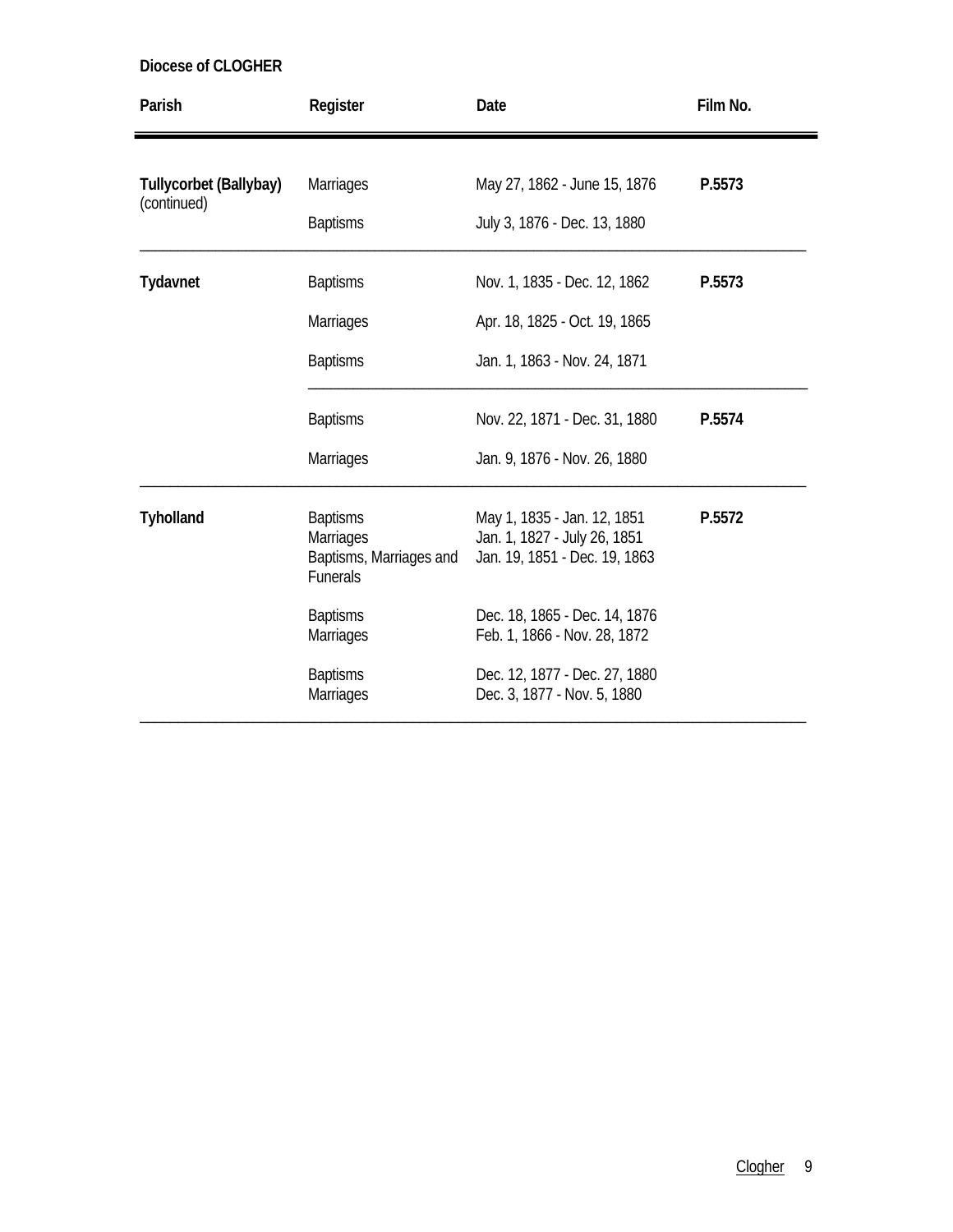**Diocese of CLOGHER**

| Parish | Register | Date | Film No. |
|---|---|---|---|
| **Tullycorbet (Ballybay)** (continued) | Marriages | May 27, 1862 - June 15, 1876 | **P.5573** |
| | Baptisms | July 3, 1876 - Dec. 13, 1880 | |
| **Tydavnet** | Baptisms | Nov. 1, 1835 - Dec. 12, 1862 | **P.5573** |
| | Marriages | Apr. 18, 1825 - Oct. 19, 1865 | |
| | Baptisms | Jan. 1, 1863 - Nov. 24, 1871 | |
| | Baptisms | Nov. 22, 1871 - Dec. 31, 1880 | **P.5574** |
| | Marriages | Jan. 9, 1876 - Nov. 26, 1880 | |
| **Tyholland** | Baptisms | May 1, 1835 - Jan. 12, 1851 | **P.5572** |
| | Marriages | Jan. 1, 1827 - July 26, 1851 | |
| | Baptisms, Marriages and Funerals | Jan. 19, 1851 - Dec. 19, 1863 | |
| | Baptisms | Dec. 18, 1865 - Dec. 14, 1876 | |
| | Marriages | Feb. 1, 1866 - Nov. 28, 1872 | |
| | Baptisms | Dec. 12, 1877 - Dec. 27, 1880 | |
| | Marriages | Dec. 3, 1877 - Nov. 5, 1880 | |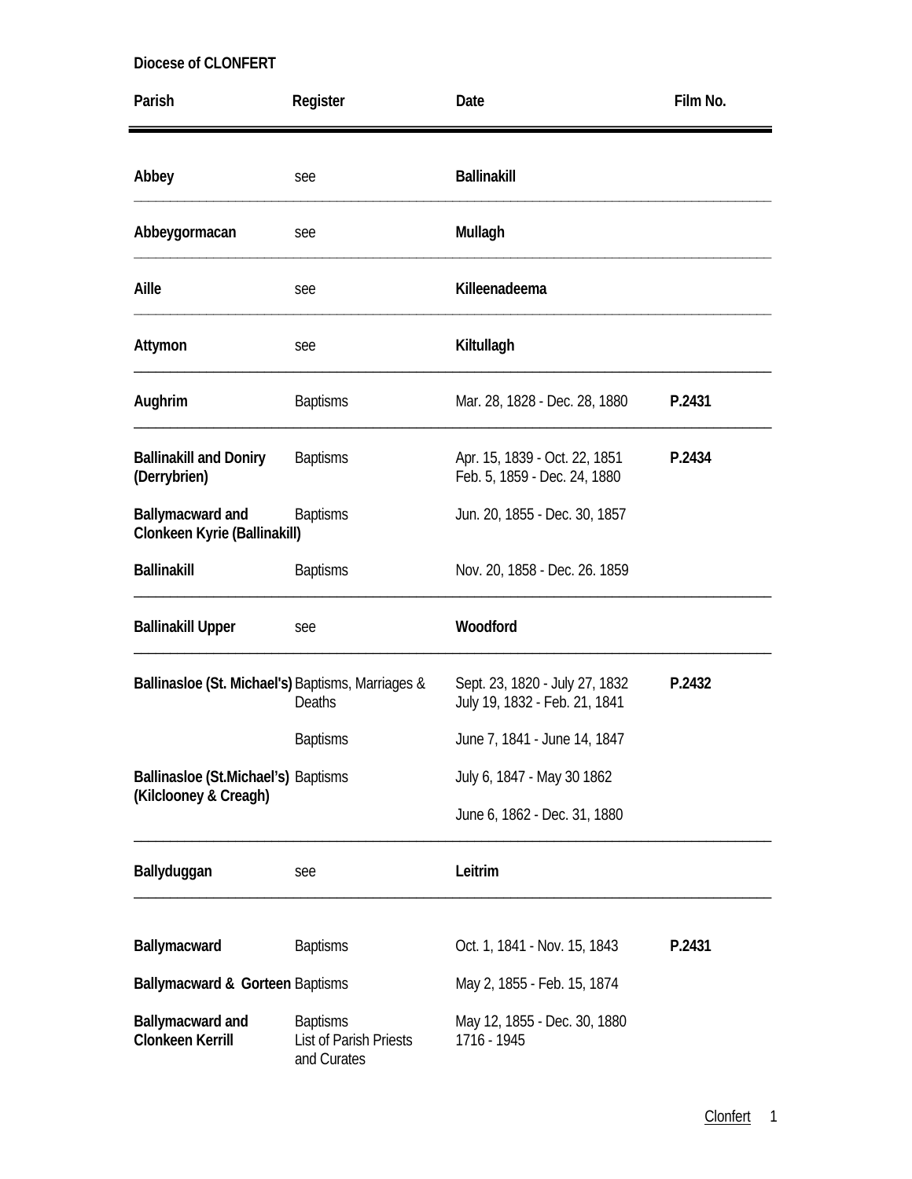Diocese of CLONFERT

| Parish | Register | Date | Film No. |
|---|---|---|---|
| **Abbey** | see | **Ballinakill** | |
| **Abbeygormacan** | see | **Mullagh** | |
| **Aille** | see | **Killeenadeema** | |
| **Attymon** | see | **Kiltullagh** | |
| **Aughrim** | Baptisms | Mar. 28, 1828 - Dec. 28, 1880 | **P.2431** |
| **Ballinakill and Doniry (Derrybrien)** | Baptisms | Apr. 15, 1839 - Oct. 22, 1851<br>Feb. 5, 1859 - Dec. 24, 1880 | **P.2434** |
| **Ballymacward and Clonkeen Kyrie (Ballinakill)** | Baptisms | Jun. 20, 1855 - Dec. 30, 1857 | |
| **Ballinakill** | Baptisms | Nov. 20, 1858 - Dec. 26. 1859 | |
| **Ballinakill Upper** | see | **Woodford** | |
| **Ballinasloe (St. Michael's)** | Baptisms, Marriages & Deaths | Sept. 23, 1820 - July 27, 1832<br>July 19, 1832 - Feb. 21, 1841 | **P.2432** |
| | Baptisms | June 7, 1841 - June 14, 1847 | |
| **Ballinasloe (St.Michael's) (Kilclooney & Creagh)** | Baptisms | July 6, 1847 - May 30 1862<br>June 6, 1862 - Dec. 31, 1880 | |
| **Ballyduggan** | see | **Leitrim** | |
| **Ballymacward** | Baptisms | Oct. 1, 1841 - Nov. 15, 1843 | **P.2431** |
| **Ballymacward & Gorteen** | Baptisms | May 2, 1855 - Feb. 15, 1874 | |
| **Ballymacward and Clonkeen Kerrill** | Baptisms<br>List of Parish Priests and Curates | May 12, 1855 - Dec. 30, 1880<br>1716 - 1945 | |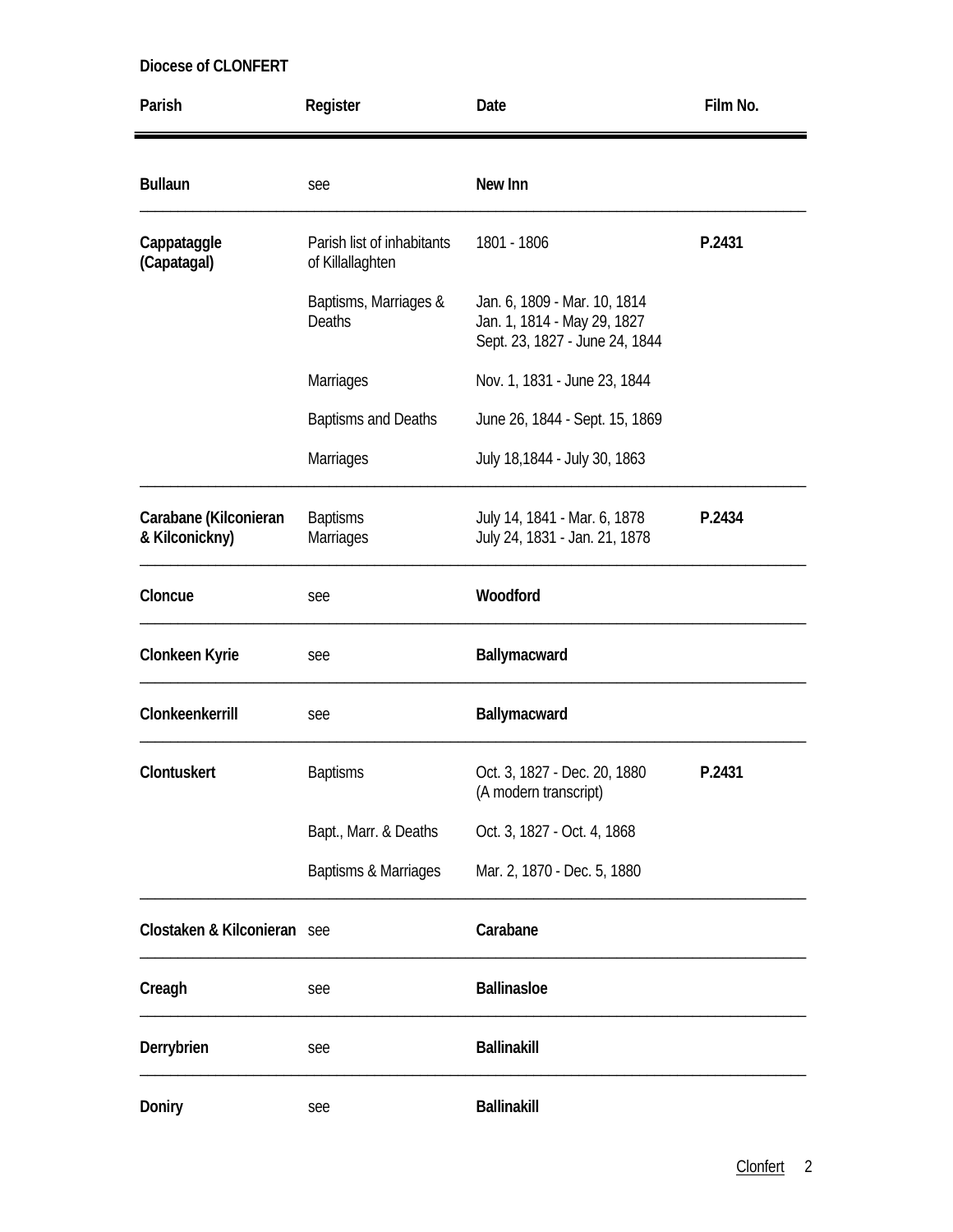Diocese of CLONFERT

| Parish | Register | Date | Film No. |
|---|---|---|---|
| **Bullaun** | see | **New Inn** | |
| **Cappataggle (Capatagal)** | Parish list of inhabitants of Killallaghten | 1801 - 1806 | **P.2431** |
| | Baptisms, Marriages & Deaths | Jan. 6, 1809 - Mar. 10, 1814<br>Jan. 1, 1814 - May 29, 1827<br>Sept. 23, 1827 - June 24, 1844 | |
| | Marriages | Nov. 1, 1831 - June 23, 1844 | |
| | Baptisms and Deaths | June 26, 1844 - Sept. 15, 1869 | |
| | Marriages | July 18,1844 - July 30, 1863 | |
| **Carabane (Kilconieran & Kilconickny)** | Baptisms<br>Marriages | July 14, 1841 - Mar. 6, 1878<br>July 24, 1831 - Jan. 21, 1878 | **P.2434** |
| **Cloncue** | see | **Woodford** | |
| **Clonkeen Kyrie** | see | **Ballymacward** | |
| **Clonkeenkerrill** | see | **Ballymacward** | |
| **Clontuskert** | Baptisms | Oct. 3, 1827 - Dec. 20, 1880 (A modern transcript) | **P.2431** |
| | Bapt., Marr. & Deaths | Oct. 3, 1827 - Oct. 4, 1868 | |
| | Baptisms & Marriages | Mar. 2, 1870 - Dec. 5, 1880 | |
| **Clostaken & Kilconieran** | see | **Carabane** | |
| **Creagh** | see | **Ballinasloe** | |
| **Derrybrien** | see | **Ballinakill** | |
| **Doniry** | see | **Ballinakill** | |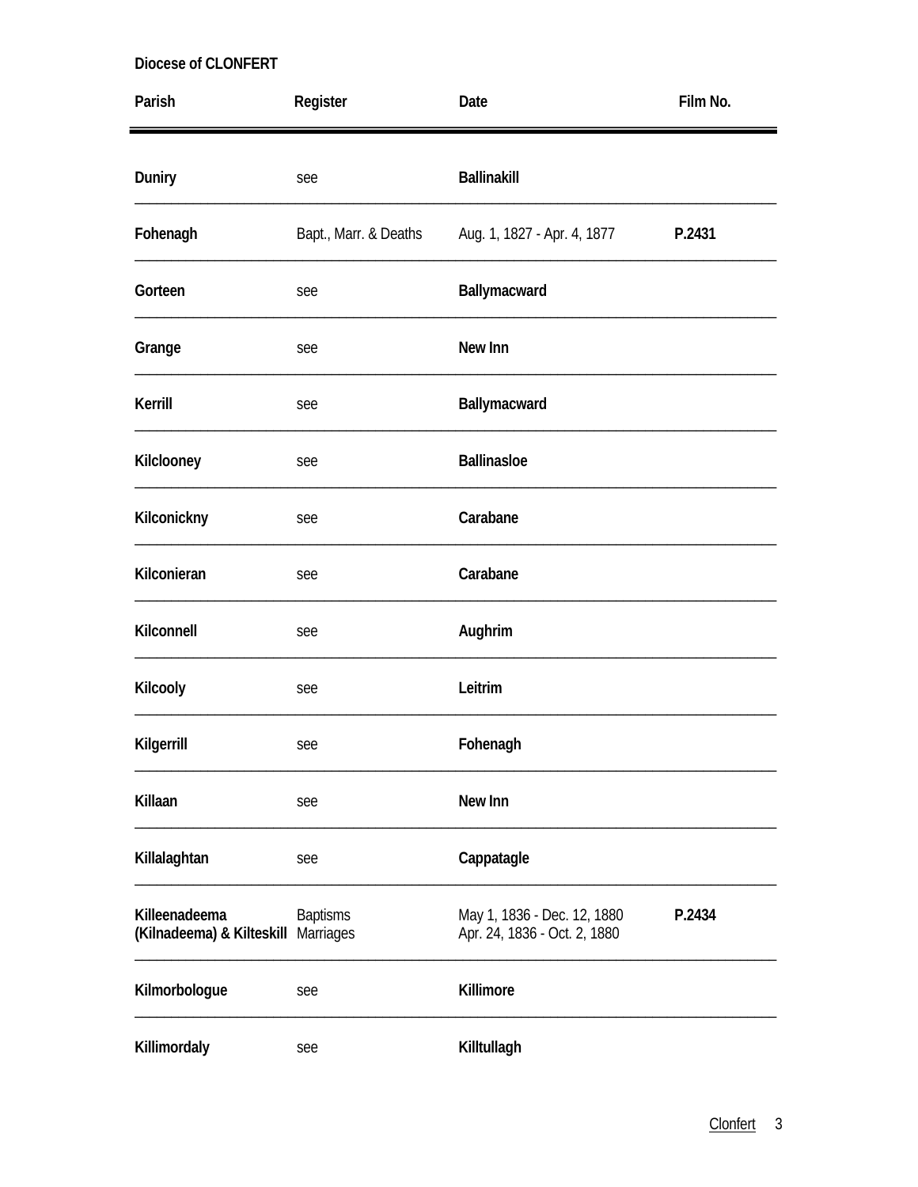**Diocese of CLONFERT**

| Parish | Register | Date | Film No. |
|---|---|---|---|
| **Duniry** | see | **Ballinakill** | |
| **Fohenagh** | Bapt., Marr. & Deaths | Aug. 1, 1827 - Apr. 4, 1877 | **P.2431** |
| **Gorteen** | see | **Ballymacward** | |
| **Grange** | see | **New Inn** | |
| **Kerrill** | see | **Ballymacward** | |
| **Kilclooney** | see | **Ballinasloe** | |
| **Kilconickny** | see | **Carabane** | |
| **Kilconieran** | see | **Carabane** | |
| **Kilconnell** | see | **Aughrim** | |
| **Kilcooly** | see | **Leitrim** | |
| **Kilgerrill** | see | **Fohenagh** | |
| **Killaan** | see | **New Inn** | |
| **Killalaghtan** | see | **Cappatagle** | |
| **Killeenadeema (Kilnadeema) & Kilteskill** | Baptisms<br>Marriages | May 1, 1836 - Dec. 12, 1880<br>Apr. 24, 1836 - Oct. 2, 1880 | **P.2434** |
| **Kilmorbologue** | see | **Killimore** | |
| **Killimordaly** | see | **Killtullagh** | |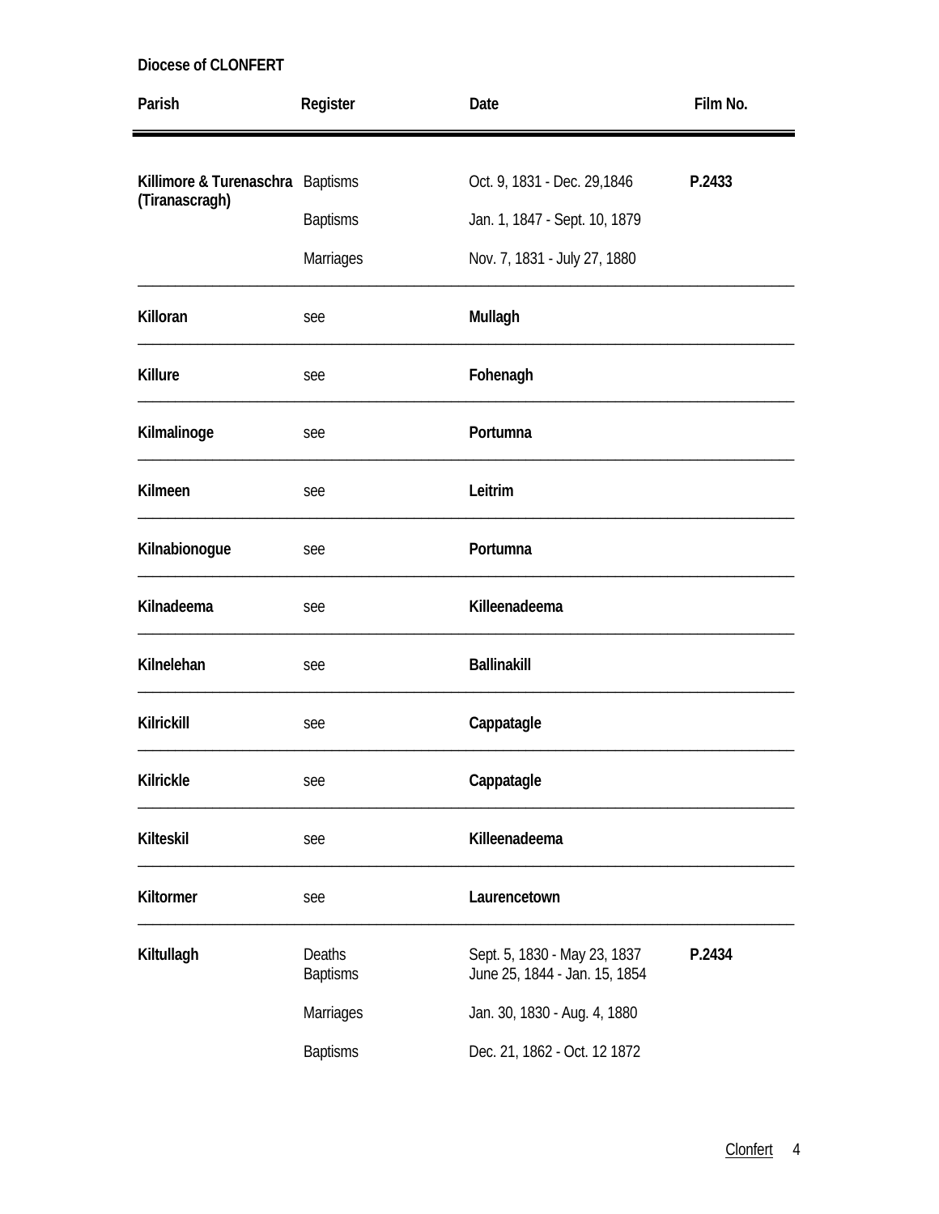**Diocese of CLONFERT**

| Parish | Register | Date | Film No. |
|---|---|---|---|
| **Killimore & Turenaschra (Tiranascragh)** | Baptisms | Oct. 9, 1831 - Dec. 29,1846 | **P.2433** |
| | Baptisms | Jan. 1, 1847 - Sept. 10, 1879 | |
| | Marriages | Nov. 7, 1831 - July 27, 1880 | |
| **Killoran** | see | **Mullagh** | |
| **Killure** | see | **Fohenagh** | |
| **Kilmalinoge** | see | **Portumna** | |
| **Kilmeen** | see | **Leitrim** | |
| **Kilnabionogue** | see | **Portumna** | |
| **Kilnadeema** | see | **Killeenadeema** | |
| **Kilnelehan** | see | **Ballinakill** | |
| **Kilrickill** | see | **Cappatagle** | |
| **Kilrickle** | see | **Cappatagle** | |
| **Kilteskil** | see | **Killeenadeema** | |
| **Kiltormer** | see | **Laurencetown** | |
| **Kiltullagh** | Deaths | Sept. 5, 1830 - May 23, 1837 | **P.2434** |
| | Baptisms | June 25, 1844 - Jan. 15, 1854 | |
| | Marriages | Jan. 30, 1830 - Aug. 4, 1880 | |
| | Baptisms | Dec. 21, 1862 - Oct. 12 1872 | |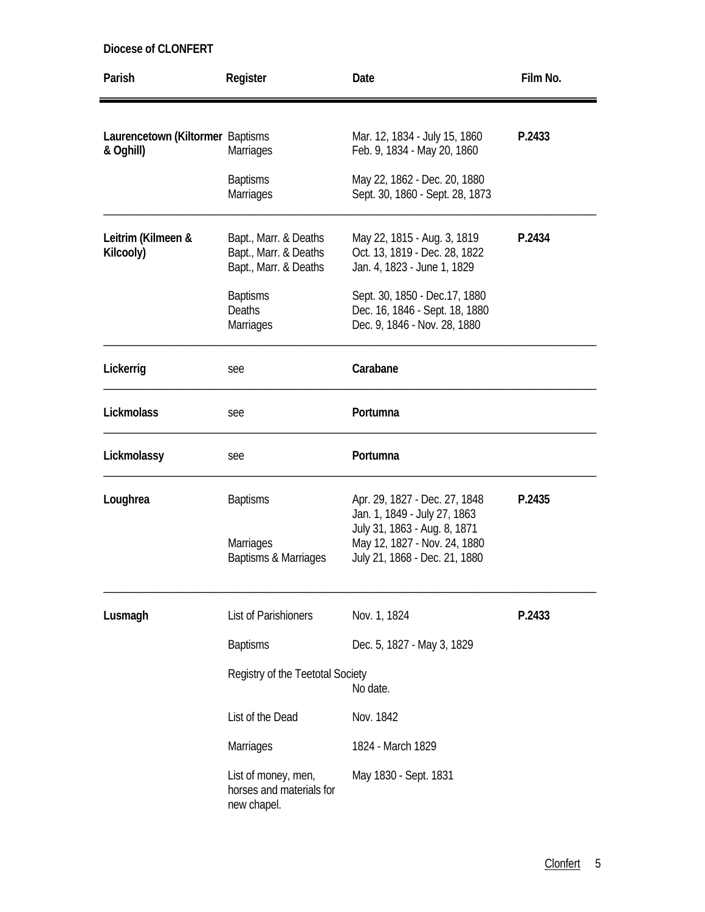**Diocese of CLONFERT**

| Parish | Register | Date | Film No. |
|---|---|---|---|
| **Laurencetown (Kiltormer & Oghill)** | Baptisms | Mar. 12, 1834 - July 15, 1860 | **P.2433** |
| | Marriages | Feb. 9, 1834 - May 20, 1860 | |
| | Baptisms | May 22, 1862 - Dec. 20, 1880 | |
| | Marriages | Sept. 30, 1860 - Sept. 28, 1873 | |
| **Leitrim (Kilmeen & Kilcooly)** | Bapt., Marr. & Deaths | May 22, 1815 - Aug. 3, 1819 | **P.2434** |
| | Bapt., Marr. & Deaths | Oct. 13, 1819 - Dec. 28, 1822 | |
| | Bapt., Marr. & Deaths | Jan. 4, 1823 - June 1, 1829 | |
| | Baptisms | Sept. 30, 1850 - Dec.17, 1880 | |
| | Deaths | Dec. 16, 1846 - Sept. 18, 1880 | |
| | Marriages | Dec. 9, 1846 - Nov. 28, 1880 | |
| **Lickerrig** | see | **Carabane** | |
| **Lickmolass** | see | **Portumna** | |
| **Lickmolassy** | see | **Portumna** | |
| **Loughrea** | Baptisms | Apr. 29, 1827 - Dec. 27, 1848 | **P.2435** |
| | | Jan. 1, 1849 - July 27, 1863 | |
| | | July 31, 1863 - Aug. 8, 1871 | |
| | Marriages | May 12, 1827 - Nov. 24, 1880 | |
| | Baptisms & Marriages | July 21, 1868 - Dec. 21, 1880 | |
| **Lusmagh** | List of Parishioners | Nov. 1, 1824 | **P.2433** |
| | Baptisms | Dec. 5, 1827 - May 3, 1829 | |
| | Registry of the Teetotal Society | No date. | |
| | List of the Dead | Nov. 1842 | |
| | Marriages | 1824 - March 1829 | |
| | List of money, men, horses and materials for new chapel. | May 1830 - Sept. 1831 | |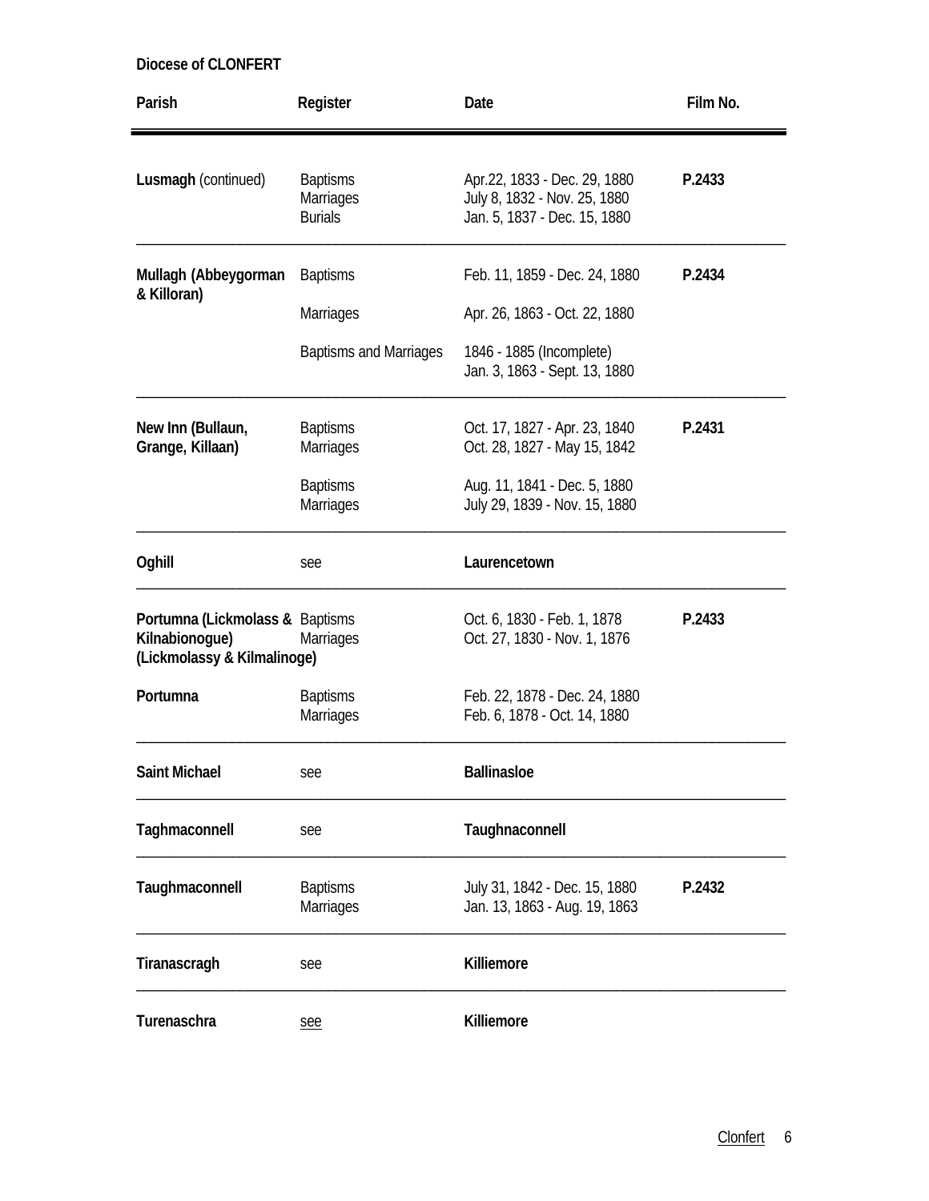**Diocese of CLONFERT**

| Parish | Register | Date | Film No. |
|---|---|---|---|
| **Lusmagh** (continued) | Baptisms | Apr.22, 1833 - Dec. 29, 1880 | **P.2433** |
| | Marriages | July 8, 1832 - Nov. 25, 1880 | |
| | Burials | Jan. 5, 1837 - Dec. 15, 1880 | |
| **Mullagh (Abbeygorman & Killoran)** | Baptisms | Feb. 11, 1859 - Dec. 24, 1880 | **P.2434** |
| | Marriages | Apr. 26, 1863 - Oct. 22, 1880 | |
| | Baptisms and Marriages | 1846 - 1885 (Incomplete) | |
| | | Jan. 3, 1863 - Sept. 13, 1880 | |
| **New Inn (Bullaun, Grange, Killaan)** | Baptisms | Oct. 17, 1827 - Apr. 23, 1840 | **P.2431** |
| | Marriages | Oct. 28, 1827 - May 15, 1842 | |
| | Baptisms | Aug. 11, 1841 - Dec. 5, 1880 | |
| | Marriages | July 29, 1839 - Nov. 15, 1880 | |
| **Oghill** | see | **Laurencetown** | |
| **Portumna (Lickmolass & Kilnabionogue) (Lickmolassy & Kilmalinoge)** | Baptisms | Oct. 6, 1830 - Feb. 1, 1878 | **P.2433** |
| | Marriages | Oct. 27, 1830 - Nov. 1, 1876 | |
| **Portumna** | Baptisms | Feb. 22, 1878 - Dec. 24, 1880 | |
| | Marriages | Feb. 6, 1878 - Oct. 14, 1880 | |
| **Saint Michael** | see | **Ballinasloe** | |
| **Taghmaconnell** | see | **Taughnaconnell** | |
| **Taughmaconnell** | Baptisms | July 31, 1842 - Dec. 15, 1880 | **P.2432** |
| | Marriages | Jan. 13, 1863 - Aug. 19, 1863 | |
| **Tiranascragh** | see | **Killiemore** | |
| **Turenaschra** | see | **Killiemore** | |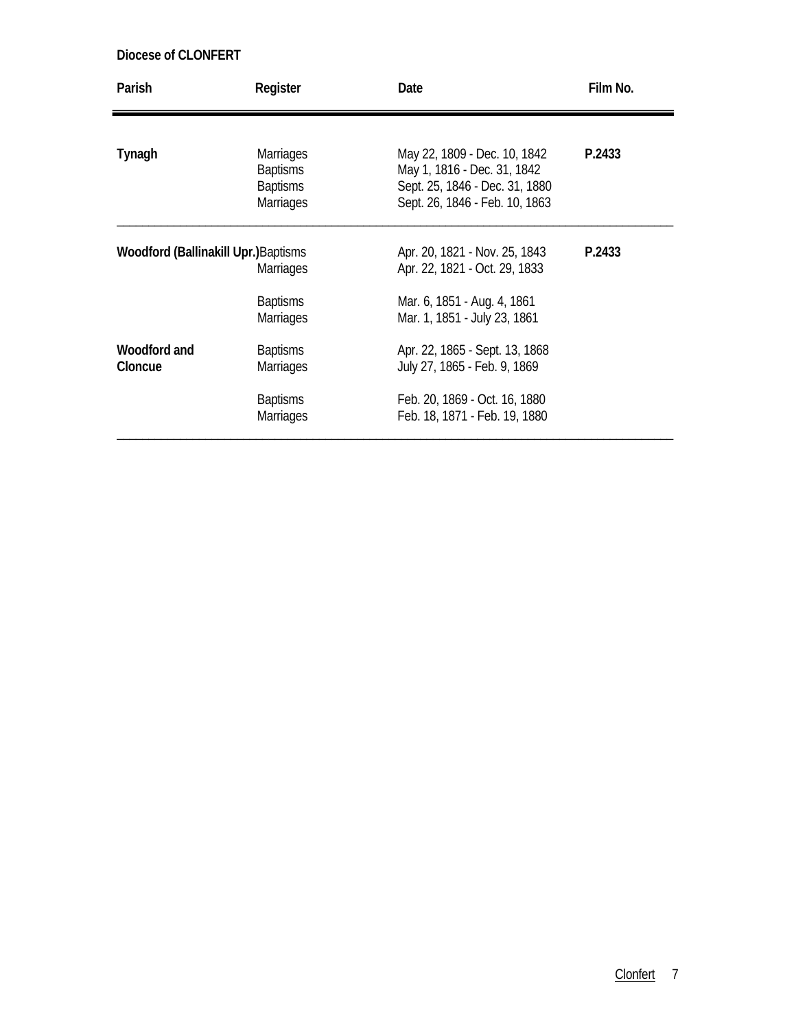**Diocese of CLONFERT**

| Parish | Register | Date | Film No. |
|---|---|---|---|
| **Tynagh** | Marriages | May 22, 1809 - Dec. 10, 1842 | **P.2433** |
| | Baptisms | May 1, 1816 - Dec. 31, 1842 | |
| | Baptisms | Sept. 25, 1846 - Dec. 31, 1880 | |
| | Marriages | Sept. 26, 1846 - Feb. 10, 1863 | |
| **Woodford (Ballinakill Upr.)** | Baptisms | Apr. 20, 1821 - Nov. 25, 1843 | **P.2433** |
| | Marriages | Apr. 22, 1821 - Oct. 29, 1833 | |
| | Baptisms | Mar. 6, 1851 - Aug. 4, 1861 | |
| | Marriages | Mar. 1, 1851 - July 23, 1861 | |
| **Woodford and Cloncue** | Baptisms | Apr. 22, 1865 - Sept. 13, 1868 | |
| | Marriages | July 27, 1865 - Feb. 9, 1869 | |
| | Baptisms | Feb. 20, 1869 - Oct. 16, 1880 | |
| | Marriages | Feb. 18, 1871 - Feb. 19, 1880 | |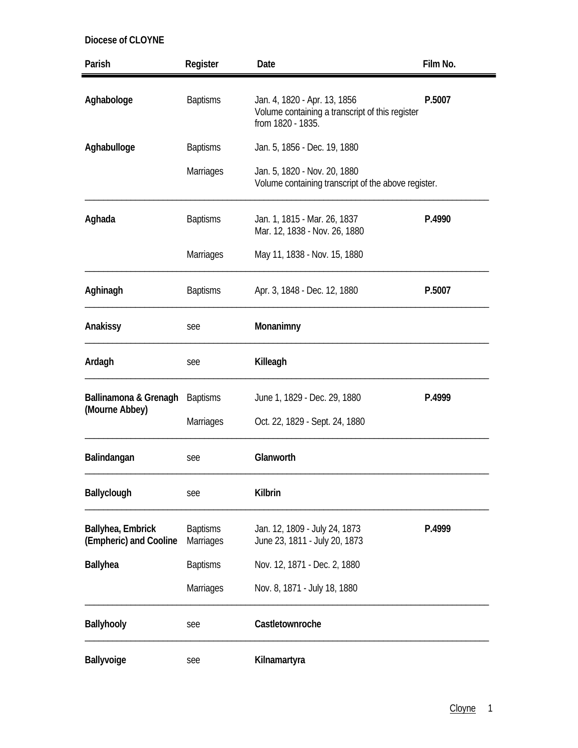Diocese of CLOYNE

| Parish | Register | Date | Film No. |
|---|---|---|---|
| **Aghabologe** | Baptisms | Jan. 4, 1820 - Apr. 13, 1856<br>Volume containing a transcript of this register from 1820 - 1835. | **P.5007** |
| **Aghabulloge** | Baptisms | Jan. 5, 1856 - Dec. 19, 1880 | |
| | Marriages | Jan. 5, 1820 - Nov. 20, 1880<br>Volume containing transcript of the above register. | |
| **Aghada** | Baptisms | Jan. 1, 1815 - Mar. 26, 1837<br>Mar. 12, 1838 - Nov. 26, 1880 | **P.4990** |
| | Marriages | May 11, 1838 - Nov. 15, 1880 | |
| **Aghinagh** | Baptisms | Apr. 3, 1848 - Dec. 12, 1880 | **P.5007** |
| **Anakissy** | see | **Monanimny** | |
| **Ardagh** | see | **Killeagh** | |
| **Ballinamona & Grenagh (Mourne Abbey)** | Baptisms | June 1, 1829 - Dec. 29, 1880 | **P.4999** |
| | Marriages | Oct. 22, 1829 - Sept. 24, 1880 | |
| **Balindangan** | see | **Glanworth** | |
| **Ballyclough** | see | **Kilbrin** | |
| **Ballyhea, Embrick (Empheric) and Cooline** | Baptisms<br>Marriages | Jan. 12, 1809 - July 24, 1873<br>June 23, 1811 - July 20, 1873 | **P.4999** |
| **Ballyhea** | Baptisms | Nov. 12, 1871 - Dec. 2, 1880 | |
| | Marriages | Nov. 8, 1871 - July 18, 1880 | |
| **Ballyhooly** | see | **Castletownroche** | |
| **Ballyvoige** | see | **Kilnamartyra** | |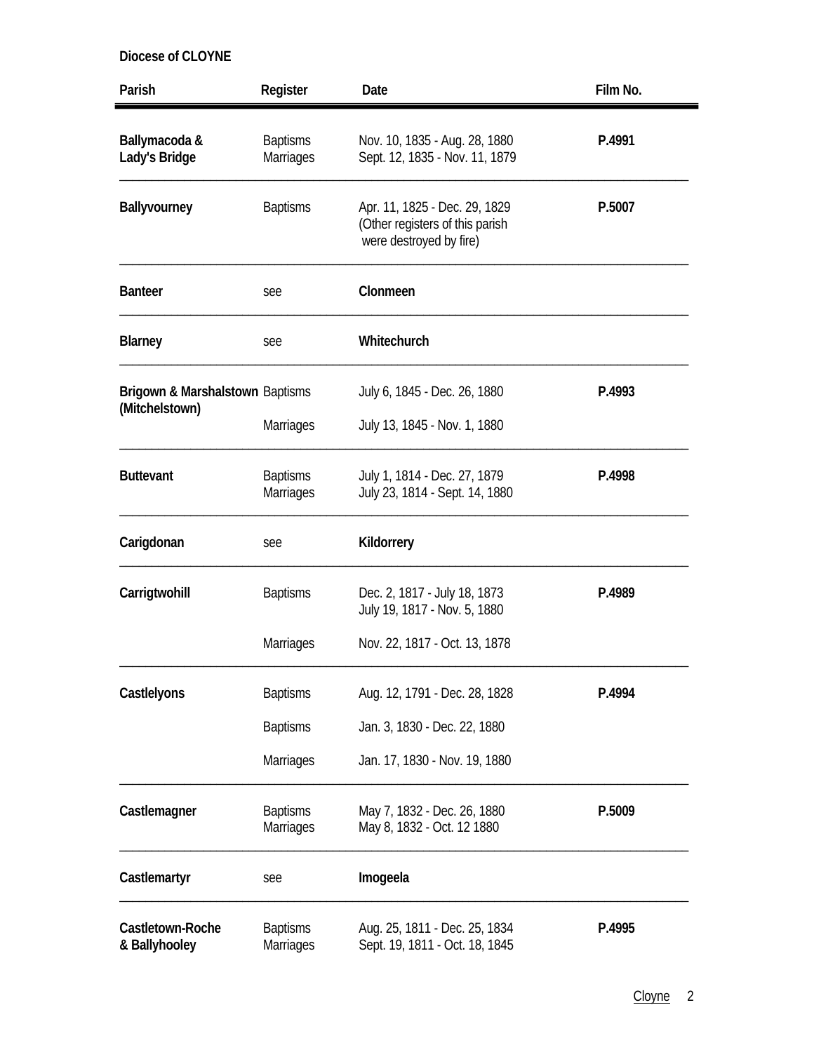**Diocese of CLOYNE**

| Parish | Register | Date | Film No. |
|---|---|---|---|
| **Ballymacoda & Lady's Bridge** | Baptisms<br>Marriages | Nov. 10, 1835 - Aug. 28, 1880<br>Sept. 12, 1835 - Nov. 11, 1879 | **P.4991** |
| **Ballyvourney** | Baptisms | Apr. 11, 1825 - Dec. 29, 1829<br>(Other registers of this parish were destroyed by fire) | **P.5007** |
| **Banteer** | see | **Clonmeen** | |
| **Blarney** | see | **Whitechurch** | |
| **Brigown & Marshalstown (Mitchelstown)** | Baptisms<br>Marriages | July 6, 1845 - Dec. 26, 1880<br>July 13, 1845 - Nov. 1, 1880 | **P.4993** |
| **Buttevant** | Baptisms<br>Marriages | July 1, 1814 - Dec. 27, 1879<br>July 23, 1814 - Sept. 14, 1880 | **P.4998** |
| **Carigdonan** | see | **Kildorrery** | |
| **Carrigtwohill** | Baptisms<br><br>Marriages | Dec. 2, 1817 - July 18, 1873<br>July 19, 1817 - Nov. 5, 1880<br>Nov. 22, 1817 - Oct. 13, 1878 | **P.4989** |
| **Castlelyons** | Baptisms<br>Baptisms<br>Marriages | Aug. 12, 1791 - Dec. 28, 1828<br>Jan. 3, 1830 - Dec. 22, 1880<br>Jan. 17, 1830 - Nov. 19, 1880 | **P.4994** |
| **Castlemagner** | Baptisms<br>Marriages | May 7, 1832 - Dec. 26, 1880<br>May 8, 1832 - Oct. 12 1880 | **P.5009** |
| **Castlemartyr** | see | **Imogeela** | |
| **Castletown-Roche & Ballyhooley** | Baptisms<br>Marriages | Aug. 25, 1811 - Dec. 25, 1834<br>Sept. 19, 1811 - Oct. 18, 1845 | **P.4995** |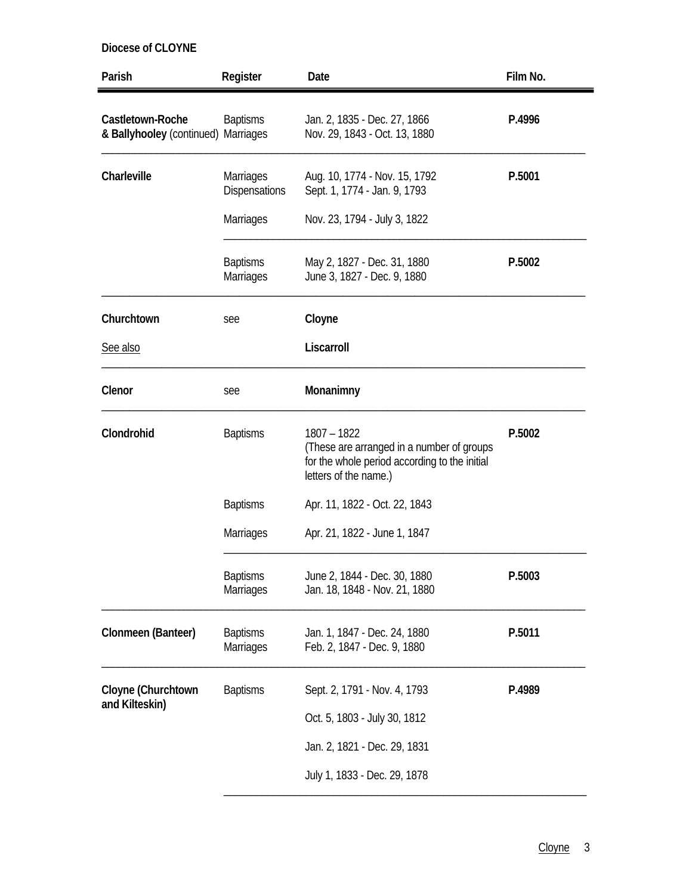**Diocese of CLOYNE**

| Parish | Register | Date | Film No. |
|---|---|---|---|
| **Castletown-Roche & Ballyhooley** (continued) | Baptisms | Jan. 2, 1835 - Dec. 27, 1866 | **P.4996** |
| | Marriages | Nov. 29, 1843 - Oct. 13, 1880 | |
| **Charleville** | Marriages | Aug. 10, 1774 - Nov. 15, 1792 | **P.5001** |
| | Dispensations | Sept. 1, 1774 - Jan. 9, 1793 | |
| | Marriages | Nov. 23, 1794 - July 3, 1822 | |
| | Baptisms | May 2, 1827 - Dec. 31, 1880 | **P.5002** |
| | Marriages | June 3, 1827 - Dec. 9, 1880 | |
| **Churchtown** | see | **Cloyne** | |
| See also | | **Liscarroll** | |
| **Clenor** | see | **Monanimny** | |
| **Clondrohid** | Baptisms | 1807 – 1822 (These are arranged in a number of groups for the whole period according to the initial letters of the name.) | **P.5002** |
| | Baptisms | Apr. 11, 1822 - Oct. 22, 1843 | |
| | Marriages | Apr. 21, 1822 - June 1, 1847 | |
| | Baptisms | June 2, 1844 - Dec. 30, 1880 | **P.5003** |
| | Marriages | Jan. 18, 1848 - Nov. 21, 1880 | |
| **Clonmeen (Banteer)** | Baptisms | Jan. 1, 1847 - Dec. 24, 1880 | **P.5011** |
| | Marriages | Feb. 2, 1847 - Dec. 9, 1880 | |
| **Cloyne (Churchtown and Kilteskin)** | Baptisms | Sept. 2, 1791 - Nov. 4, 1793 | **P.4989** |
| | | Oct. 5, 1803 - July 30, 1812 | |
| | | Jan. 2, 1821 - Dec. 29, 1831 | |
| | | July 1, 1833 - Dec. 29, 1878 | |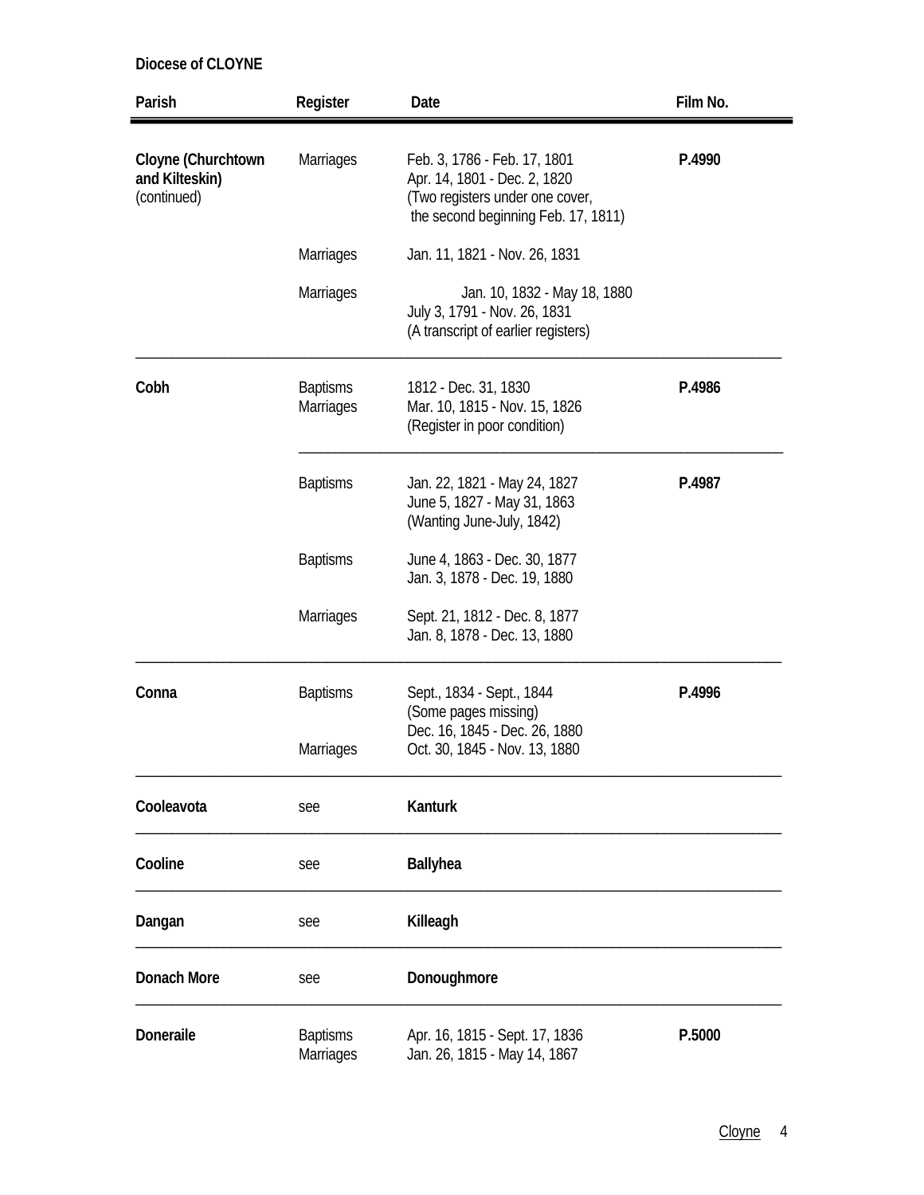**Diocese of CLOYNE**

| Parish | Register | Date | Film No. |
|---|---|---|---|
| **Cloyne (Churchtown and Kilteskin)** (continued) | Marriages | Feb. 3, 1786 - Feb. 17, 1801<br>Apr. 14, 1801 - Dec. 2, 1820<br>(Two registers under one cover, the second beginning Feb. 17, 1811) | **P.4990** |
| | Marriages | Jan. 11, 1821 - Nov. 26, 1831 | |
| | Marriages | Jan. 10, 1832 - May 18, 1880<br>July 3, 1791 - Nov. 26, 1831<br>(A transcript of earlier registers) | |
| **Cobh** | Baptisms<br>Marriages | 1812 - Dec. 31, 1830<br>Mar. 10, 1815 - Nov. 15, 1826<br>(Register in poor condition) | **P.4986** |
| | Baptisms | Jan. 22, 1821 - May 24, 1827<br>June 5, 1827 - May 31, 1863<br>(Wanting June-July, 1842) | **P.4987** |
| | Baptisms | June 4, 1863 - Dec. 30, 1877<br>Jan. 3, 1878 - Dec. 19, 1880 | |
| | Marriages | Sept. 21, 1812 - Dec. 8, 1877<br>Jan. 8, 1878 - Dec. 13, 1880 | |
| **Conna** | Baptisms | Sept., 1834 - Sept., 1844<br>(Some pages missing)<br>Dec. 16, 1845 - Dec. 26, 1880 | **P.4996** |
| | Marriages | Oct. 30, 1845 - Nov. 13, 1880 | |
| **Cooleavota** | see | **Kanturk** | |
| **Cooline** | see | **Ballyhea** | |
| **Dangan** | see | **Killeagh** | |
| **Donach More** | see | **Donoughmore** | |
| **Doneraile** | Baptisms<br>Marriages | Apr. 16, 1815 - Sept. 17, 1836<br>Jan. 26, 1815 - May 14, 1867 | **P.5000** |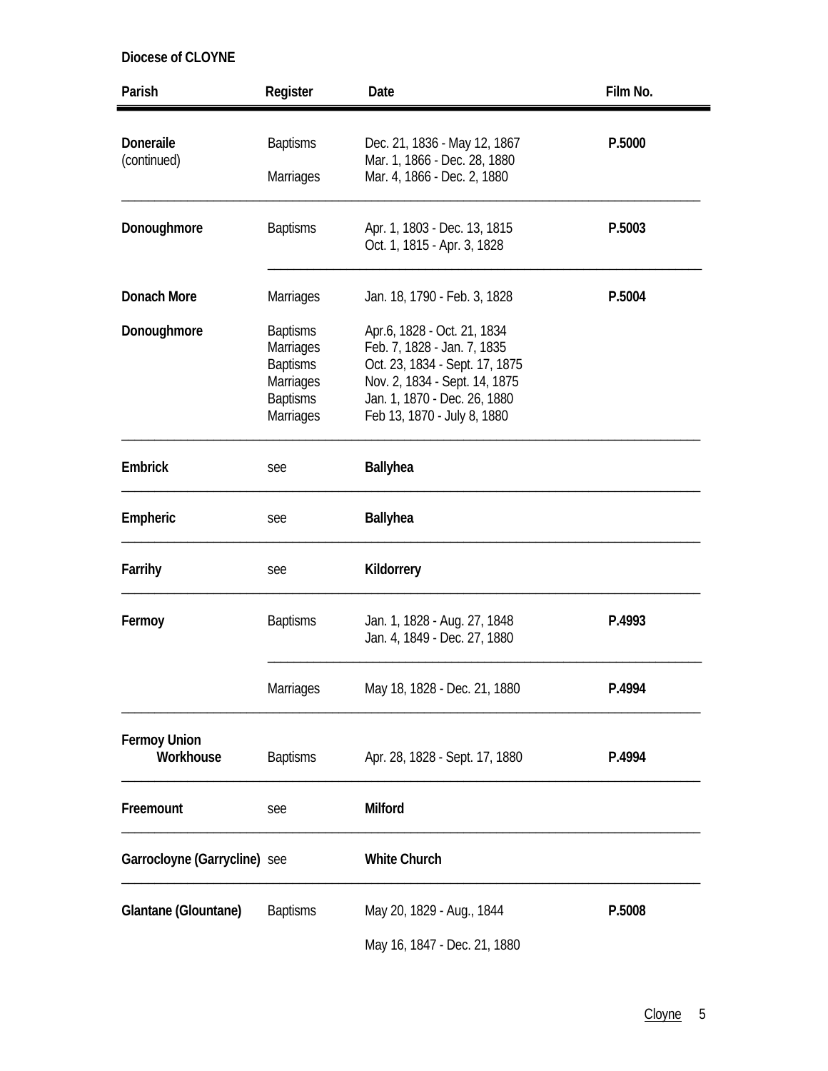**Diocese of CLOYNE**

| Parish | Register | Date | Film No. |
|---|---|---|---|
| **Doneraile** (continued) | Baptisms | Dec. 21, 1836 - May 12, 1867 | **P.5000** |
| | | Mar. 1, 1866 - Dec. 28, 1880 | |
| | Marriages | Mar. 4, 1866 - Dec. 2, 1880 | |
| **Donoughmore** | Baptisms | Apr. 1, 1803 - Dec. 13, 1815 | **P.5003** |
| | | Oct. 1, 1815 - Apr. 3, 1828 | |
| **Donach More** | Marriages | Jan. 18, 1790 - Feb. 3, 1828 | **P.5004** |
| **Donoughmore** | Baptisms | Apr.6, 1828 - Oct. 21, 1834 | |
| | Marriages | Feb. 7, 1828 - Jan. 7, 1835 | |
| | Baptisms | Oct. 23, 1834 - Sept. 17, 1875 | |
| | Marriages | Nov. 2, 1834 - Sept. 14, 1875 | |
| | Baptisms | Jan. 1, 1870 - Dec. 26, 1880 | |
| | Marriages | Feb 13, 1870 - July 8, 1880 | |
| **Embrick** | see | **Ballyhea** | |
| **Empheric** | see | **Ballyhea** | |
| **Farrihy** | see | **Kildorrery** | |
| **Fermoy** | Baptisms | Jan. 1, 1828 - Aug. 27, 1848 | **P.4993** |
| | | Jan. 4, 1849 - Dec. 27, 1880 | |
| | Marriages | May 18, 1828 - Dec. 21, 1880 | **P.4994** |
| **Fermoy Union Workhouse** | Baptisms | Apr. 28, 1828 - Sept. 17, 1880 | **P.4994** |
| **Freemount** | see | **Milford** | |
| **Garrocloyne (Garrycline)** | see | **White Church** | |
| **Glantane (Glountane)** | Baptisms | May 20, 1829 - Aug., 1844 | **P.5008** |
| | | May 16, 1847 - Dec. 21, 1880 | |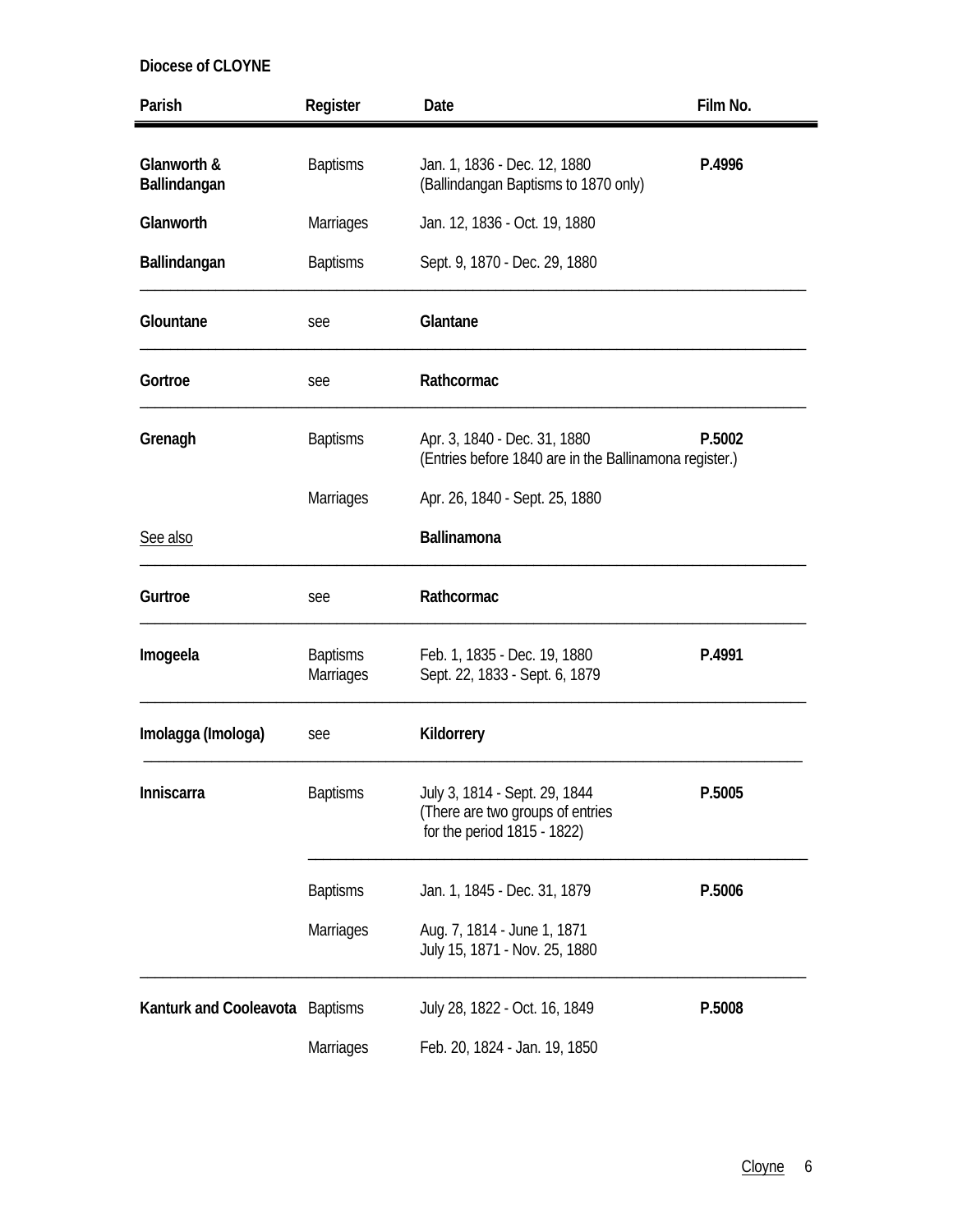**Diocese of CLOYNE**

| Parish | Register | Date | Film No. |
|---|---|---|---|
| **Glanworth & Ballindangan** | Baptisms | Jan. 1, 1836 - Dec. 12, 1880<br>(Ballindangan Baptisms to 1870 only) | **P.4996** |
| **Glanworth** | Marriages | Jan. 12, 1836 - Oct. 19, 1880 | |
| **Ballindangan** | Baptisms | Sept. 9, 1870 - Dec. 29, 1880 | |
| **Glountane** | see | **Glantane** | |
| **Gortroe** | see | **Rathcormac** | |
| **Grenagh** | Baptisms | Apr. 3, 1840 - Dec. 31, 1880<br>(Entries before 1840 are in the Ballinamona register.) | **P.5002** |
| | Marriages | Apr. 26, 1840 - Sept. 25, 1880 | |
| See also | | **Ballinamona** | |
| **Gurtroe** | see | **Rathcormac** | |
| **Imogeela** | Baptisms<br>Marriages | Feb. 1, 1835 - Dec. 19, 1880<br>Sept. 22, 1833 - Sept. 6, 1879 | **P.4991** |
| **Imolagga (Imologa)** | see | **Kildorrery** | |
| **Inniscarra** | Baptisms | July 3, 1814 - Sept. 29, 1844<br>(There are two groups of entries for the period 1815 - 1822) | **P.5005** |
| | Baptisms | Jan. 1, 1845 - Dec. 31, 1879 | **P.5006** |
| | Marriages | Aug. 7, 1814 - June 1, 1871<br>July 15, 1871 - Nov. 25, 1880 | |
| **Kanturk and Cooleavota** | Baptisms | July 28, 1822 - Oct. 16, 1849 | **P.5008** |
| | Marriages | Feb. 20, 1824 - Jan. 19, 1850 | |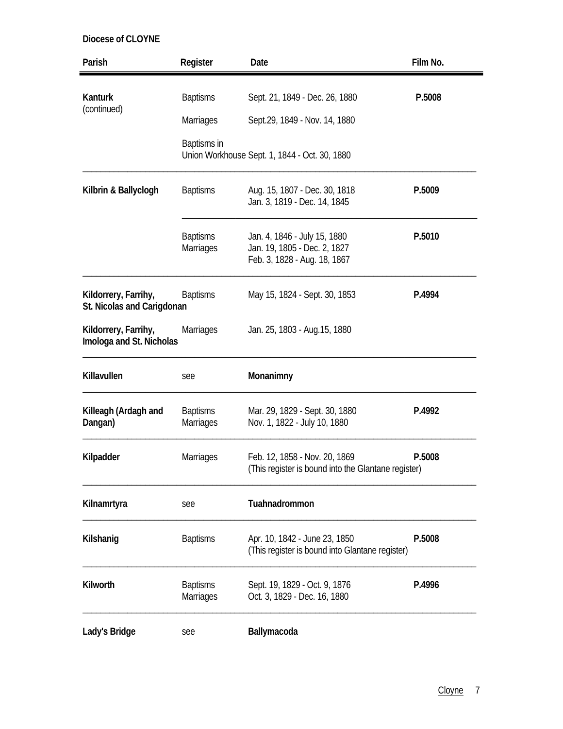**Diocese of CLOYNE**

| Parish | Register | Date | Film No. |
|---|---|---|---|
| **Kanturk** (continued) | Baptisms | Sept. 21, 1849 - Dec. 26, 1880 | **P.5008** |
| | Marriages | Sept.29, 1849 - Nov. 14, 1880 | |
| | Baptisms in Union Workhouse | Sept. 1, 1844 - Oct. 30, 1880 | |
| **Kilbrin & Ballyclogh** | Baptisms | Aug. 15, 1807 - Dec. 30, 1818<br>Jan. 3, 1819 - Dec. 14, 1845 | **P.5009** |
| | Baptisms | Jan. 4, 1846 - July 15, 1880 | **P.5010** |
| | Marriages | Jan. 19, 1805 - Dec. 2, 1827<br>Feb. 3, 1828 - Aug. 18, 1867 | |
| **Kildorrery, Farrihy, St. Nicolas and Carigdonan** | Baptisms | May 15, 1824 - Sept. 30, 1853 | **P.4994** |
| **Kildorrery, Farrihy, Imologa and St. Nicholas** | Marriages | Jan. 25, 1803 - Aug.15, 1880 | |
| **Killavullen** | see | **Monanimny** | |
| **Killeagh (Ardagh and Dangan)** | Baptisms<br>Marriages | Mar. 29, 1829 - Sept. 30, 1880<br>Nov. 1, 1822 - July 10, 1880 | **P.4992** |
| **Kilpadder** | Marriages | Feb. 12, 1858 - Nov. 20, 1869<br>(This register is bound into the Glantane register) | **P.5008** |
| **Kilnamrtyra** | see | **Tuahnadrommon** | |
| **Kilshanig** | Baptisms | Apr. 10, 1842 - June 23, 1850<br>(This register is bound into Glantane register) | **P.5008** |
| **Kilworth** | Baptisms<br>Marriages | Sept. 19, 1829 - Oct. 9, 1876<br>Oct. 3, 1829 - Dec. 16, 1880 | **P.4996** |
| **Lady's Bridge** | see | **Ballymacoda** | |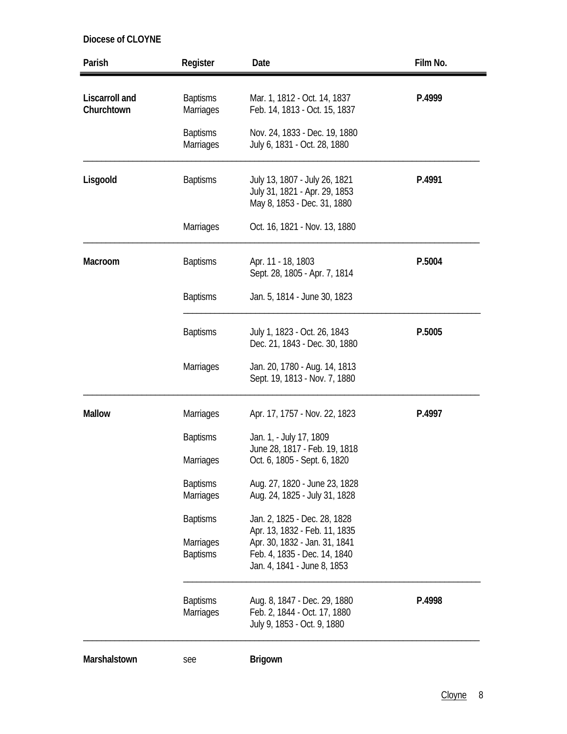**Diocese of CLOYNE**

| Parish | Register | Date | Film No. |
|---|---|---|---|
| **Liscarroll and Churchtown** | Baptisms | Mar. 1, 1812 - Oct. 14, 1837 | **P.4999** |
| | Marriages | Feb. 14, 1813 - Oct. 15, 1837 | |
| | Baptisms | Nov. 24, 1833 - Dec. 19, 1880 | |
| | Marriages | July 6, 1831 - Oct. 28, 1880 | |
| **Lisgoold** | Baptisms | July 13, 1807 - July 26, 1821 | **P.4991** |
| | | July 31, 1821 - Apr. 29, 1853 | |
| | | May 8, 1853 - Dec. 31, 1880 | |
| | Marriages | Oct. 16, 1821 - Nov. 13, 1880 | |
| **Macroom** | Baptisms | Apr. 11 - 18, 1803 | **P.5004** |
| | | Sept. 28, 1805 - Apr. 7, 1814 | |
| | Baptisms | Jan. 5, 1814 - June 30, 1823 | |
| | Baptisms | July 1, 1823 - Oct. 26, 1843 | **P.5005** |
| | | Dec. 21, 1843 - Dec. 30, 1880 | |
| | Marriages | Jan. 20, 1780 - Aug. 14, 1813 | |
| | | Sept. 19, 1813 - Nov. 7, 1880 | |
| **Mallow** | Marriages | Apr. 17, 1757 - Nov. 22, 1823 | **P.4997** |
| | Baptisms | Jan. 1, - July 17, 1809 | |
| | | June 28, 1817 - Feb. 19, 1818 | |
| | Marriages | Oct. 6, 1805 - Sept. 6, 1820 | |
| | Baptisms | Aug. 27, 1820 - June 23, 1828 | |
| | Marriages | Aug. 24, 1825 - July 31, 1828 | |
| | Baptisms | Jan. 2, 1825 - Dec. 28, 1828 | |
| | | Apr. 13, 1832 - Feb. 11, 1835 | |
| | Marriages | Apr. 30, 1832 - Jan. 31, 1841 | |
| | Baptisms | Feb. 4, 1835 - Dec. 14, 1840 | |
| | | Jan. 4, 1841 - June 8, 1853 | |
| | Baptisms | Aug. 8, 1847 - Dec. 29, 1880 | **P.4998** |
| | Marriages | Feb. 2, 1844 - Oct. 17, 1880 | |
| | | July 9, 1853 - Oct. 9, 1880 | |
| **Marshalstown** | see | **Brigown** | |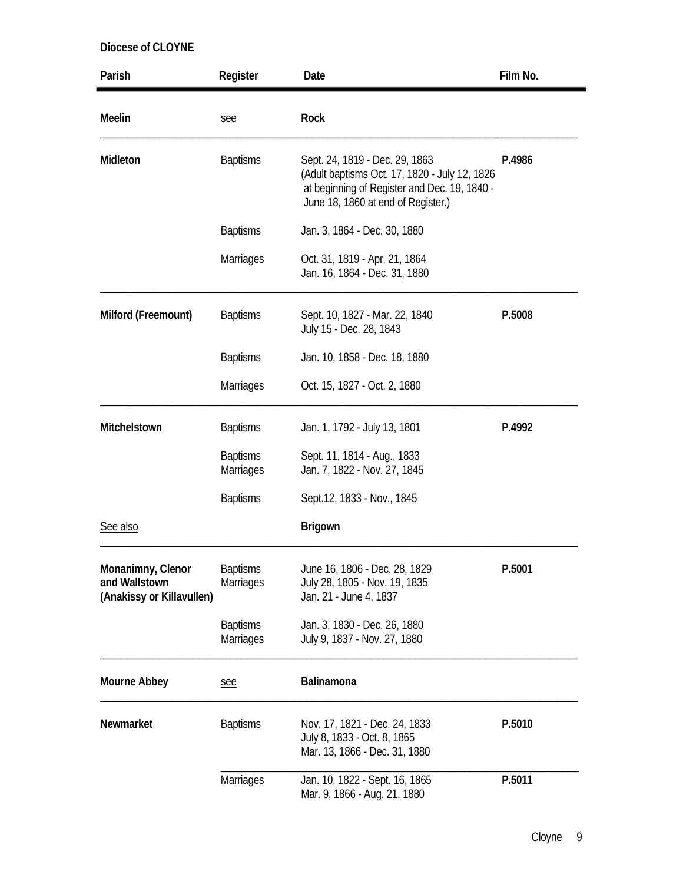**Diocese of CLOYNE**

| Parish | Register | Date | Film No. |
|---|---|---|---|
| **Meelin** | see | **Rock** | |
| **Midleton** | Baptisms | Sept. 24, 1819 - Dec. 29, 1863 (Adult baptisms Oct. 17, 1820 - July 12, 1826 at beginning of Register and Dec. 19, 1840 - June 18, 1860 at end of Register.) | **P.4986** |
| | Baptisms | Jan. 3, 1864 - Dec. 30, 1880 | |
| | Marriages | Oct. 31, 1819 - Apr. 21, 1864<br>Jan. 16, 1864 - Dec. 31, 1880 | |
| **Milford (Freemount)** | Baptisms | Sept. 10, 1827 - Mar. 22, 1840<br>July 15 - Dec. 28, 1843 | **P.5008** |
| | Baptisms | Jan. 10, 1858 - Dec. 18, 1880 | |
| | Marriages | Oct. 15, 1827 - Oct. 2, 1880 | |
| **Mitchelstown** | Baptisms | Jan. 1, 1792 - July 13, 1801 | **P.4992** |
| | Baptisms<br>Marriages | Sept. 11, 1814 - Aug., 1833<br>Jan. 7, 1822 - Nov. 27, 1845 | |
| | Baptisms | Sept.12, 1833 - Nov., 1845 | |
| See also | | **Brigown** | |
| **Monanimny, Clenor and Wallstown (Anakissy or Killavullen)** | Baptisms<br>Marriages | June 16, 1806 - Dec. 28, 1829<br>July 28, 1805 - Nov. 19, 1835<br>Jan. 21 - June 4, 1837 | **P.5001** |
| | Baptisms<br>Marriages | Jan. 3, 1830 - Dec. 26, 1880<br>July 9, 1837 - Nov. 27, 1880 | |
| **Mourne Abbey** | see | **Balinamona** | |
| **Newmarket** | Baptisms | Nov. 17, 1821 - Dec. 24, 1833<br>July 8, 1833 - Oct. 8, 1865<br>Mar. 13, 1866 - Dec. 31, 1880 | **P.5010** |
| | Marriages | Jan. 10, 1822 - Sept. 16, 1865<br>Mar. 9, 1866 - Aug. 21, 1880 | **P.5011** |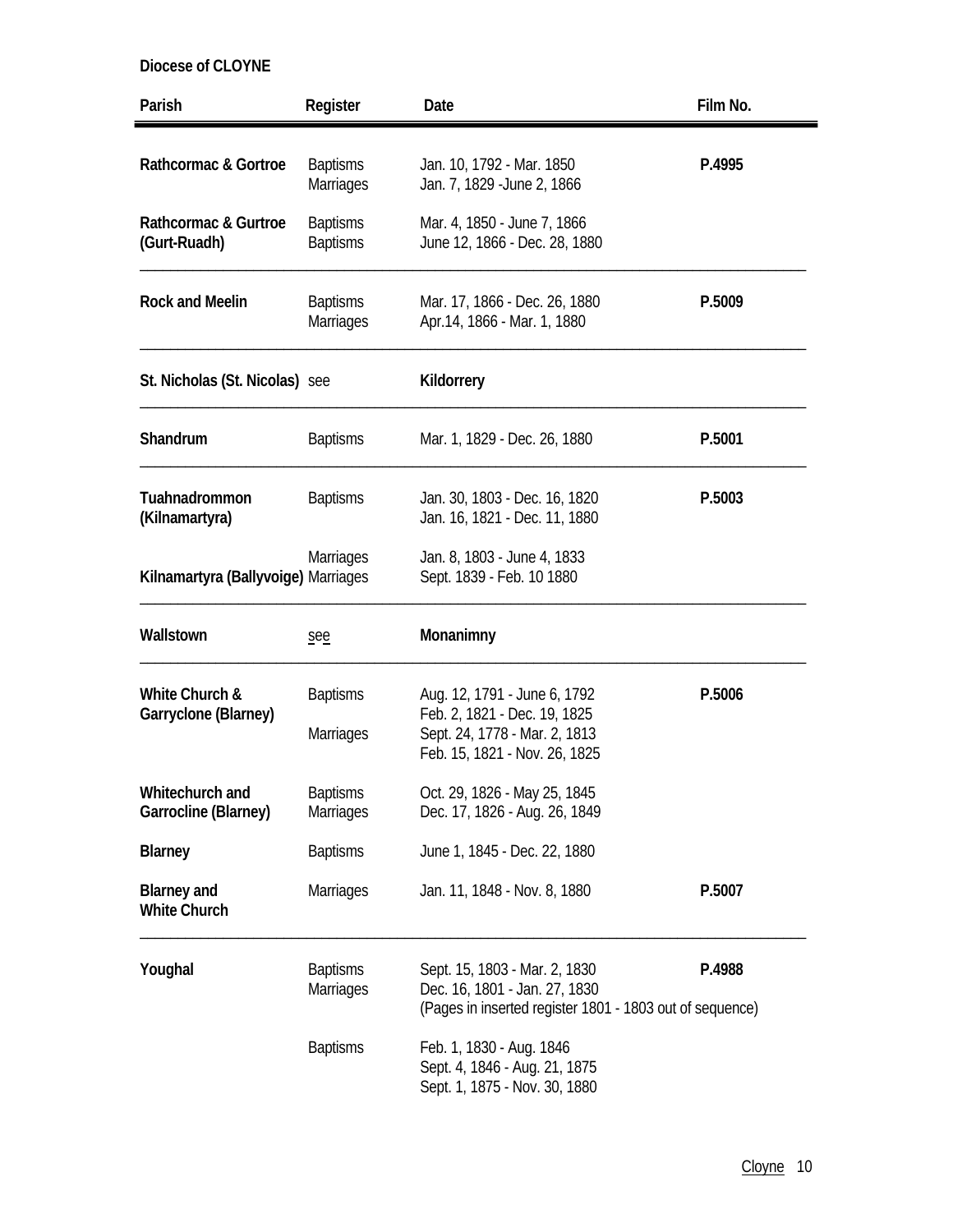**Diocese of CLOYNE**

| Parish | Register | Date | Film No. |
|---|---|---|---|
| **Rathcormac & Gortroe** | Baptisms | Jan. 10, 1792 - Mar. 1850 | **P.4995** |
| | Marriages | Jan. 7, 1829 -June 2, 1866 | |
| **Rathcormac & Gurtroe (Gurt-Ruadh)** | Baptisms | Mar. 4, 1850 - June 7, 1866 | |
| | Baptisms | June 12, 1866 - Dec. 28, 1880 | |
| **Rock and Meelin** | Baptisms | Mar. 17, 1866 - Dec. 26, 1880 | **P.5009** |
| | Marriages | Apr.14, 1866 - Mar. 1, 1880 | |
| **St. Nicholas (St. Nicolas)** | see | **Kildorrery** | |
| **Shandrum** | Baptisms | Mar. 1, 1829 - Dec. 26, 1880 | **P.5001** |
| **Tuahnadrommon (Kilnamartyra)** | Baptisms | Jan. 30, 1803 - Dec. 16, 1820 | **P.5003** |
| | | Jan. 16, 1821 - Dec. 11, 1880 | |
| | Marriages | Jan. 8, 1803 - June 4, 1833 | |
| **Kilnamartyra (Ballyvoige)** | Marriages | Sept. 1839 - Feb. 10 1880 | |
| **Wallstown** | see | **Monanimny** | |
| **White Church & Garryclone (Blarney)** | Baptisms | Aug. 12, 1791 - June 6, 1792 | **P.5006** |
| | | Feb. 2, 1821 - Dec. 19, 1825 | |
| | Marriages | Sept. 24, 1778 - Mar. 2, 1813 | |
| | | Feb. 15, 1821 - Nov. 26, 1825 | |
| **Whitechurch and Garrocline (Blarney)** | Baptisms | Oct. 29, 1826 - May 25, 1845 | |
| | Marriages | Dec. 17, 1826 - Aug. 26, 1849 | |
| **Blarney** | Baptisms | June 1, 1845 - Dec. 22, 1880 | |
| **Blarney and White Church** | Marriages | Jan. 11, 1848 - Nov. 8, 1880 | **P.5007** |
| **Youghal** | Baptisms | Sept. 15, 1803 - Mar. 2, 1830 | **P.4988** |
| | Marriages | Dec. 16, 1801 - Jan. 27, 1830 | |
| | | (Pages in inserted register 1801 - 1803 out of sequence) | |
| | Baptisms | Feb. 1, 1830 - Aug. 1846 | |
| | | Sept. 4, 1846 - Aug. 21, 1875 | |
| | | Sept. 1, 1875 - Nov. 30, 1880 | |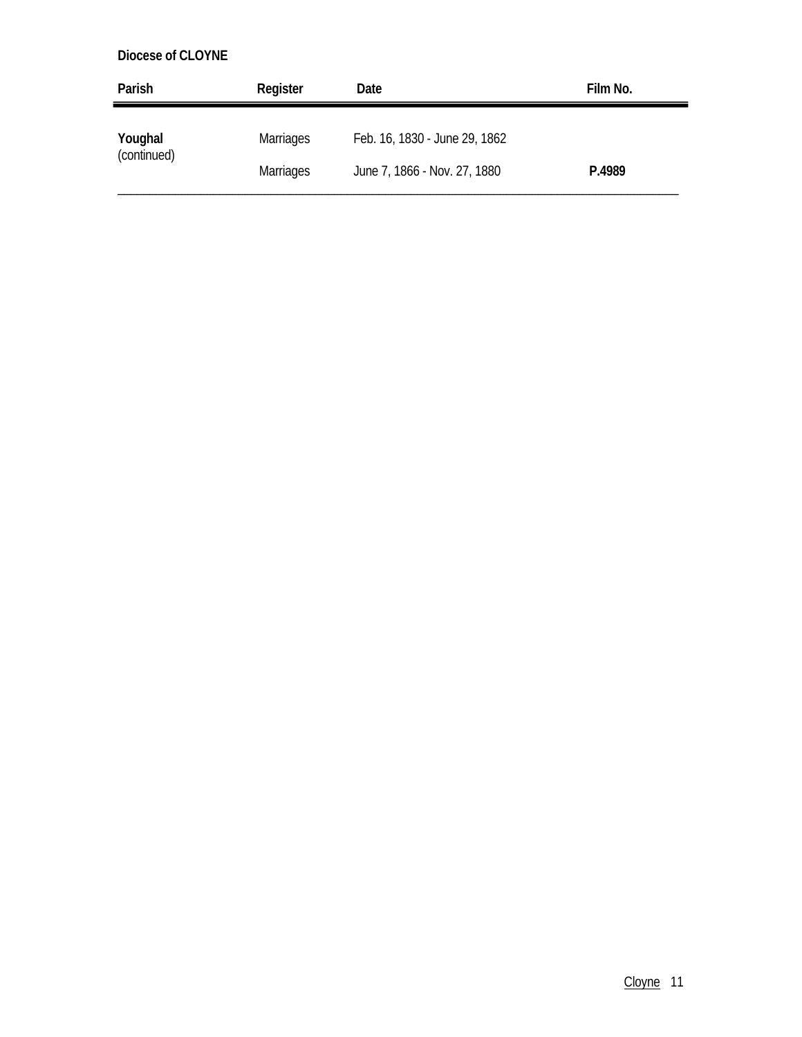**Diocese of CLOYNE**

| Parish | Register | Date | Film No. |
|---|---|---|---|
| **Youghal** (continued) | Marriages | Feb. 16, 1830 - June 29, 1862 | |
| | Marriages | June 7, 1866 - Nov. 27, 1880 | **P.4989** |